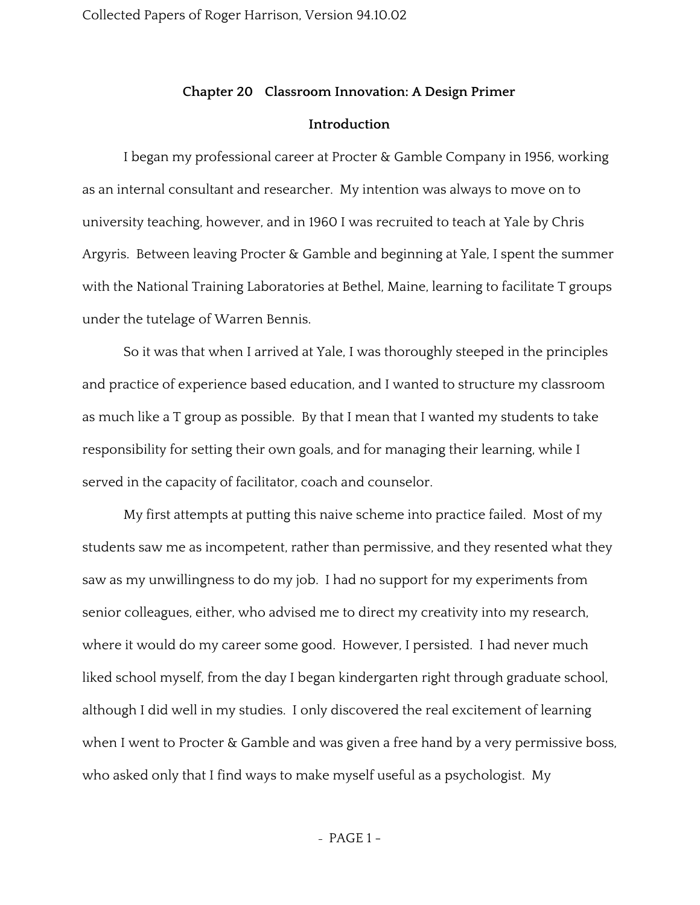# Chapter 20 Classroom Innovation: A Design Primer

## Introduction

I began my professional career at Procter & Gamble Company in 1956, working as an internal consultant and researcher. My intention was always to move on to university teaching, however, and in 1960 I was recruited to teach at Yale by Chris Argyris. Between leaving Procter & Gamble and beginning at Yale, I spent the summer with the National Training Laboratories at Bethel, Maine, learning to facilitate T groups under the tutelage of Warren Bennis.

So it was that when I arrived at Yale, I was thoroughly steeped in the principles and practice of experience based education, and I wanted to structure my classroom as much like a T group as possible. By that I mean that I wanted my students to take responsibility for setting their own goals, and for managing their learning, while I served in the capacity of facilitator, coach and counselor.

My first attempts at putting this naive scheme into practice failed. Most of my students saw me as incompetent, rather than permissive, and they resented what they saw as my unwillingness to do my job. I had no support for my experiments from senior colleagues, either, who advised me to direct my creativity into my research, where it would do my career some good. However, I persisted. I had never much liked school myself, from the day I began kindergarten right through graduate school, although I did well in my studies. I only discovered the real excitement of learning when I went to Procter & Gamble and was given a free hand by a very permissive boss, who asked only that I find ways to make myself useful as a psychologist. My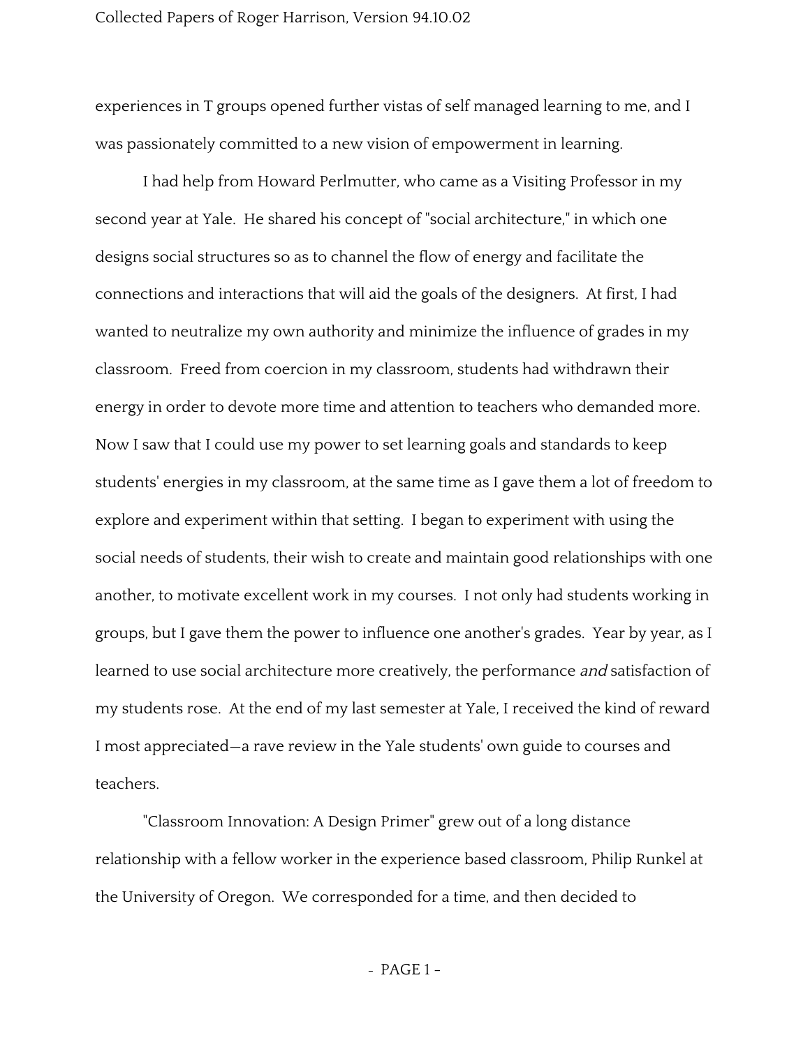experiences in T groups opened further vistas of self managed learning to me, and I was passionately committed to a new vision of empowerment in learning.

I had help from Howard Perlmutter, who came as a Visiting Professor in my second year at Yale. He shared his concept of "social architecture," in which one designs social structures so as to channel the flow of energy and facilitate the connections and interactions that will aid the goals of the designers. At first, I had wanted to neutralize my own authority and minimize the influence of grades in my classroom. Freed from coercion in my classroom, students had withdrawn their energy in order to devote more time and attention to teachers who demanded more. Now I saw that I could use my power to set learning goals and standards to keep students' energies in my classroom, at the same time as I gave them a lot of freedom to explore and experiment within that setting. I began to experiment with using the social needs of students, their wish to create and maintain good relationships with one another, to motivate excellent work in my courses. I not only had students working in groups, but I gave them the power to influence one another's grades. Year by year, as I learned to use social architecture more creatively, the performance *and* satisfaction of my students rose. At the end of my last semester at Yale, I received the kind of reward I most appreciated—a rave review in the Yale students' own guide to courses and teachers.

"Classroom Innovation: A Design Primer" grew out of a long distance relationship with a fellow worker in the experience based classroom, Philip Runkel at the University of Oregon. We corresponded for a time, and then decided to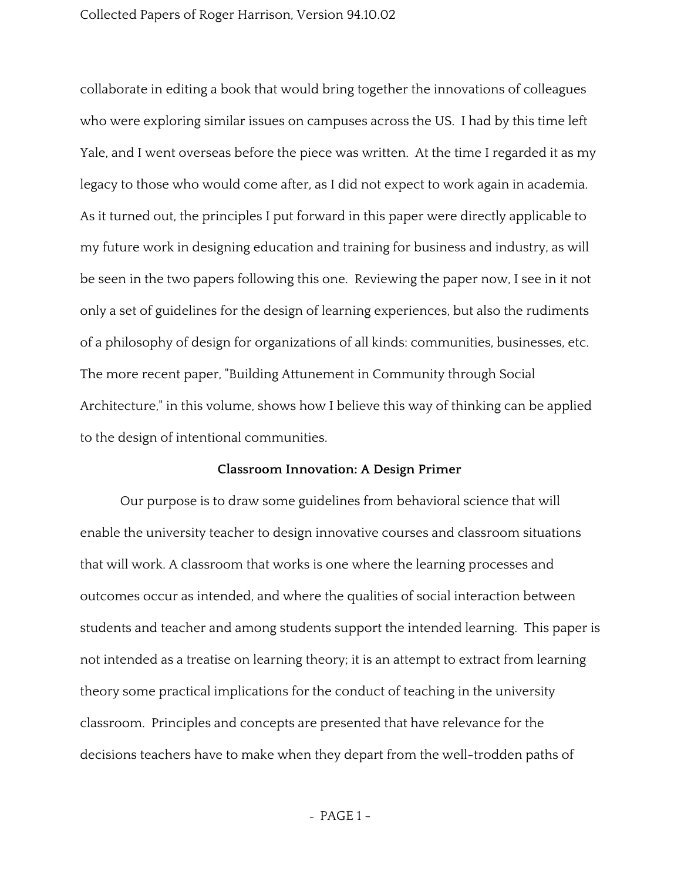collaborate in editing a book that would bring together the innovations of colleagues who were exploring similar issues on campuses across the US. I had by this time left Yale, and I went overseas before the piece was written. At the time I regarded it as my legacy to those who would come after, as I did not expect to work again in academia. As it turned out, the principles I put forward in this paper were directly applicable to my future work in designing education and training for business and industry, as will be seen in the two papers following this one. Reviewing the paper now, I see in it not only a set of guidelines for the design of learning experiences, but also the rudiments of a philosophy of design for organizations of all kinds: communities, businesses, etc. The more recent paper, "Building Attunement in Community through Social Architecture," in this volume, shows how I believe this way of thinking can be applied to the design of intentional communities.

## Classroom Innovation: A Design Primer

Our purpose is to draw some guidelines from behavioral science that will enable the university teacher to design innovative courses and classroom situations that will work. A classroom that works is one where the learning processes and outcomes occur as intended, and where the qualities of social interaction between students and teacher and among students support the intended learning. This paper is not intended as a treatise on learning theory; it is an attempt to extract from learning theory some practical implications for the conduct of teaching in the university classroom. Principles and concepts are presented that have relevance for the decisions teachers have to make when they depart from the well-trodden paths of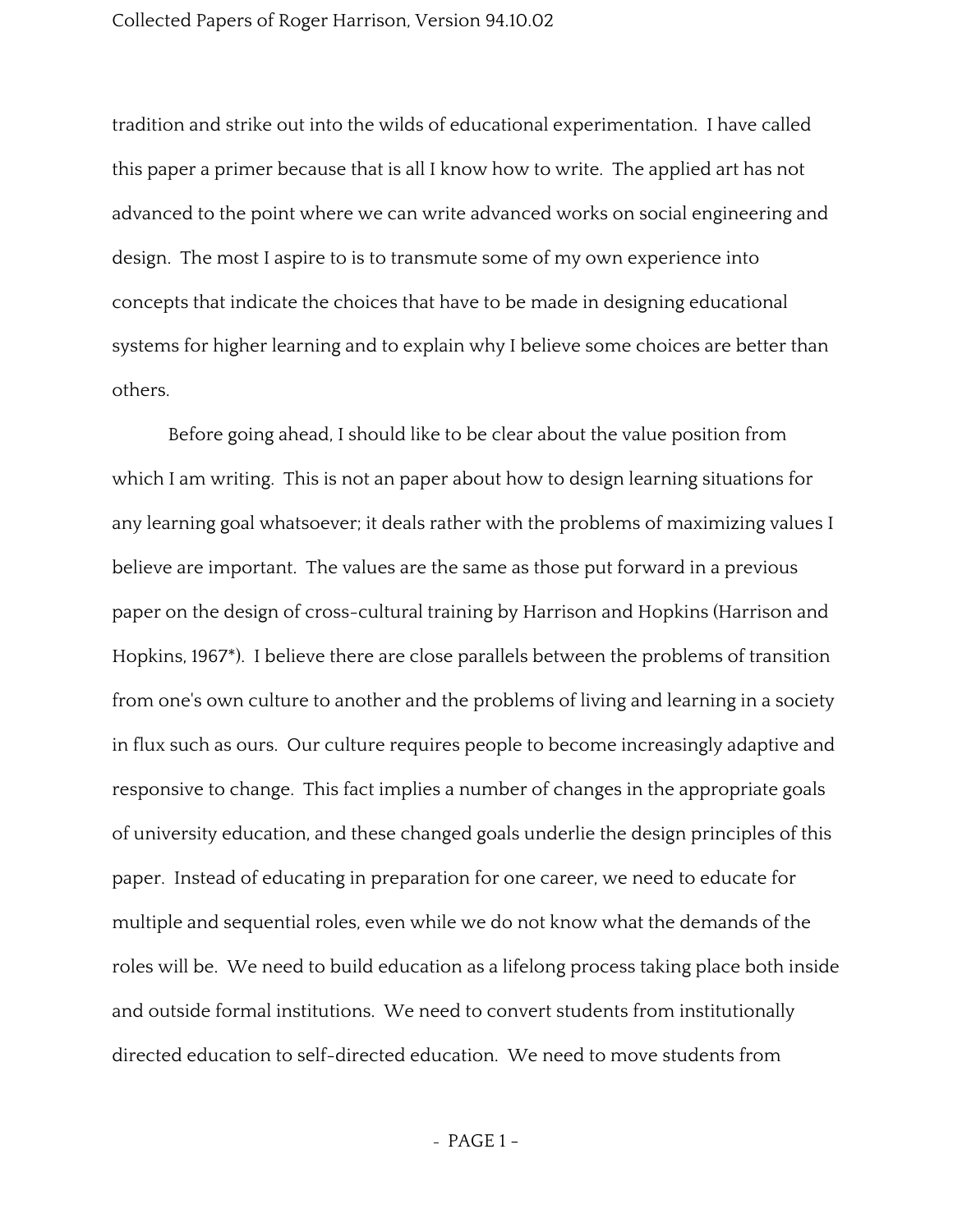tradition and strike out into the wilds of educational experimentation. I have called this paper a primer because that is all I know how to write. The applied art has not advanced to the point where we can write advanced works on social engineering and design. The most I aspire to is to transmute some of my own experience into concepts that indicate the choices that have to be made in designing educational systems for higher learning and to explain why I believe some choices are better than others.

Before going ahead, I should like to be clear about the value position from which I am writing. This is not an paper about how to design learning situations for any learning goal whatsoever; it deals rather with the problems of maximizing values I believe are important. The values are the same as those put forward in a previous paper on the design of cross-cultural training by Harrison and Hopkins (Harrison and Hopkins, 1967*). I believe there are close parallels between the problems of transition from one's own culture to another and the problems of living and learning in a society in flux such as ours. Our culture requires people to become increasingly adaptive and responsive to change. This fact implies a number of changes in the appropriate goals of university education, and these changed goals underlie the design principles of this paper. Instead of educating in preparation for one career, we need to educate for multiple and sequential roles, even while we do not know what the demands of the roles will be. We need to build education as a lifelong process taking place both inside and outside formal institutions. We need to convert students from institutionally directed education to self-directed education. We need to move students from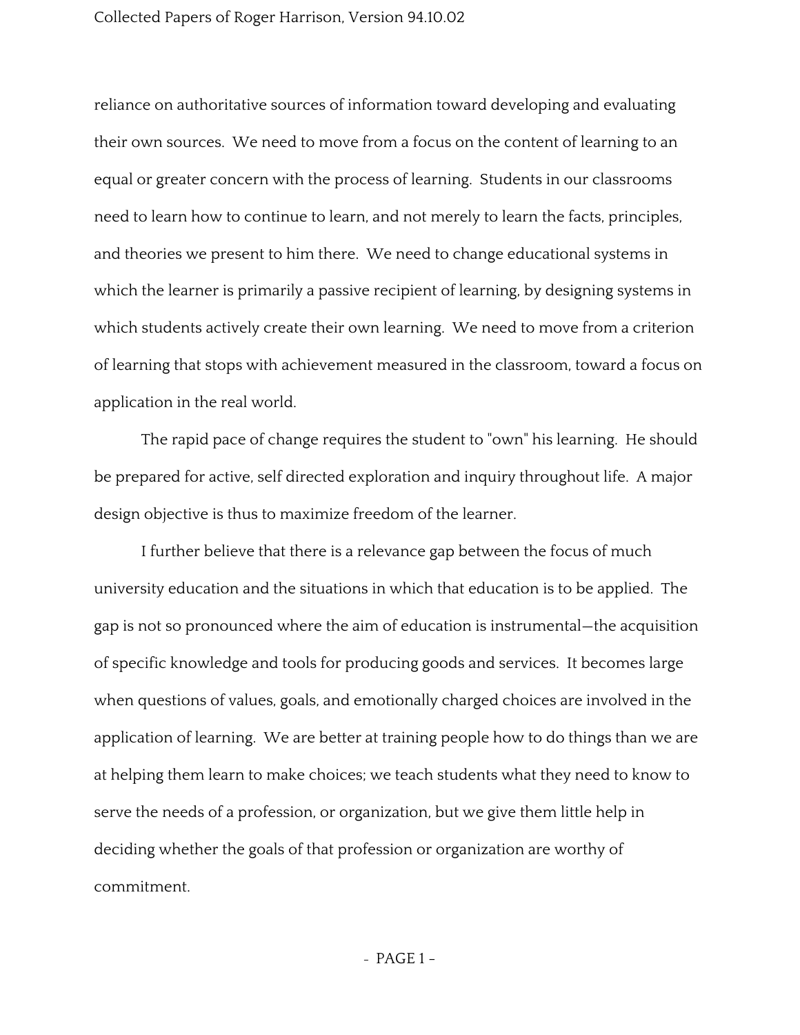reliance on authoritative sources of information toward developing and evaluating their own sources. We need to move from a focus on the content of learning to an equal or greater concern with the process of learning. Students in our classrooms need to learn how to continue to learn, and not merely to learn the facts, principles, and theories we present to him there. We need to change educational systems in which the learner is primarily a passive recipient of learning, by designing systems in which students actively create their own learning. We need to move from a criterion of learning that stops with achievement measured in the classroom, toward a focus on application in the real world.

The rapid pace of change requires the student to "own" his learning. He should be prepared for active, self directed exploration and inquiry throughout life. A major design objective is thus to maximize freedom of the learner.

I further believe that there is a relevance gap between the focus of much university education and the situations in which that education is to be applied. The gap is not so pronounced where the aim of education is instrumental—the acquisition of specific knowledge and tools for producing goods and services. It becomes large when questions of values, goals, and emotionally charged choices are involved in the application of learning. We are better at training people how to do things than we are at helping them learn to make choices; we teach students what they need to know to serve the needs of a profession, or organization, but we give them little help in deciding whether the goals of that profession or organization are worthy of commitment.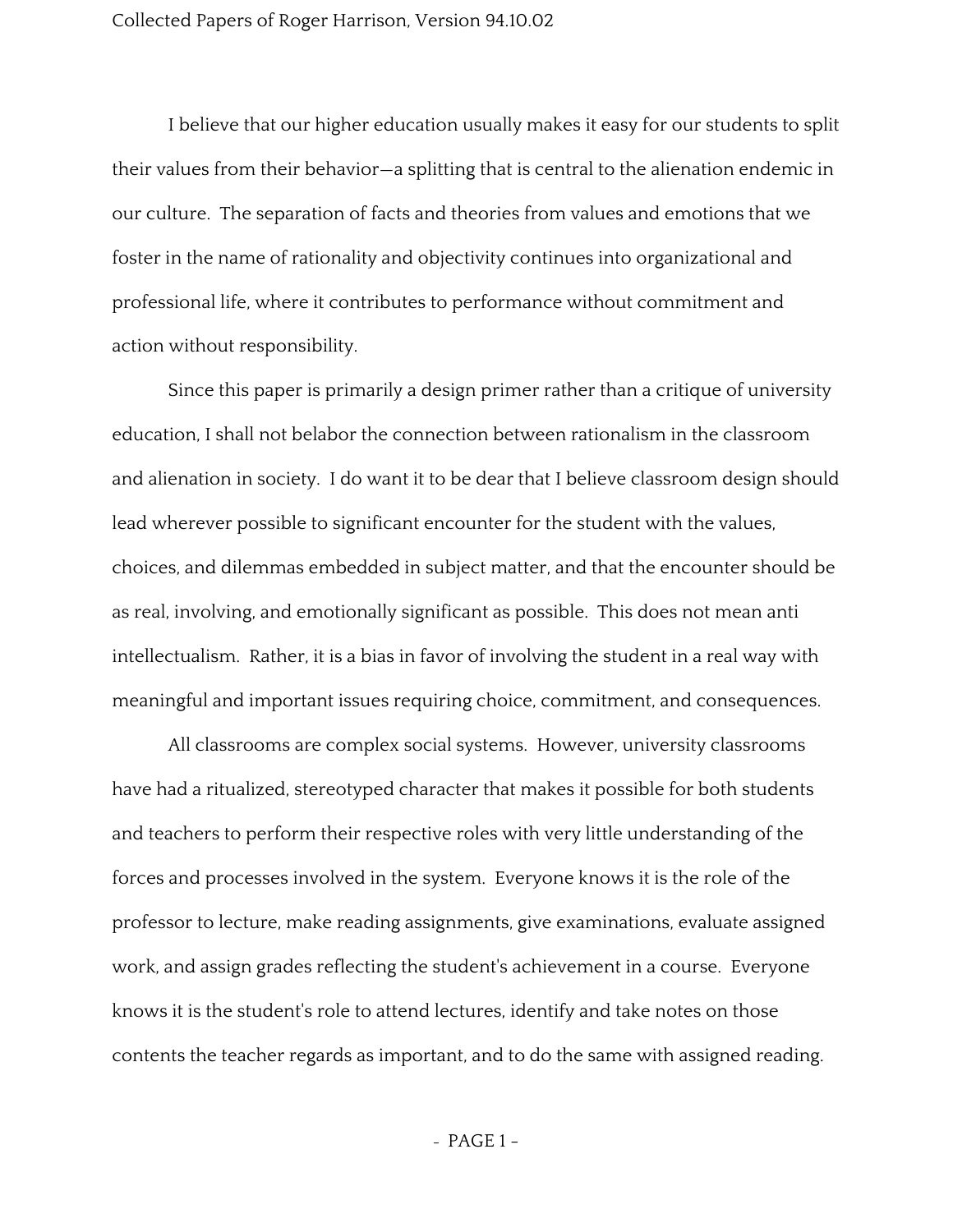I believe that our higher education usually makes it easy for our students to split their values from their behavior—a splitting that is central to the alienation endemic in our culture. The separation of facts and theories from values and emotions that we foster in the name of rationality and objectivity continues into organizational and professional life, where it contributes to performance without commitment and action without responsibility.

Since this paper is primarily a design primer rather than a critique of university education, I shall not belabor the connection between rationalism in the classroom and alienation in society. I do want it to be dear that I believe classroom design should lead wherever possible to significant encounter for the student with the values, choices, and dilemmas embedded in subject matter, and that the encounter should be as real, involving, and emotionally significant as possible. This does not mean anti intellectualism. Rather, it is a bias in favor of involving the student in a real way with meaningful and important issues requiring choice, commitment, and consequences.

All classrooms are complex social systems. However, university classrooms have had a ritualized, stereotyped character that makes it possible for both students and teachers to perform their respective roles with very little understanding of the forces and processes involved in the system. Everyone knows it is the role of the professor to lecture, make reading assignments, give examinations, evaluate assigned work, and assign grades reflecting the student's achievement in a course. Everyone knows it is the student's role to attend lectures, identify and take notes on those contents the teacher regards as important, and to do the same with assigned reading.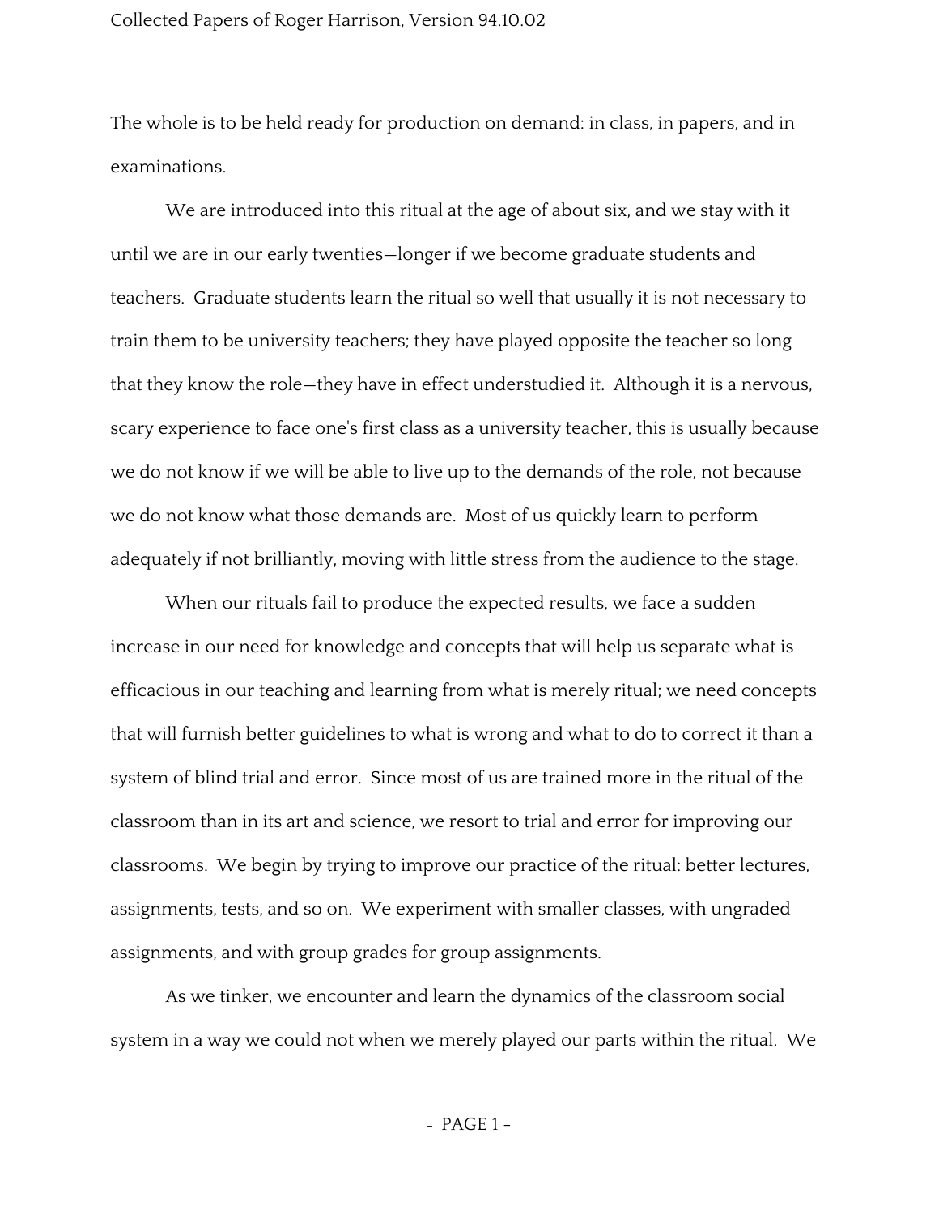The whole is to be held ready for production on demand: in class, in papers, and in examinations.

We are introduced into this ritual at the age of about six, and we stay with it until we are in our early twenties—longer if we become graduate students and teachers. Graduate students learn the ritual so well that usually it is not necessary to train them to be university teachers; they have played opposite the teacher so long that they know the role—they have in effect understudied it. Although it is a nervous, scary experience to face one's first class as a university teacher, this is usually because we do not know if we will be able to live up to the demands of the role, not because we do not know what those demands are. Most of us quickly learn to perform adequately if not brilliantly, moving with little stress from the audience to the stage.

When our rituals fail to produce the expected results, we face a sudden increase in our need for knowledge and concepts that will help us separate what is efficacious in our teaching and learning from what is merely ritual; we need concepts that will furnish better guidelines to what is wrong and what to do to correct it than a system of blind trial and error. Since most of us are trained more in the ritual of the classroom than in its art and science, we resort to trial and error for improving our classrooms. We begin by trying to improve our practice of the ritual: better lectures, assignments, tests, and so on. We experiment with smaller classes, with ungraded assignments, and with group grades for group assignments.

As we tinker, we encounter and learn the dynamics of the classroom social system in a way we could not when we merely played our parts within the ritual. We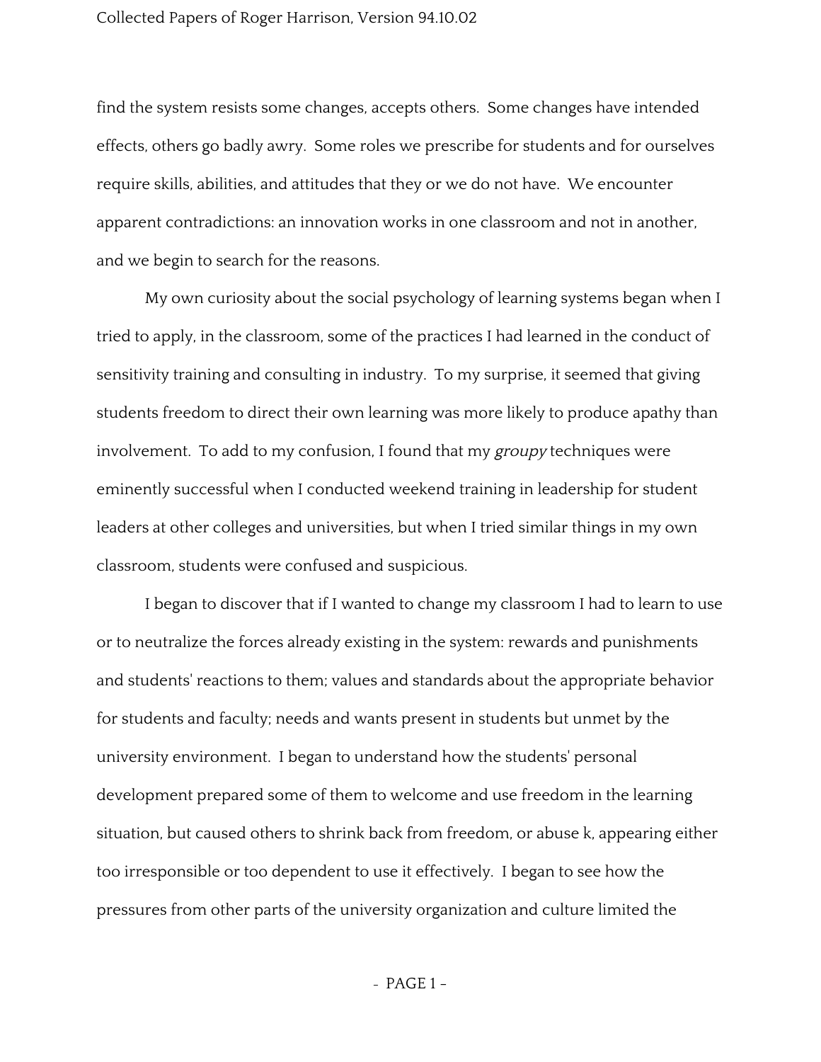find the system resists some changes, accepts others. Some changes have intended effects, others go badly awry. Some roles we prescribe for students and for ourselves require skills, abilities, and attitudes that they or we do not have. We encounter apparent contradictions: an innovation works in one classroom and not in another, and we begin to search for the reasons.

My own curiosity about the social psychology of learning systems began when I tried to apply, in the classroom, some of the practices I had learned in the conduct of sensitivity training and consulting in industry. To my surprise, it seemed that giving students freedom to direct their own learning was more likely to produce apathy than involvement. To add to my confusion, I found that my *groupy* techniques were eminently successful when I conducted weekend training in leadership for student leaders at other colleges and universities, but when I tried similar things in my own classroom, students were confused and suspicious.

I began to discover that if I wanted to change my classroom I had to learn to use or to neutralize the forces already existing in the system: rewards and punishments and students' reactions to them; values and standards about the appropriate behavior for students and faculty; needs and wants present in students but unmet by the university environment. I began to understand how the students' personal development prepared some of them to welcome and use freedom in the learning situation, but caused others to shrink back from freedom, or abuse k, appearing either too irresponsible or too dependent to use it effectively. I began to see how the pressures from other parts of the university organization and culture limited the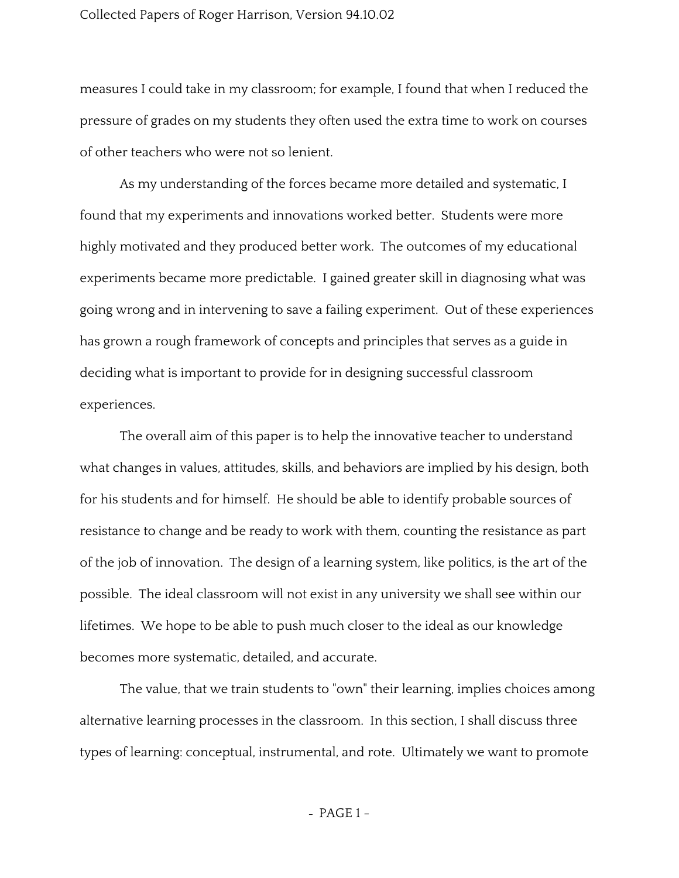measures I could take in my classroom; for example, I found that when I reduced the pressure of grades on my students they often used the extra time to work on courses of other teachers who were not so lenient.

As my understanding of the forces became more detailed and systematic, I found that my experiments and innovations worked better. Students were more highly motivated and they produced better work. The outcomes of my educational experiments became more predictable. I gained greater skill in diagnosing what was going wrong and in intervening to save a failing experiment. Out of these experiences has grown a rough framework of concepts and principles that serves as a guide in deciding what is important to provide for in designing successful classroom experiences.

The overall aim of this paper is to help the innovative teacher to understand what changes in values, attitudes, skills, and behaviors are implied by his design, both for his students and for himself. He should be able to identify probable sources of resistance to change and be ready to work with them, counting the resistance as part of the job of innovation. The design of a learning system, like politics, is the art of the possible. The ideal classroom will not exist in any university we shall see within our lifetimes. We hope to be able to push much closer to the ideal as our knowledge becomes more systematic, detailed, and accurate.

The value, that we train students to "own" their learning, implies choices among alternative learning processes in the classroom. In this section, I shall discuss three types of learning: conceptual, instrumental, and rote. Ultimately we want to promote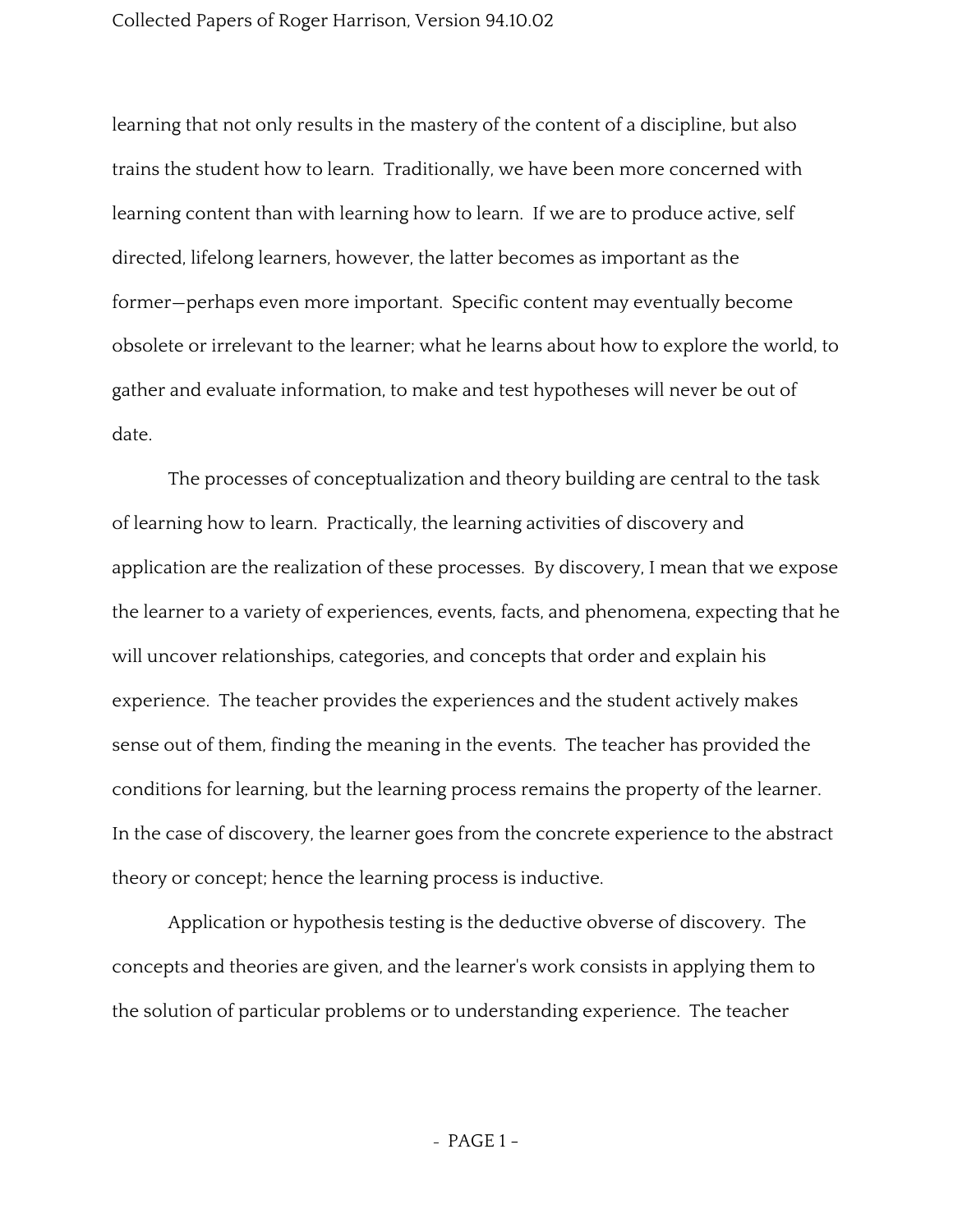learning that not only results in the mastery of the content of a discipline, but also trains the student how to learn. Traditionally, we have been more concerned with learning content than with learning how to learn. If we are to produce active, self directed, lifelong learners, however, the latter becomes as important as the former—perhaps even more important. Specific content may eventually become obsolete or irrelevant to the learner; what he learns about how to explore the world, to gather and evaluate information, to make and test hypotheses will never be out of date.

The processes of conceptualization and theory building are central to the task of learning how to learn. Practically, the learning activities of discovery and application are the realization of these processes. By discovery, I mean that we expose the learner to a variety of experiences, events, facts, and phenomena, expecting that he will uncover relationships, categories, and concepts that order and explain his experience. The teacher provides the experiences and the student actively makes sense out of them, finding the meaning in the events. The teacher has provided the conditions for learning, but the learning process remains the property of the learner. In the case of discovery, the learner goes from the concrete experience to the abstract theory or concept; hence the learning process is inductive.

Application or hypothesis testing is the deductive obverse of discovery. The concepts and theories are given, and the learner's work consists in applying them to the solution of particular problems or to understanding experience. The teacher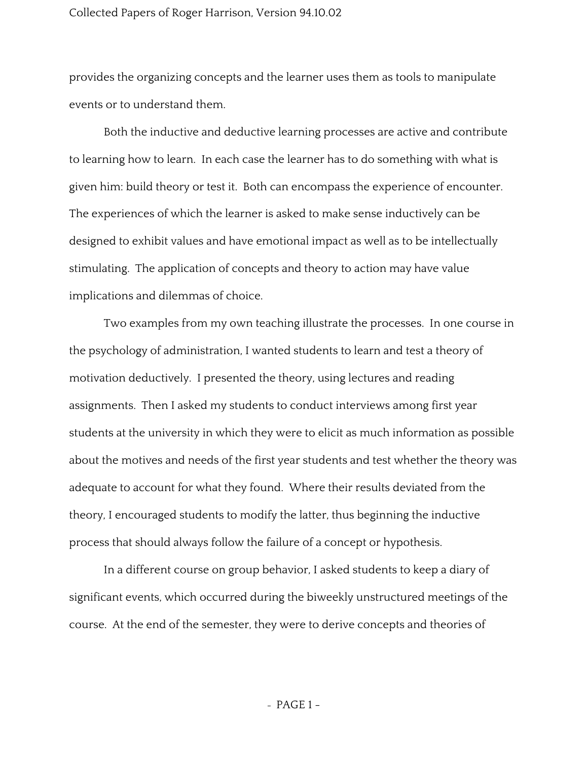provides the organizing concepts and the learner uses them as tools to manipulate events or to understand them.

Both the inductive and deductive learning processes are active and contribute to learning how to learn. In each case the learner has to do something with what is given him: build theory or test it. Both can encompass the experience of encounter. The experiences of which the learner is asked to make sense inductively can be designed to exhibit values and have emotional impact as well as to be intellectually stimulating. The application of concepts and theory to action may have value implications and dilemmas of choice.

Two examples from my own teaching illustrate the processes. In one course in the psychology of administration, I wanted students to learn and test a theory of motivation deductively. I presented the theory, using lectures and reading assignments. Then I asked my students to conduct interviews among first year students at the university in which they were to elicit as much information as possible about the motives and needs of the first year students and test whether the theory was adequate to account for what they found. Where their results deviated from the theory, I encouraged students to modify the latter, thus beginning the inductive process that should always follow the failure of a concept or hypothesis.

In a different course on group behavior, I asked students to keep a diary of significant events, which occurred during the biweekly unstructured meetings of the course. At the end of the semester, they were to derive concepts and theories of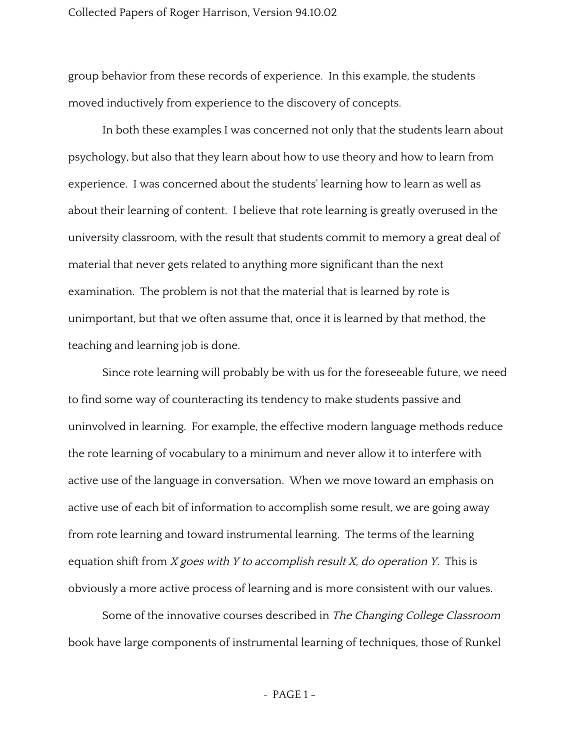group behavior from these records of experience. In this example, the students moved inductively from experience to the discovery of concepts.

In both these examples I was concerned not only that the students learn about psychology, but also that they learn about how to use theory and how to learn from experience. I was concerned about the students' learning how to learn as well as about their learning of content. I believe that rote learning is greatly overused in the university classroom, with the result that students commit to memory a great deal of material that never gets related to anything more significant than the next examination. The problem is not that the material that is learned by rote is unimportant, but that we often assume that, once it is learned by that method, the teaching and learning job is done.

Since rote learning will probably be with us for the foreseeable future, we need to find some way of counteracting its tendency to make students passive and uninvolved in learning. For example, the effective modern language methods reduce the rote learning of vocabulary to a minimum and never allow it to interfere with active use of the language in conversation. When we move toward an emphasis on active use of each bit of information to accomplish some result, we are going away from rote learning and toward instrumental learning. The terms of the learning equation shift from *X goes with Y to accomplish result X, do operation Y.* This is obviously a more active process of learning and is more consistent with our values.

Some of the innovative courses described in *The Changing College Classroom* book have large components of instrumental learning of techniques, those of Runkel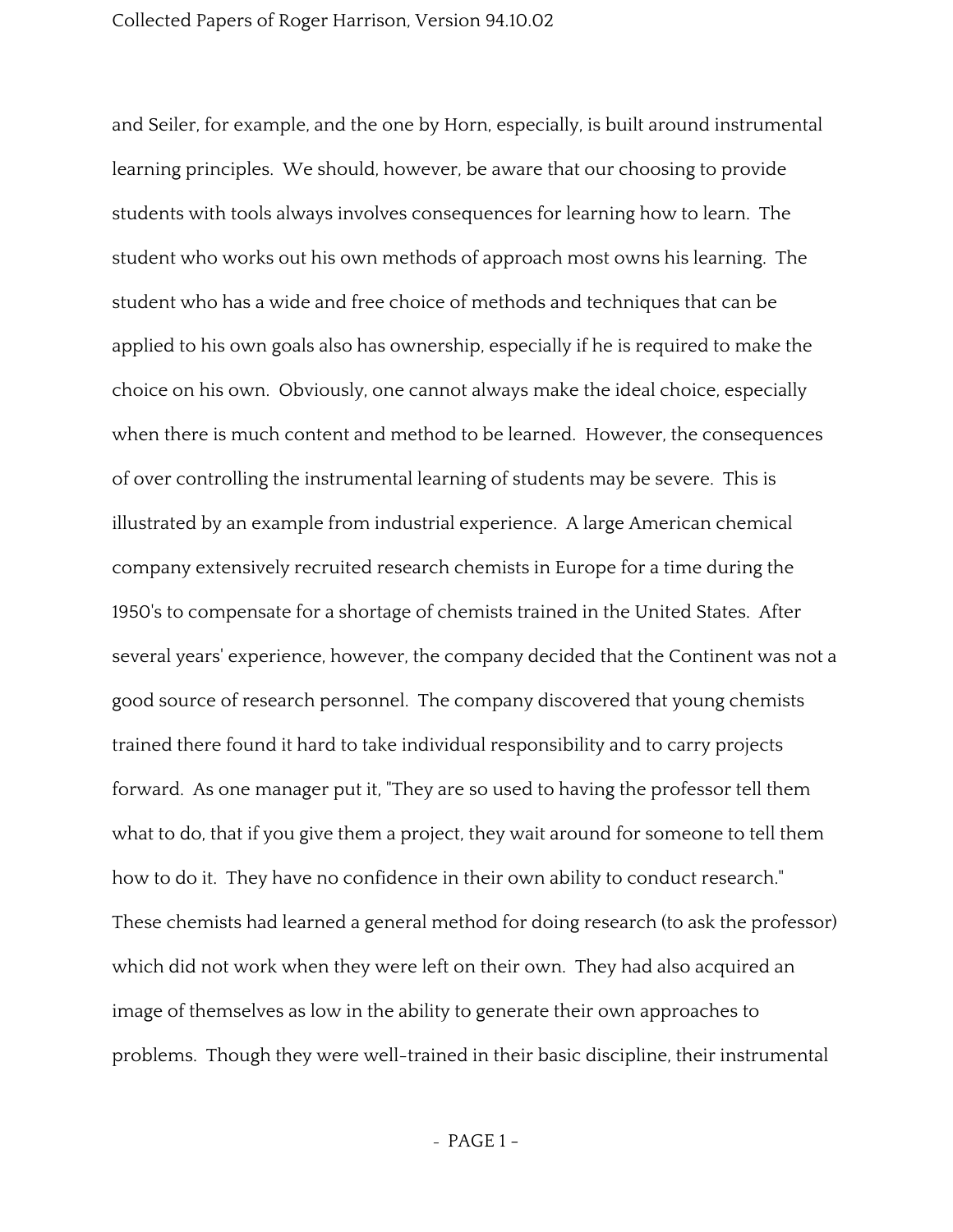and Seiler, for example, and the one by Horn, especially, is built around instrumental learning principles. We should, however, be aware that our choosing to provide students with tools always involves consequences for learning how to learn. The student who works out his own methods of approach most owns his learning. The student who has a wide and free choice of methods and techniques that can be applied to his own goals also has ownership, especially if he is required to make the choice on his own. Obviously, one cannot always make the ideal choice, especially when there is much content and method to be learned. However, the consequences of over controlling the instrumental learning of students may be severe. This is illustrated by an example from industrial experience. A large American chemical company extensively recruited research chemists in Europe for a time during the 1950's to compensate for a shortage of chemists trained in the United States. After several years' experience, however, the company decided that the Continent was not a good source of research personnel. The company discovered that young chemists trained there found it hard to take individual responsibility and to carry projects forward. As one manager put it, "They are so used to having the professor tell them what to do, that if you give them a project, they wait around for someone to tell them how to do it. They have no confidence in their own ability to conduct research." These chemists had learned a general method for doing research (to ask the professor) which did not work when they were left on their own. They had also acquired an image of themselves as low in the ability to generate their own approaches to problems. Though they were well-trained in their basic discipline, their instrumental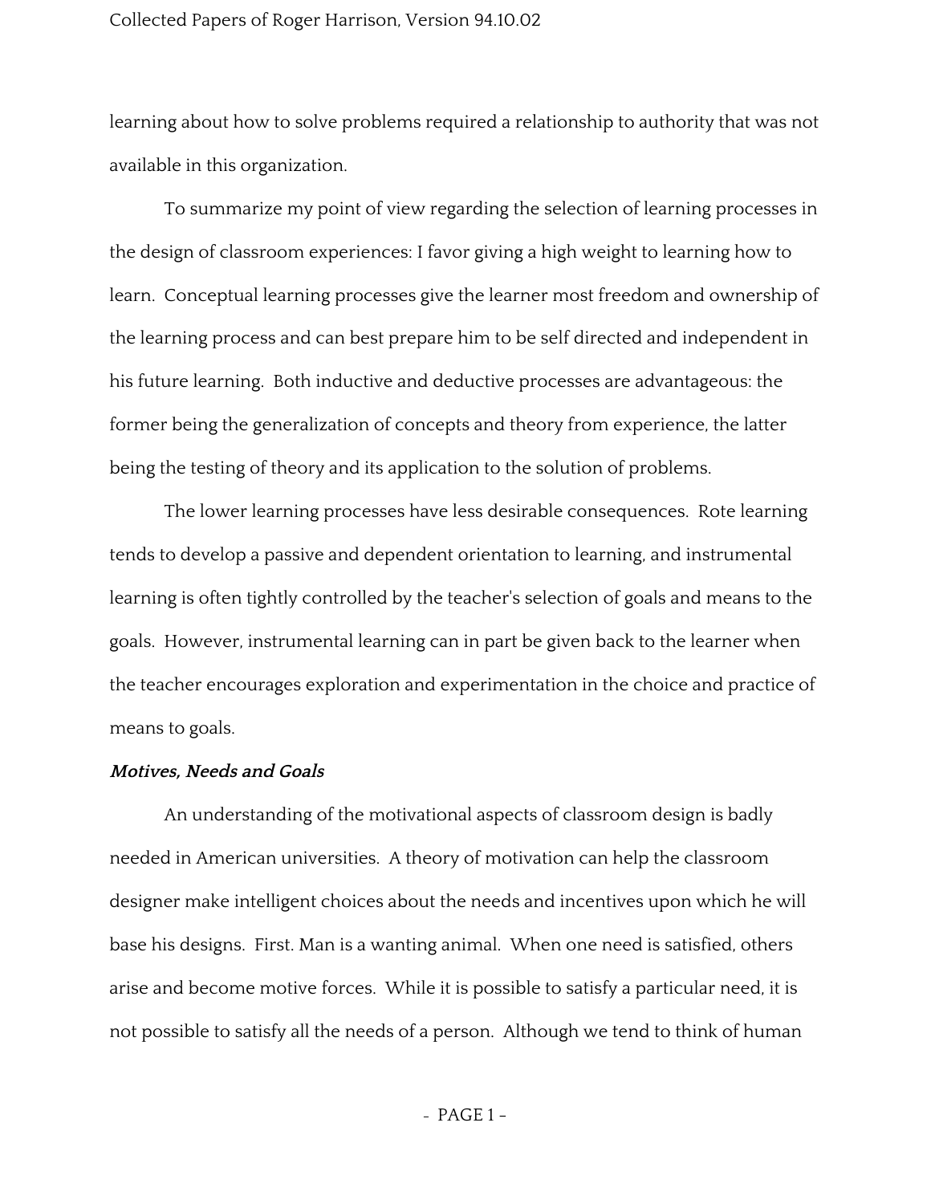learning about how to solve problems required a relationship to authority that was not available in this organization.

To summarize my point of view regarding the selection of learning processes in the design of classroom experiences: I favor giving a high weight to learning how to learn. Conceptual learning processes give the learner most freedom and ownership of the learning process and can best prepare him to be self directed and independent in his future learning. Both inductive and deductive processes are advantageous: the former being the generalization of concepts and theory from experience, the latter being the testing of theory and its application to the solution of problems.

The lower learning processes have less desirable consequences. Rote learning tends to develop a passive and dependent orientation to learning, and instrumental learning is often tightly controlled by the teacher's selection of goals and means to the goals. However, instrumental learning can in part be given back to the learner when the teacher encourages exploration and experimentation in the choice and practice of means to goals.

***Motives, Needs and Goals***

An understanding of the motivational aspects of classroom design is badly needed in American universities. A theory of motivation can help the classroom designer make intelligent choices about the needs and incentives upon which he will base his designs. First. Man is a wanting animal. When one need is satisfied, others arise and become motive forces. While it is possible to satisfy a particular need, it is not possible to satisfy all the needs of a person. Although we tend to think of human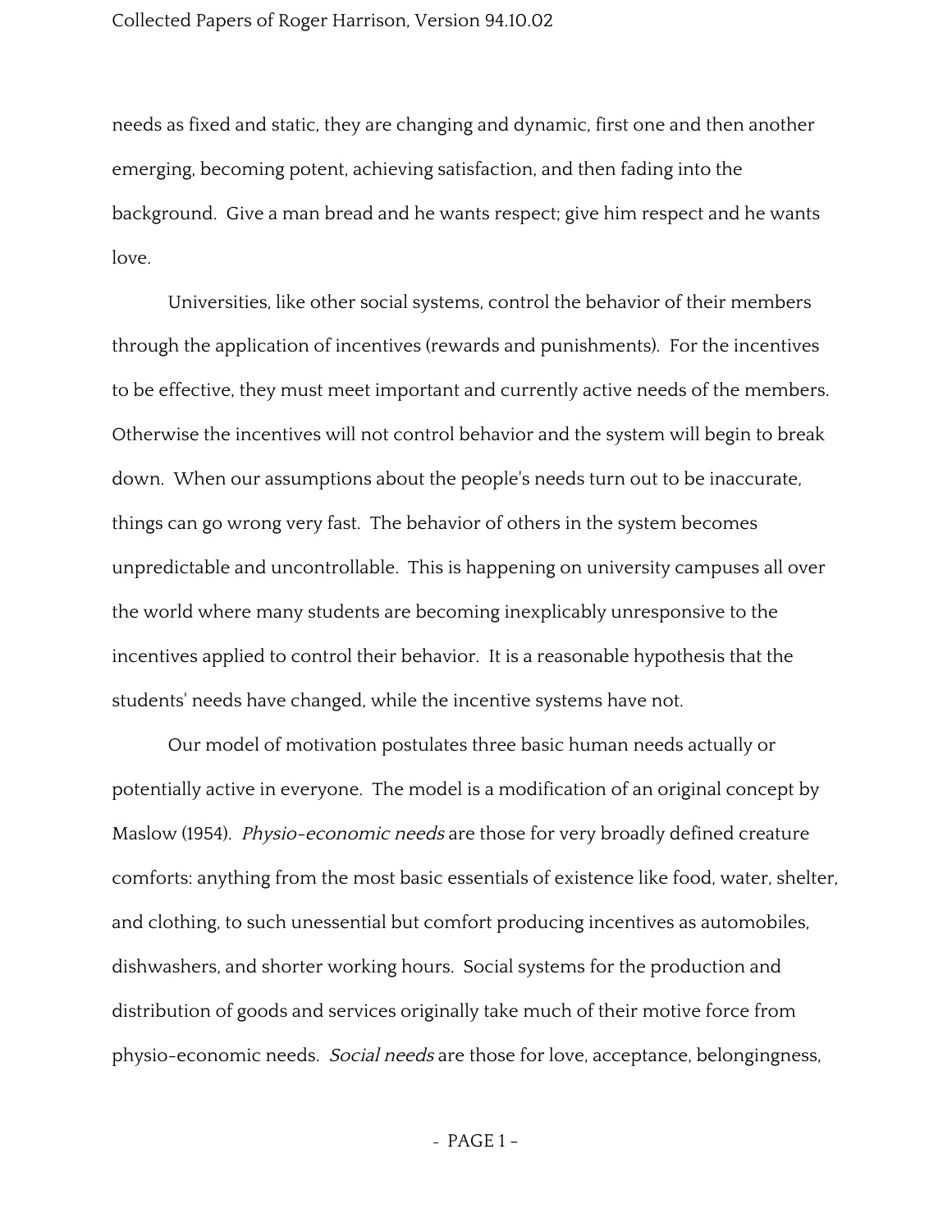needs as fixed and static, they are changing and dynamic, first one and then another emerging, becoming potent, achieving satisfaction, and then fading into the background. Give a man bread and he wants respect; give him respect and he wants love.

Universities, like other social systems, control the behavior of their members through the application of incentives (rewards and punishments). For the incentives to be effective, they must meet important and currently active needs of the members. Otherwise the incentives will not control behavior and the system will begin to break down. When our assumptions about the people's needs turn out to be inaccurate, things can go wrong very fast. The behavior of others in the system becomes unpredictable and uncontrollable. This is happening on university campuses all over the world where many students are becoming inexplicably unresponsive to the incentives applied to control their behavior. It is a reasonable hypothesis that the students' needs have changed, while the incentive systems have not.

Our model of motivation postulates three basic human needs actually or potentially active in everyone. The model is a modification of an original concept by Maslow (1954). *Physio-economic needs* are those for very broadly defined creature comforts: anything from the most basic essentials of existence like food, water, shelter, and clothing, to such unessential but comfort producing incentives as automobiles, dishwashers, and shorter working hours. Social systems for the production and distribution of goods and services originally take much of their motive force from physio-economic needs. *Social needs* are those for love, acceptance, belongingness,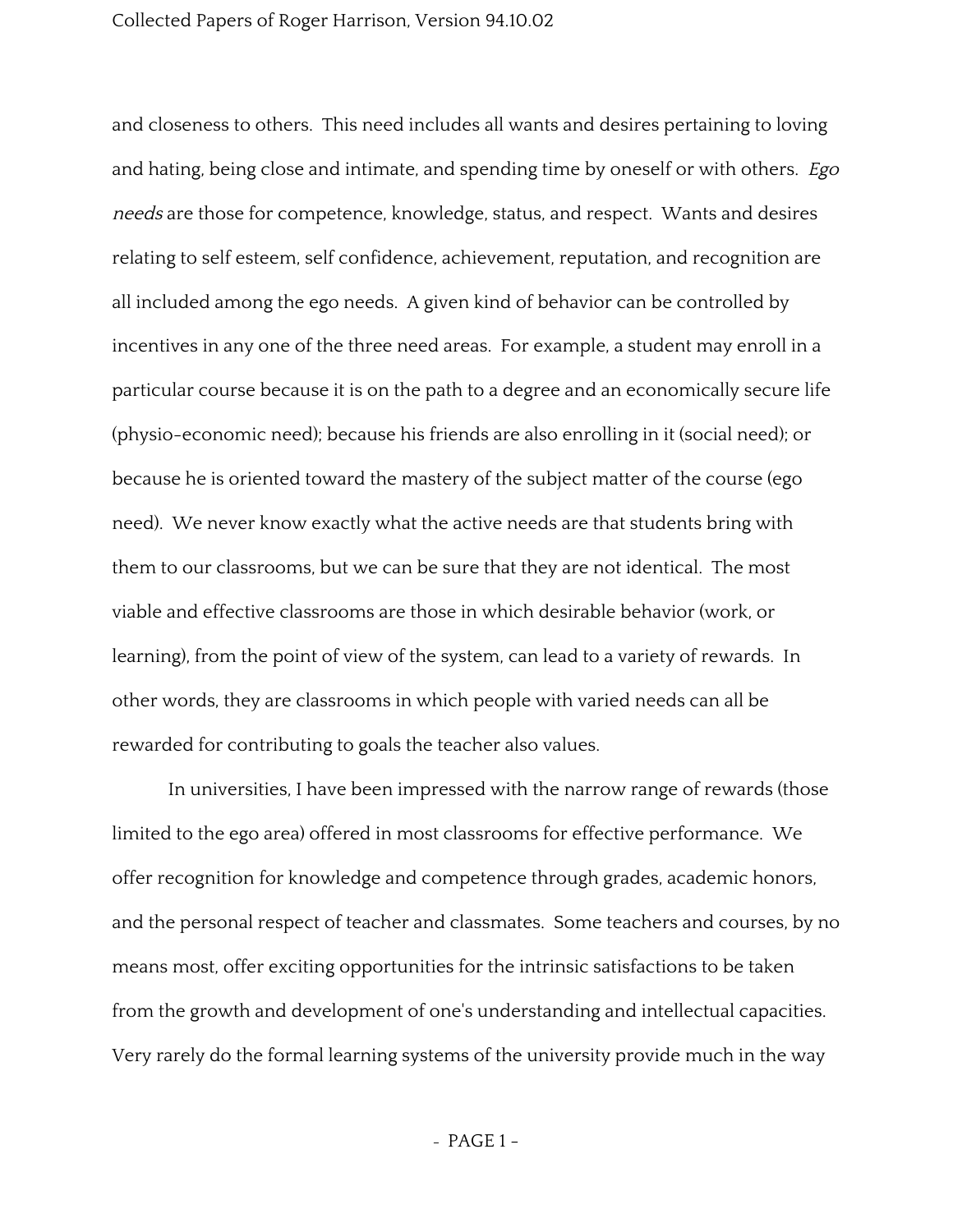and closeness to others. This need includes all wants and desires pertaining to loving and hating, being close and intimate, and spending time by oneself or with others. *Ego needs* are those for competence, knowledge, status, and respect. Wants and desires relating to self esteem, self confidence, achievement, reputation, and recognition are all included among the ego needs. A given kind of behavior can be controlled by incentives in any one of the three need areas. For example, a student may enroll in a particular course because it is on the path to a degree and an economically secure life (physio-economic need); because his friends are also enrolling in it (social need); or because he is oriented toward the mastery of the subject matter of the course (ego need). We never know exactly what the active needs are that students bring with them to our classrooms, but we can be sure that they are not identical. The most viable and effective classrooms are those in which desirable behavior (work, or learning), from the point of view of the system, can lead to a variety of rewards. In other words, they are classrooms in which people with varied needs can all be rewarded for contributing to goals the teacher also values.

In universities, I have been impressed with the narrow range of rewards (those limited to the ego area) offered in most classrooms for effective performance. We offer recognition for knowledge and competence through grades, academic honors, and the personal respect of teacher and classmates. Some teachers and courses, by no means most, offer exciting opportunities for the intrinsic satisfactions to be taken from the growth and development of one's understanding and intellectual capacities. Very rarely do the formal learning systems of the university provide much in the way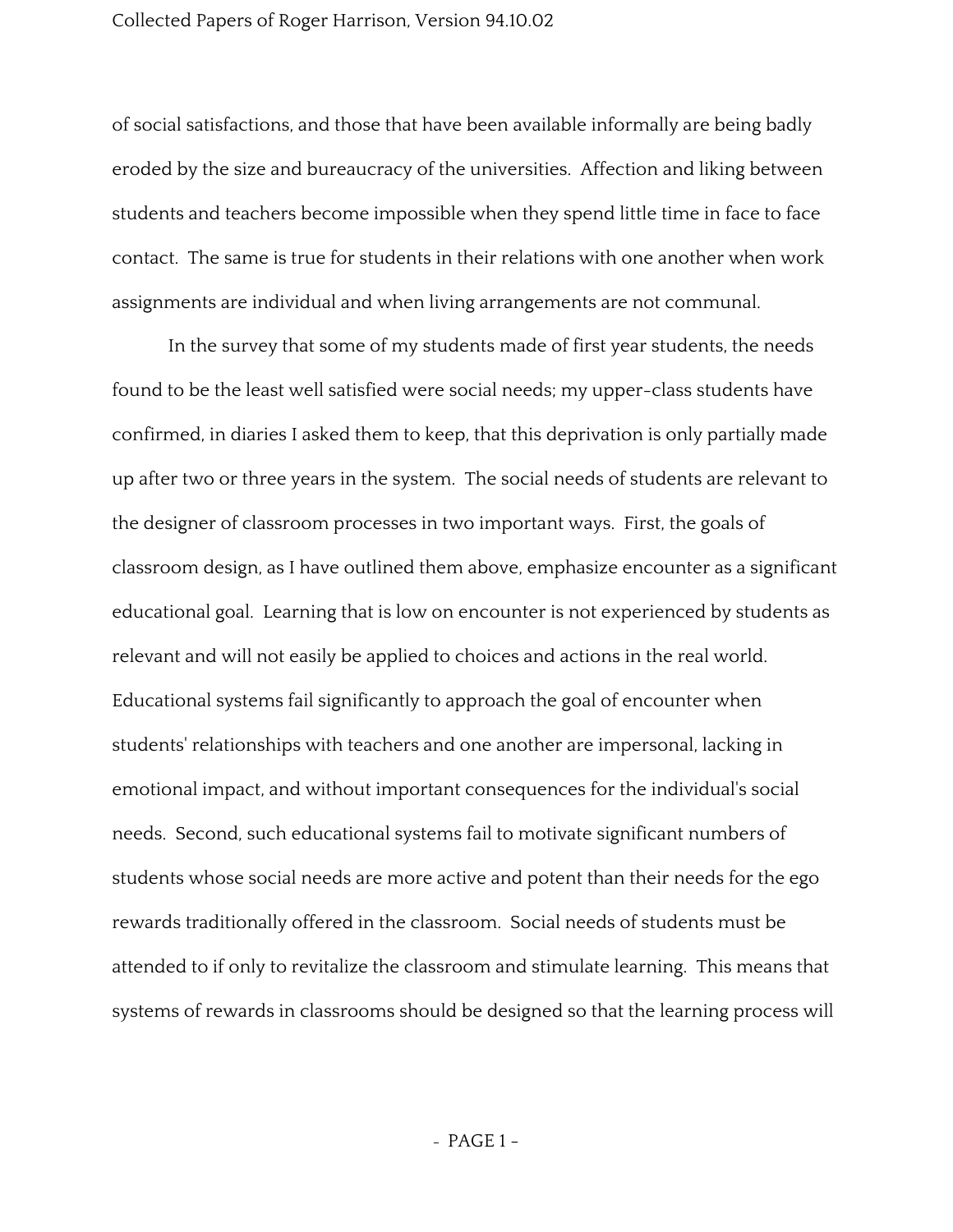of social satisfactions, and those that have been available informally are being badly eroded by the size and bureaucracy of the universities. Affection and liking between students and teachers become impossible when they spend little time in face to face contact. The same is true for students in their relations with one another when work assignments are individual and when living arrangements are not communal.

In the survey that some of my students made of first year students, the needs found to be the least well satisfied were social needs; my upper-class students have confirmed, in diaries I asked them to keep, that this deprivation is only partially made up after two or three years in the system. The social needs of students are relevant to the designer of classroom processes in two important ways. First, the goals of classroom design, as I have outlined them above, emphasize encounter as a significant educational goal. Learning that is low on encounter is not experienced by students as relevant and will not easily be applied to choices and actions in the real world. Educational systems fail significantly to approach the goal of encounter when students' relationships with teachers and one another are impersonal, lacking in emotional impact, and without important consequences for the individual's social needs. Second, such educational systems fail to motivate significant numbers of students whose social needs are more active and potent than their needs for the ego rewards traditionally offered in the classroom. Social needs of students must be attended to if only to revitalize the classroom and stimulate learning. This means that systems of rewards in classrooms should be designed so that the learning process will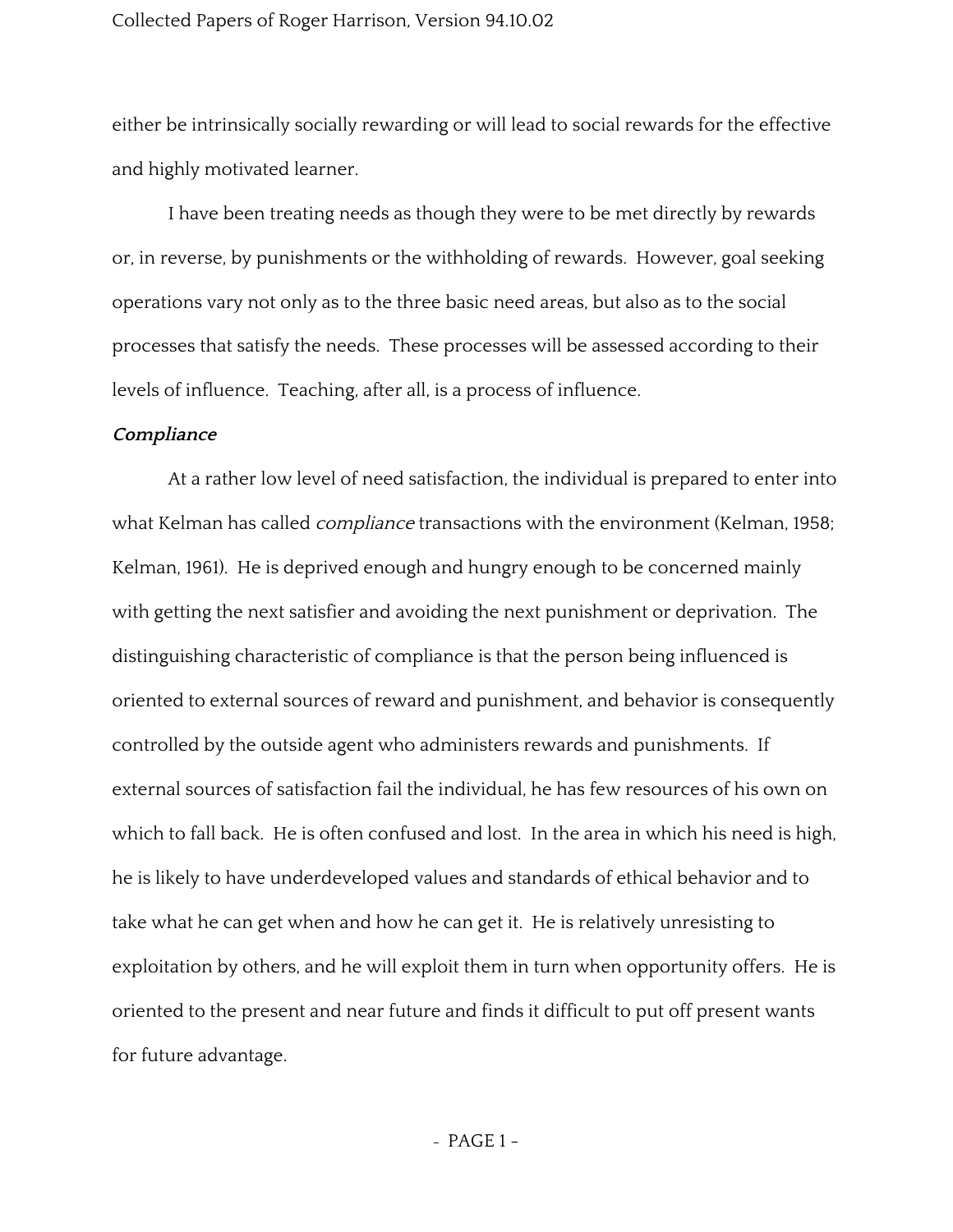either be intrinsically socially rewarding or will lead to social rewards for the effective and highly motivated learner.

I have been treating needs as though they were to be met directly by rewards or, in reverse, by punishments or the withholding of rewards. However, goal seeking operations vary not only as to the three basic need areas, but also as to the social processes that satisfy the needs. These processes will be assessed according to their levels of influence. Teaching, after all, is a process of influence.

***Compliance***

At a rather low level of need satisfaction, the individual is prepared to enter into what Kelman has called *compliance* transactions with the environment (Kelman, 1958; Kelman, 1961). He is deprived enough and hungry enough to be concerned mainly with getting the next satisfier and avoiding the next punishment or deprivation. The distinguishing characteristic of compliance is that the person being influenced is oriented to external sources of reward and punishment, and behavior is consequently controlled by the outside agent who administers rewards and punishments. If external sources of satisfaction fail the individual, he has few resources of his own on which to fall back. He is often confused and lost. In the area in which his need is high, he is likely to have underdeveloped values and standards of ethical behavior and to take what he can get when and how he can get it. He is relatively unresisting to exploitation by others, and he will exploit them in turn when opportunity offers. He is oriented to the present and near future and finds it difficult to put off present wants for future advantage.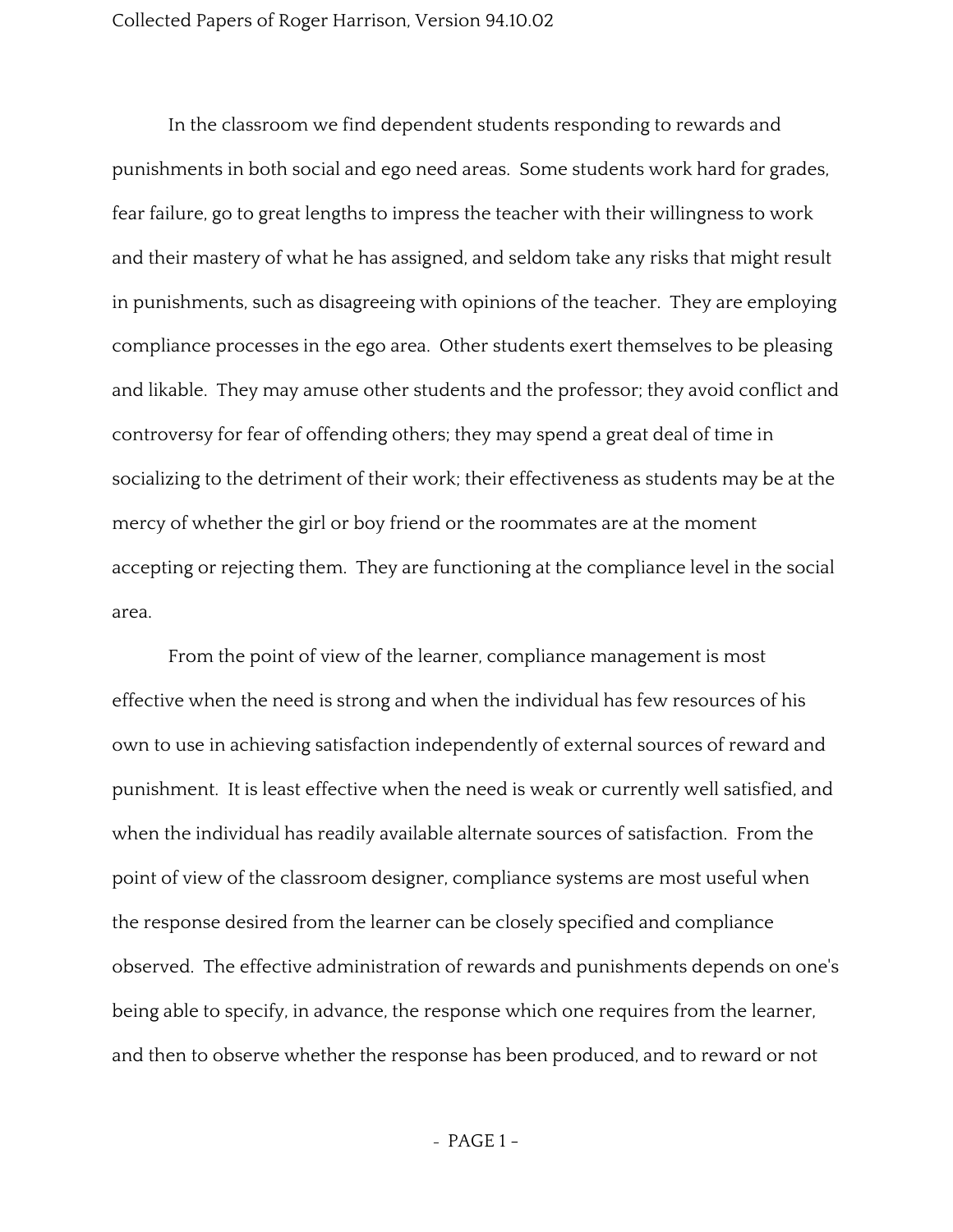In the classroom we find dependent students responding to rewards and punishments in both social and ego need areas. Some students work hard for grades, fear failure, go to great lengths to impress the teacher with their willingness to work and their mastery of what he has assigned, and seldom take any risks that might result in punishments, such as disagreeing with opinions of the teacher. They are employing compliance processes in the ego area. Other students exert themselves to be pleasing and likable. They may amuse other students and the professor; they avoid conflict and controversy for fear of offending others; they may spend a great deal of time in socializing to the detriment of their work; their effectiveness as students may be at the mercy of whether the girl or boy friend or the roommates are at the moment accepting or rejecting them. They are functioning at the compliance level in the social area.

From the point of view of the learner, compliance management is most effective when the need is strong and when the individual has few resources of his own to use in achieving satisfaction independently of external sources of reward and punishment. It is least effective when the need is weak or currently well satisfied, and when the individual has readily available alternate sources of satisfaction. From the point of view of the classroom designer, compliance systems are most useful when the response desired from the learner can be closely specified and compliance observed. The effective administration of rewards and punishments depends on one's being able to specify, in advance, the response which one requires from the learner, and then to observe whether the response has been produced, and to reward or not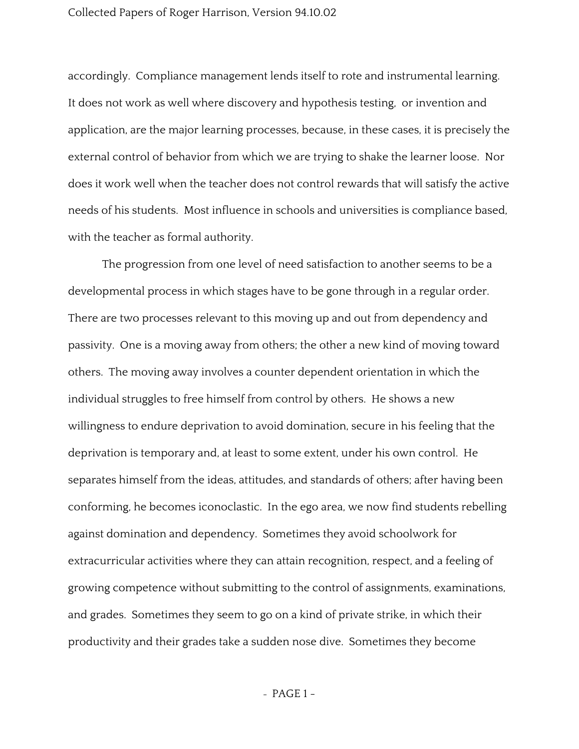accordingly. Compliance management lends itself to rote and instrumental learning. It does not work as well where discovery and hypothesis testing, or invention and application, are the major learning processes, because, in these cases, it is precisely the external control of behavior from which we are trying to shake the learner loose. Nor does it work well when the teacher does not control rewards that will satisfy the active needs of his students. Most influence in schools and universities is compliance based, with the teacher as formal authority.

The progression from one level of need satisfaction to another seems to be a developmental process in which stages have to be gone through in a regular order. There are two processes relevant to this moving up and out from dependency and passivity. One is a moving away from others; the other a new kind of moving toward others. The moving away involves a counter dependent orientation in which the individual struggles to free himself from control by others. He shows a new willingness to endure deprivation to avoid domination, secure in his feeling that the deprivation is temporary and, at least to some extent, under his own control. He separates himself from the ideas, attitudes, and standards of others; after having been conforming, he becomes iconoclastic. In the ego area, we now find students rebelling against domination and dependency. Sometimes they avoid schoolwork for extracurricular activities where they can attain recognition, respect, and a feeling of growing competence without submitting to the control of assignments, examinations, and grades. Sometimes they seem to go on a kind of private strike, in which their productivity and their grades take a sudden nose dive. Sometimes they become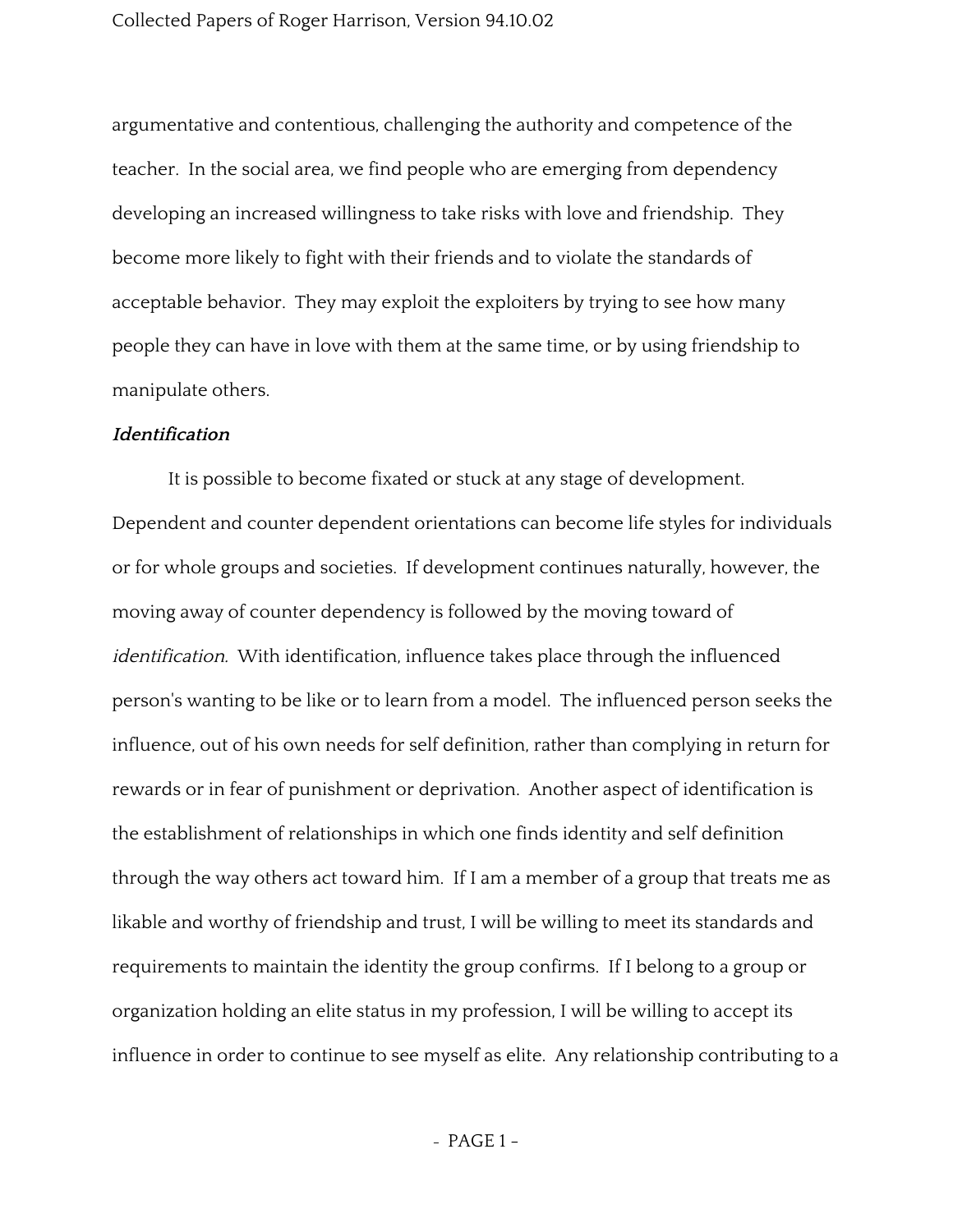argumentative and contentious, challenging the authority and competence of the teacher. In the social area, we find people who are emerging from dependency developing an increased willingness to take risks with love and friendship. They become more likely to fight with their friends and to violate the standards of acceptable behavior. They may exploit the exploiters by trying to see how many people they can have in love with them at the same time, or by using friendship to manipulate others.

***Identification***

It is possible to become fixated or stuck at any stage of development. Dependent and counter dependent orientations can become life styles for individuals or for whole groups and societies. If development continues naturally, however, the moving away of counter dependency is followed by the moving toward of *identification.* With identification, influence takes place through the influenced person's wanting to be like or to learn from a model. The influenced person seeks the influence, out of his own needs for self definition, rather than complying in return for rewards or in fear of punishment or deprivation. Another aspect of identification is the establishment of relationships in which one finds identity and self definition through the way others act toward him. If I am a member of a group that treats me as likable and worthy of friendship and trust, I will be willing to meet its standards and requirements to maintain the identity the group confirms. If I belong to a group or organization holding an elite status in my profession, I will be willing to accept its influence in order to continue to see myself as elite. Any relationship contributing to a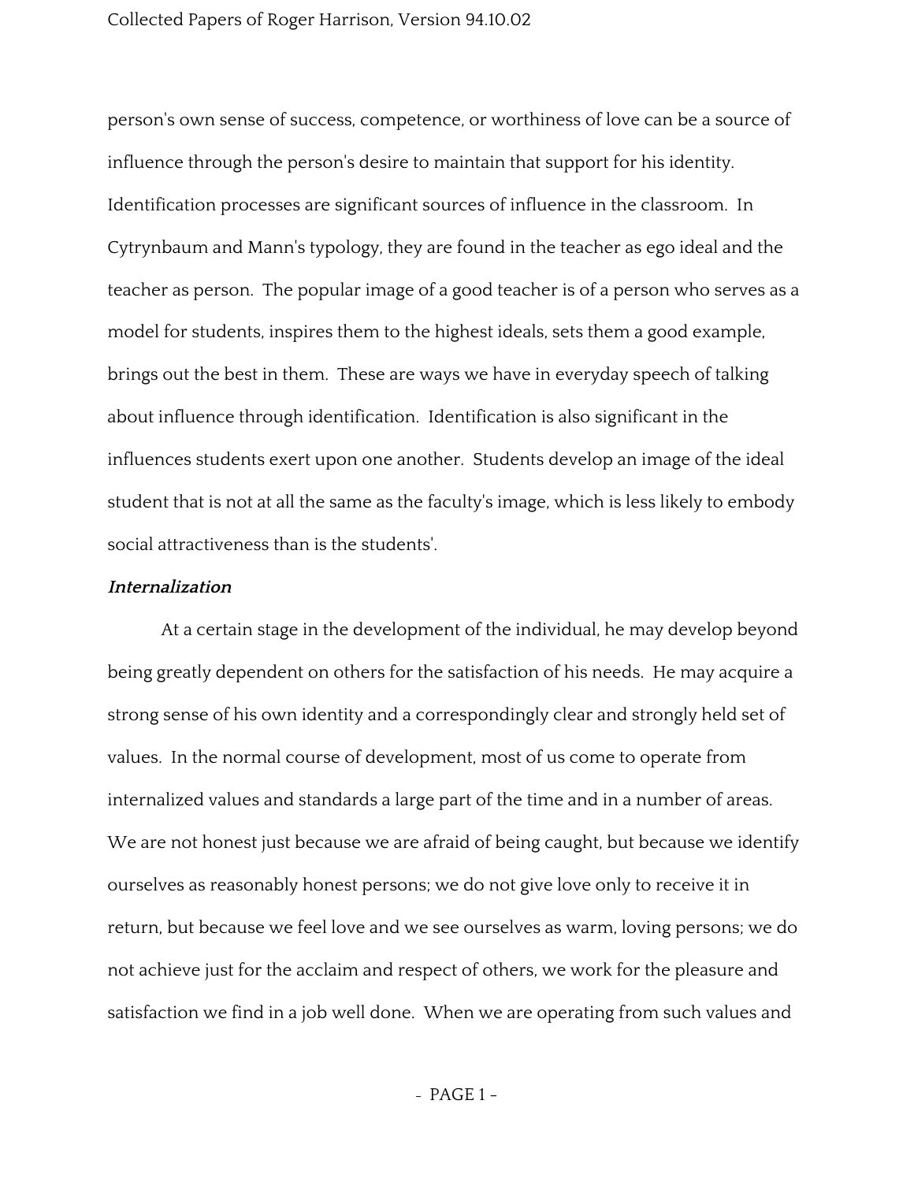person's own sense of success, competence, or worthiness of love can be a source of influence through the person's desire to maintain that support for his identity. Identification processes are significant sources of influence in the classroom. In Cytrynbaum and Mann's typology, they are found in the teacher as ego ideal and the teacher as person. The popular image of a good teacher is of a person who serves as a model for students, inspires them to the highest ideals, sets them a good example, brings out the best in them. These are ways we have in everyday speech of talking about influence through identification. Identification is also significant in the influences students exert upon one another. Students develop an image of the ideal student that is not at all the same as the faculty's image, which is less likely to embody social attractiveness than is the students'.

***Internalization***

At a certain stage in the development of the individual, he may develop beyond being greatly dependent on others for the satisfaction of his needs. He may acquire a strong sense of his own identity and a correspondingly clear and strongly held set of values. In the normal course of development, most of us come to operate from internalized values and standards a large part of the time and in a number of areas. We are not honest just because we are afraid of being caught, but because we identify ourselves as reasonably honest persons; we do not give love only to receive it in return, but because we feel love and we see ourselves as warm, loving persons; we do not achieve just for the acclaim and respect of others, we work for the pleasure and satisfaction we find in a job well done. When we are operating from such values and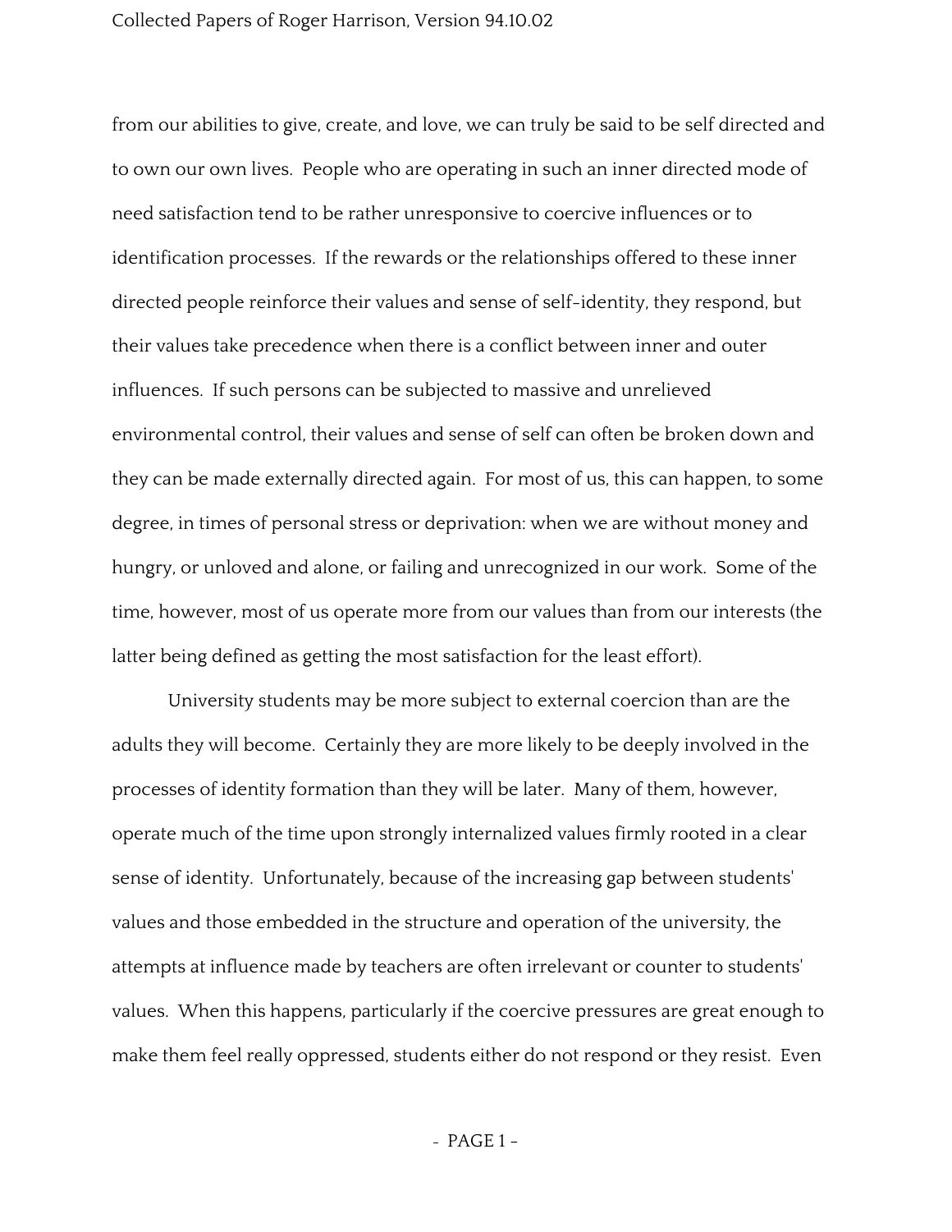from our abilities to give, create, and love, we can truly be said to be self directed and to own our own lives. People who are operating in such an inner directed mode of need satisfaction tend to be rather unresponsive to coercive influences or to identification processes. If the rewards or the relationships offered to these inner directed people reinforce their values and sense of self-identity, they respond, but their values take precedence when there is a conflict between inner and outer influences. If such persons can be subjected to massive and unrelieved environmental control, their values and sense of self can often be broken down and they can be made externally directed again. For most of us, this can happen, to some degree, in times of personal stress or deprivation: when we are without money and hungry, or unloved and alone, or failing and unrecognized in our work. Some of the time, however, most of us operate more from our values than from our interests (the latter being defined as getting the most satisfaction for the least effort).

University students may be more subject to external coercion than are the adults they will become. Certainly they are more likely to be deeply involved in the processes of identity formation than they will be later. Many of them, however, operate much of the time upon strongly internalized values firmly rooted in a clear sense of identity. Unfortunately, because of the increasing gap between students' values and those embedded in the structure and operation of the university, the attempts at influence made by teachers are often irrelevant or counter to students' values. When this happens, particularly if the coercive pressures are great enough to make them feel really oppressed, students either do not respond or they resist. Even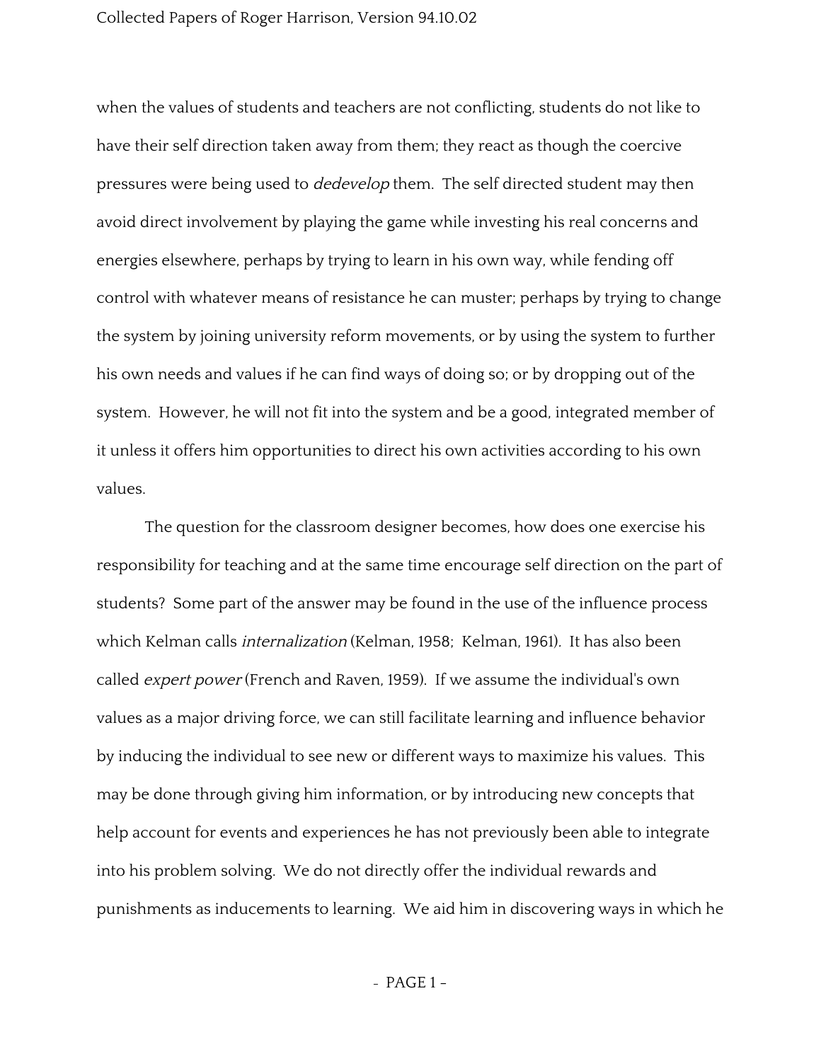when the values of students and teachers are not conflicting, students do not like to have their self direction taken away from them; they react as though the coercive pressures were being used to *dedevelop* them. The self directed student may then avoid direct involvement by playing the game while investing his real concerns and energies elsewhere, perhaps by trying to learn in his own way, while fending off control with whatever means of resistance he can muster; perhaps by trying to change the system by joining university reform movements, or by using the system to further his own needs and values if he can find ways of doing so; or by dropping out of the system. However, he will not fit into the system and be a good, integrated member of it unless it offers him opportunities to direct his own activities according to his own values.

The question for the classroom designer becomes, how does one exercise his responsibility for teaching and at the same time encourage self direction on the part of students? Some part of the answer may be found in the use of the influence process which Kelman calls *internalization* (Kelman, 1958; Kelman, 1961). It has also been called *expert power* (French and Raven, 1959). If we assume the individual's own values as a major driving force, we can still facilitate learning and influence behavior by inducing the individual to see new or different ways to maximize his values. This may be done through giving him information, or by introducing new concepts that help account for events and experiences he has not previously been able to integrate into his problem solving. We do not directly offer the individual rewards and punishments as inducements to learning. We aid him in discovering ways in which he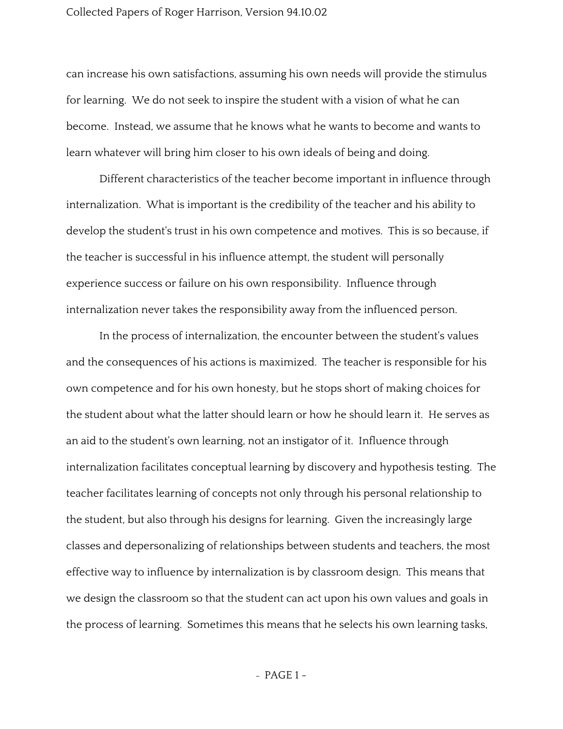can increase his own satisfactions, assuming his own needs will provide the stimulus for learning. We do not seek to inspire the student with a vision of what he can become. Instead, we assume that he knows what he wants to become and wants to learn whatever will bring him closer to his own ideals of being and doing.

Different characteristics of the teacher become important in influence through internalization. What is important is the credibility of the teacher and his ability to develop the student's trust in his own competence and motives. This is so because, if the teacher is successful in his influence attempt, the student will personally experience success or failure on his own responsibility. Influence through internalization never takes the responsibility away from the influenced person.

In the process of internalization, the encounter between the student's values and the consequences of his actions is maximized. The teacher is responsible for his own competence and for his own honesty, but he stops short of making choices for the student about what the latter should learn or how he should learn it. He serves as an aid to the student's own learning, not an instigator of it. Influence through internalization facilitates conceptual learning by discovery and hypothesis testing. The teacher facilitates learning of concepts not only through his personal relationship to the student, but also through his designs for learning. Given the increasingly large classes and depersonalizing of relationships between students and teachers, the most effective way to influence by internalization is by classroom design. This means that we design the classroom so that the student can act upon his own values and goals in the process of learning. Sometimes this means that he selects his own learning tasks,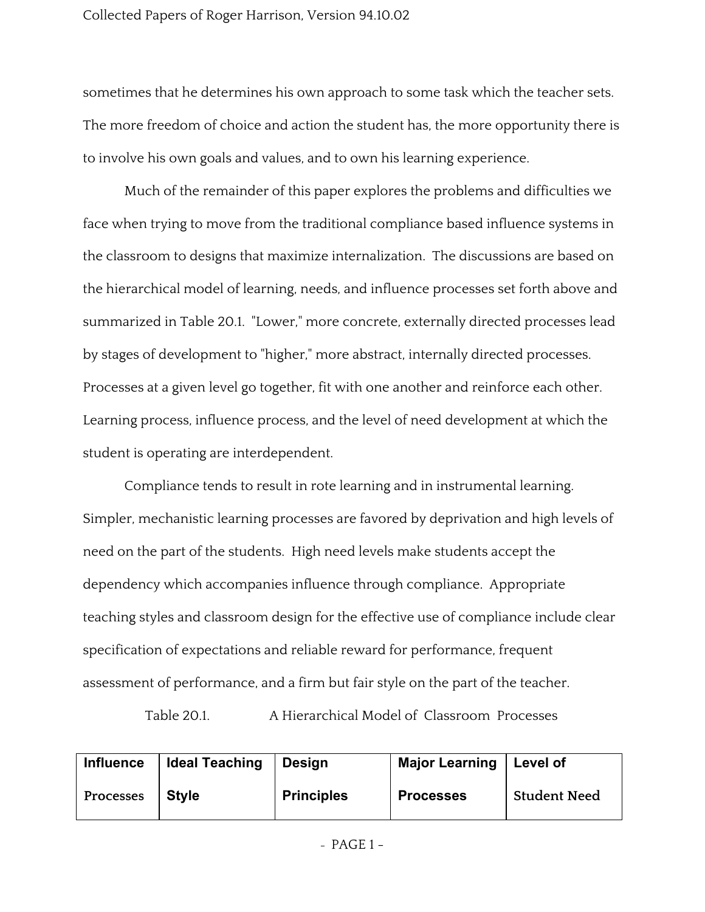sometimes that he determines his own approach to some task which the teacher sets. The more freedom of choice and action the student has, the more opportunity there is to involve his own goals and values, and to own his learning experience.

Much of the remainder of this paper explores the problems and difficulties we face when trying to move from the traditional compliance based influence systems in the classroom to designs that maximize internalization. The discussions are based on the hierarchical model of learning, needs, and influence processes set forth above and summarized in Table 20.1. "Lower," more concrete, externally directed processes lead by stages of development to "higher," more abstract, internally directed processes. Processes at a given level go together, fit with one another and reinforce each other. Learning process, influence process, and the level of need development at which the student is operating are interdependent.

Compliance tends to result in rote learning and in instrumental learning. Simpler, mechanistic learning processes are favored by deprivation and high levels of need on the part of the students. High need levels make students accept the dependency which accompanies influence through compliance. Appropriate teaching styles and classroom design for the effective use of compliance include clear specification of expectations and reliable reward for performance, frequent assessment of performance, and a firm but fair style on the part of the teacher.

Table 20.1. A Hierarchical Model of Classroom Processes

| Influence Processes | Ideal Teaching Style | Design Principles | Major Learning Processes | Level of Student Need |
|---|---|---|---|---|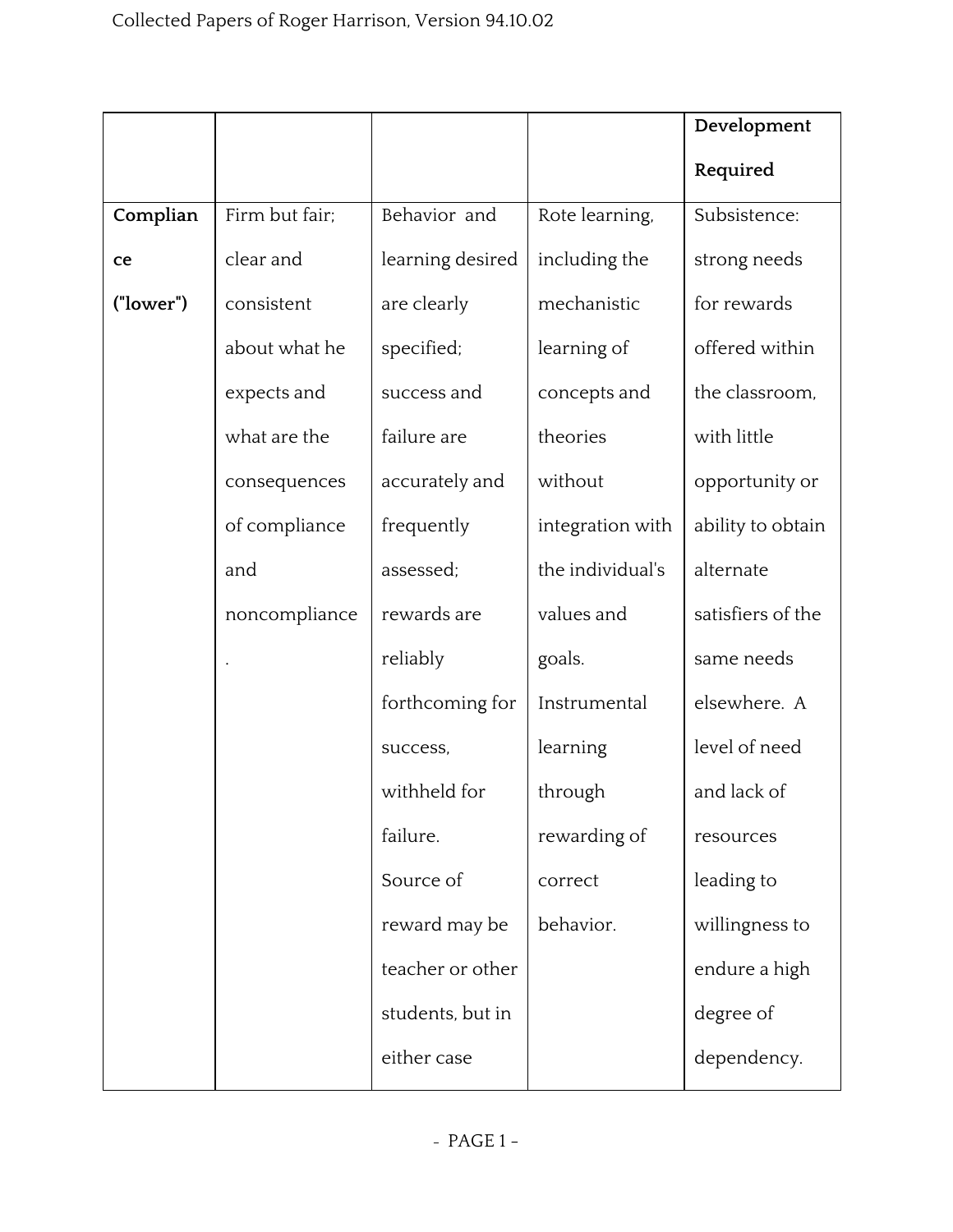| | | | | Development Required |
|---|---|---|---|---|
| Compliance ("lower") | Firm but fair; clear and consistent about what he expects and what are the consequences of compliance and noncompliance. | Behavior and learning desired are clearly specified; success and failure are accurately and frequently assessed; rewards are reliably forthcoming for success, withheld for failure. Source of reward may be teacher or other students, but in either case | Rote learning, including the mechanistic learning of concepts and theories without integration with the individual's values and goals. Instrumental learning through rewarding of correct behavior. | Subsistence: strong needs for rewards offered within the classroom, with little opportunity or ability to obtain alternate satisfiers of the same needs elsewhere. A level of need and lack of resources leading to willingness to endure a high degree of dependency. |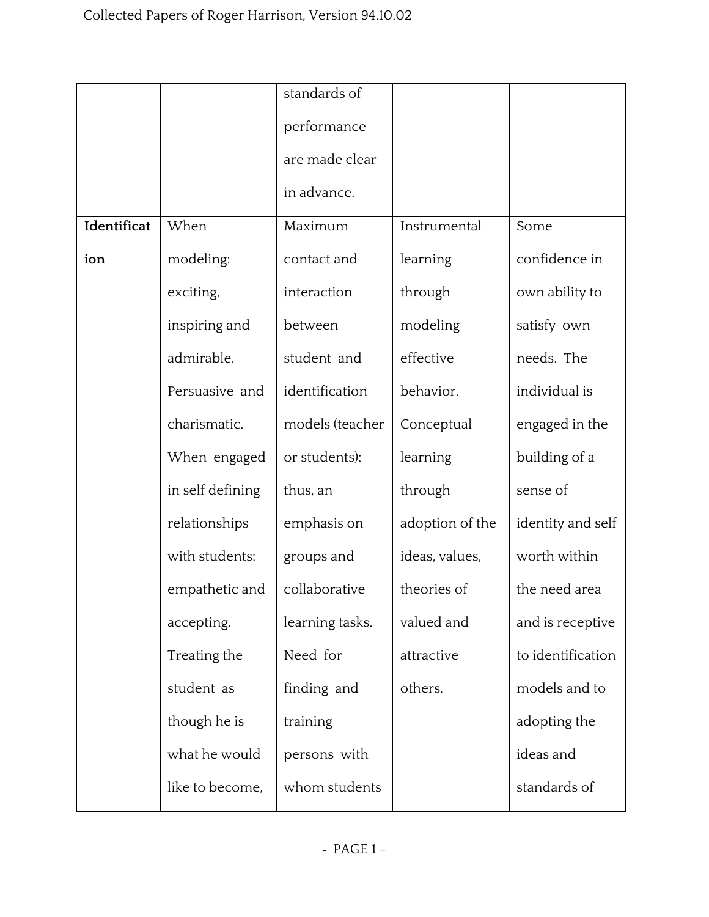| | | | | |
|---|---|---|---|---|
| | | standards of performance are made clear in advance. | | |
| **Identification** | When modeling: exciting, inspiring and admirable. Persuasive and charismatic. When engaged in self defining relationships with students: empathetic and accepting. Treating the student as though he is what he would like to become, | Maximum contact and interaction between student and identification models (teacher or students): thus, an emphasis on groups and collaborative learning tasks. Need for finding and training persons with whom students | Instrumental learning through modeling effective behavior. Conceptual learning through adoption of the ideas, values, theories of valued and attractive others. | Some confidence in own ability to satisfy own needs. The individual is engaged in the building of a sense of identity and self worth within the need area and is receptive to identification models and to adopting the ideas and standards of |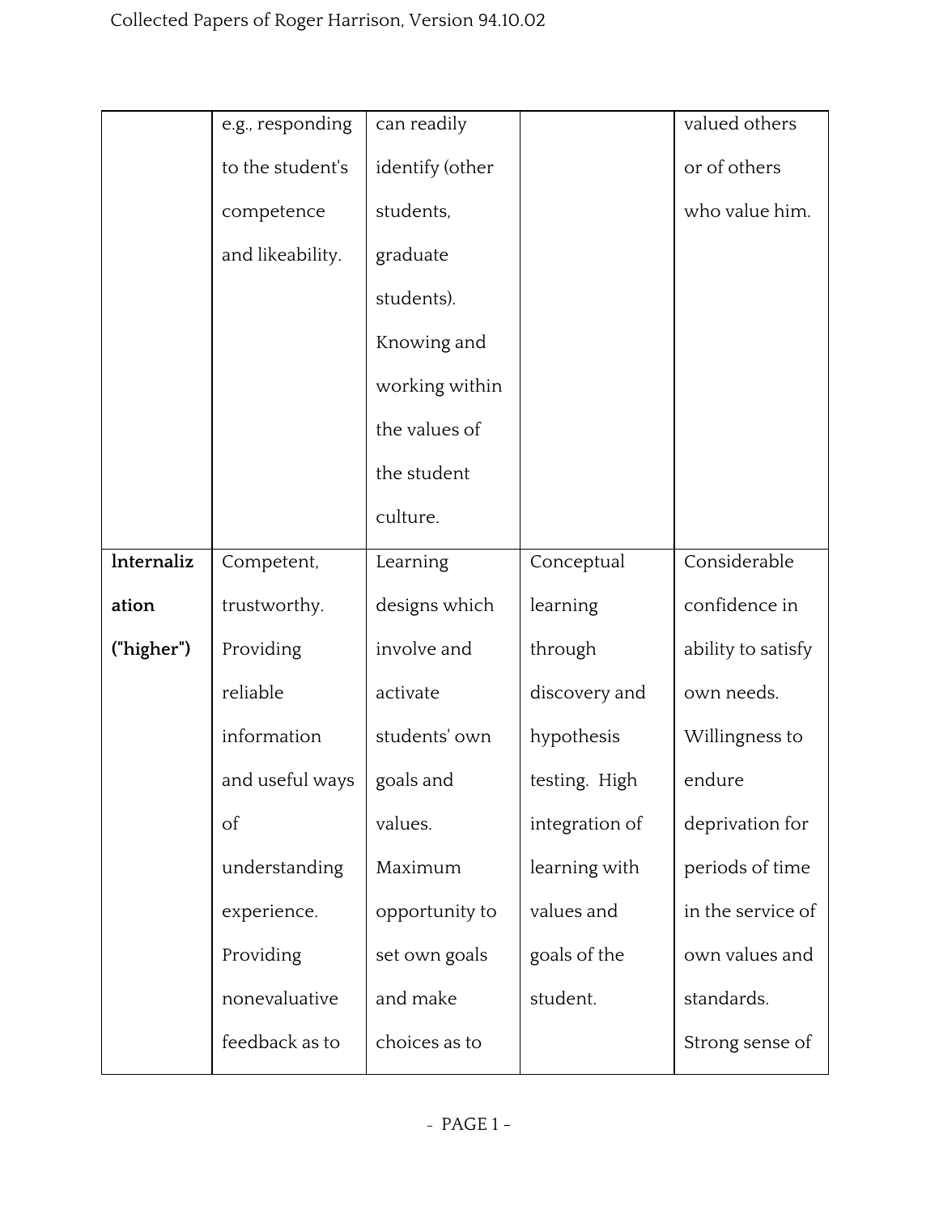| | | | | |
|---|---|---|---|---|
| | e.g., responding to the student's competence and likeability. | can readily identify (other students, graduate students). Knowing and working within the values of the student culture. | | valued others or of others who value him. |
| **Internalization ("higher")** | Competent, trustworthy. Providing reliable information and useful ways of understanding experience. Providing nonevaluative feedback as to | Learning designs which involve and activate students' own goals and values. Maximum opportunity to set own goals and make choices as to | Conceptual learning through discovery and hypothesis testing. High integration of learning with values and goals of the student. | Considerable confidence in ability to satisfy own needs. Willingness to endure deprivation for periods of time in the service of own values and standards. Strong sense of |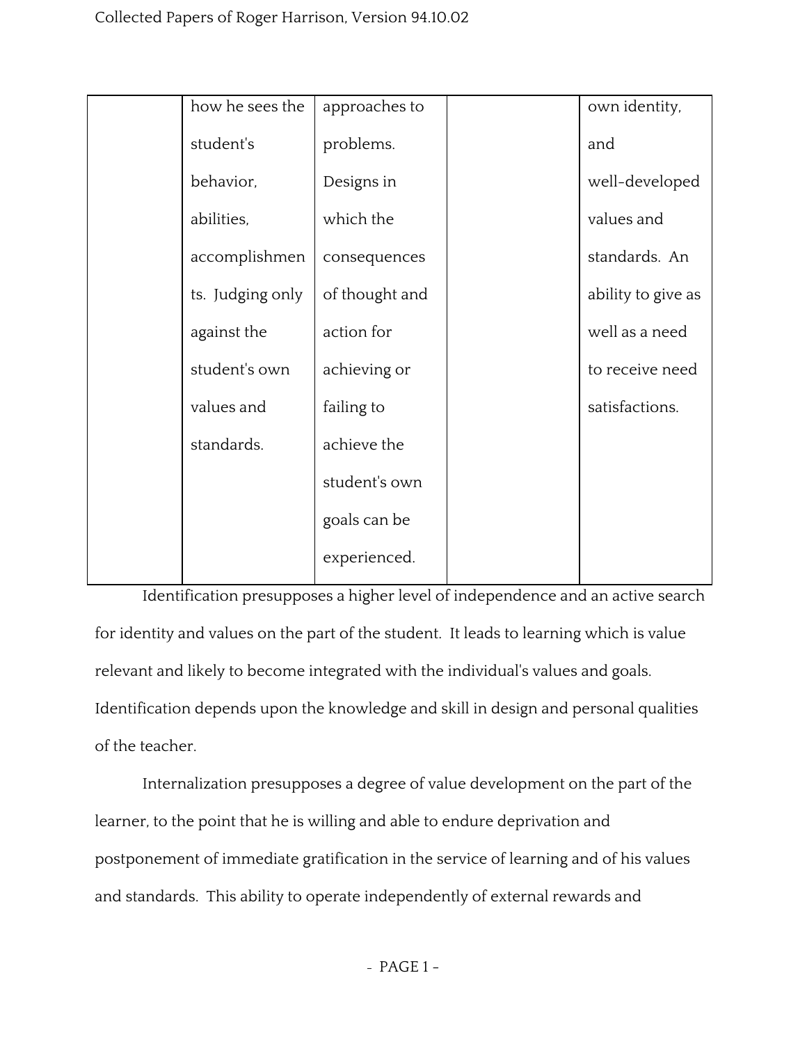| | | | | |
|---|---|---|---|---|
| | how he sees the student's behavior, abilities, accomplishments. Judging only against the student's own values and standards. | approaches to problems. Designs in which the consequences of thought and action for achieving or failing to achieve the student's own goals can be experienced. | | own identity, and well-developed values and standards. An ability to give as well as a need to receive need satisfactions. |

Identification presupposes a higher level of independence and an active search for identity and values on the part of the student. It leads to learning which is value relevant and likely to become integrated with the individual's values and goals. Identification depends upon the knowledge and skill in design and personal qualities of the teacher.

Internalization presupposes a degree of value development on the part of the learner, to the point that he is willing and able to endure deprivation and postponement of immediate gratification in the service of learning and of his values and standards. This ability to operate independently of external rewards and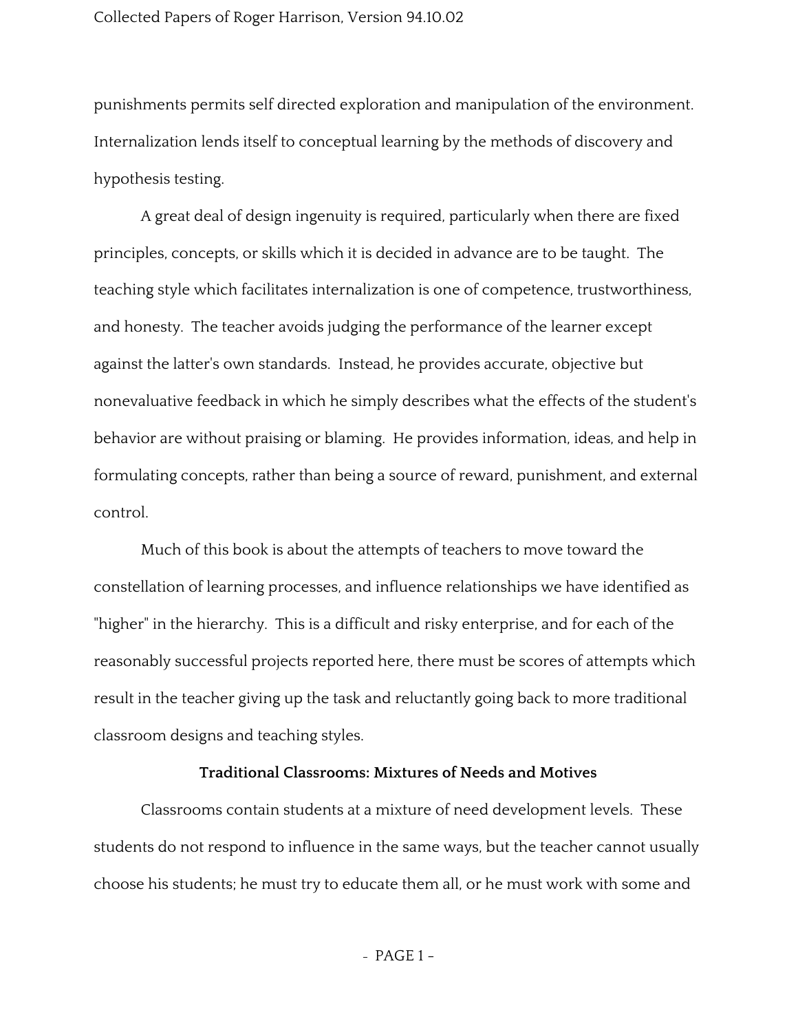punishments permits self directed exploration and manipulation of the environment. Internalization lends itself to conceptual learning by the methods of discovery and hypothesis testing.

A great deal of design ingenuity is required, particularly when there are fixed principles, concepts, or skills which it is decided in advance are to be taught. The teaching style which facilitates internalization is one of competence, trustworthiness, and honesty. The teacher avoids judging the performance of the learner except against the latter's own standards. Instead, he provides accurate, objective but nonevaluative feedback in which he simply describes what the effects of the student's behavior are without praising or blaming. He provides information, ideas, and help in formulating concepts, rather than being a source of reward, punishment, and external control.

Much of this book is about the attempts of teachers to move toward the constellation of learning processes, and influence relationships we have identified as "higher" in the hierarchy. This is a difficult and risky enterprise, and for each of the reasonably successful projects reported here, there must be scores of attempts which result in the teacher giving up the task and reluctantly going back to more traditional classroom designs and teaching styles.

### Traditional Classrooms: Mixtures of Needs and Motives

Classrooms contain students at a mixture of need development levels. These students do not respond to influence in the same ways, but the teacher cannot usually choose his students; he must try to educate them all, or he must work with some and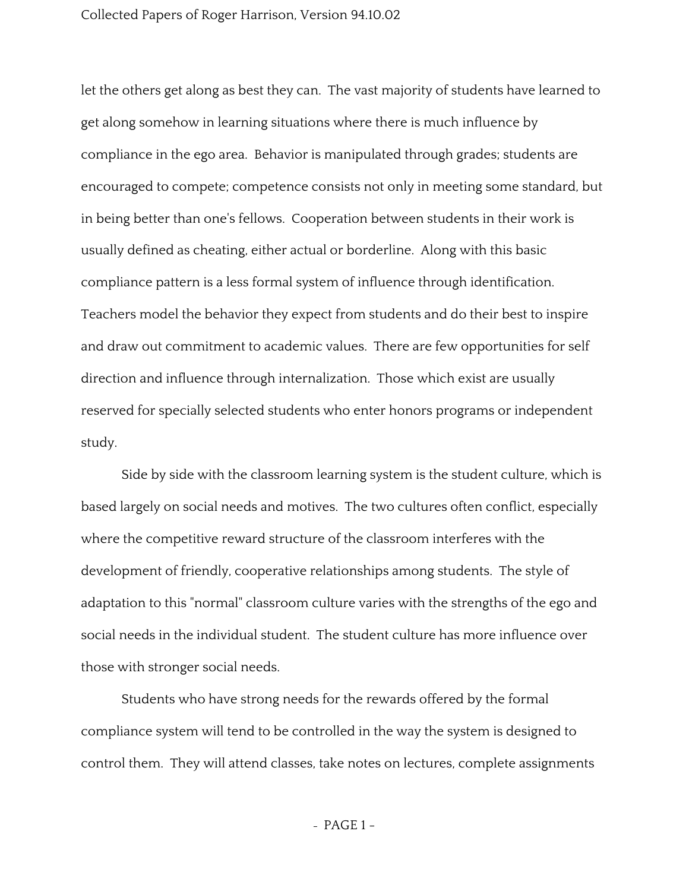let the others get along as best they can. The vast majority of students have learned to get along somehow in learning situations where there is much influence by compliance in the ego area. Behavior is manipulated through grades; students are encouraged to compete; competence consists not only in meeting some standard, but in being better than one's fellows. Cooperation between students in their work is usually defined as cheating, either actual or borderline. Along with this basic compliance pattern is a less formal system of influence through identification. Teachers model the behavior they expect from students and do their best to inspire and draw out commitment to academic values. There are few opportunities for self direction and influence through internalization. Those which exist are usually reserved for specially selected students who enter honors programs or independent study.

Side by side with the classroom learning system is the student culture, which is based largely on social needs and motives. The two cultures often conflict, especially where the competitive reward structure of the classroom interferes with the development of friendly, cooperative relationships among students. The style of adaptation to this "normal" classroom culture varies with the strengths of the ego and social needs in the individual student. The student culture has more influence over those with stronger social needs.

Students who have strong needs for the rewards offered by the formal compliance system will tend to be controlled in the way the system is designed to control them. They will attend classes, take notes on lectures, complete assignments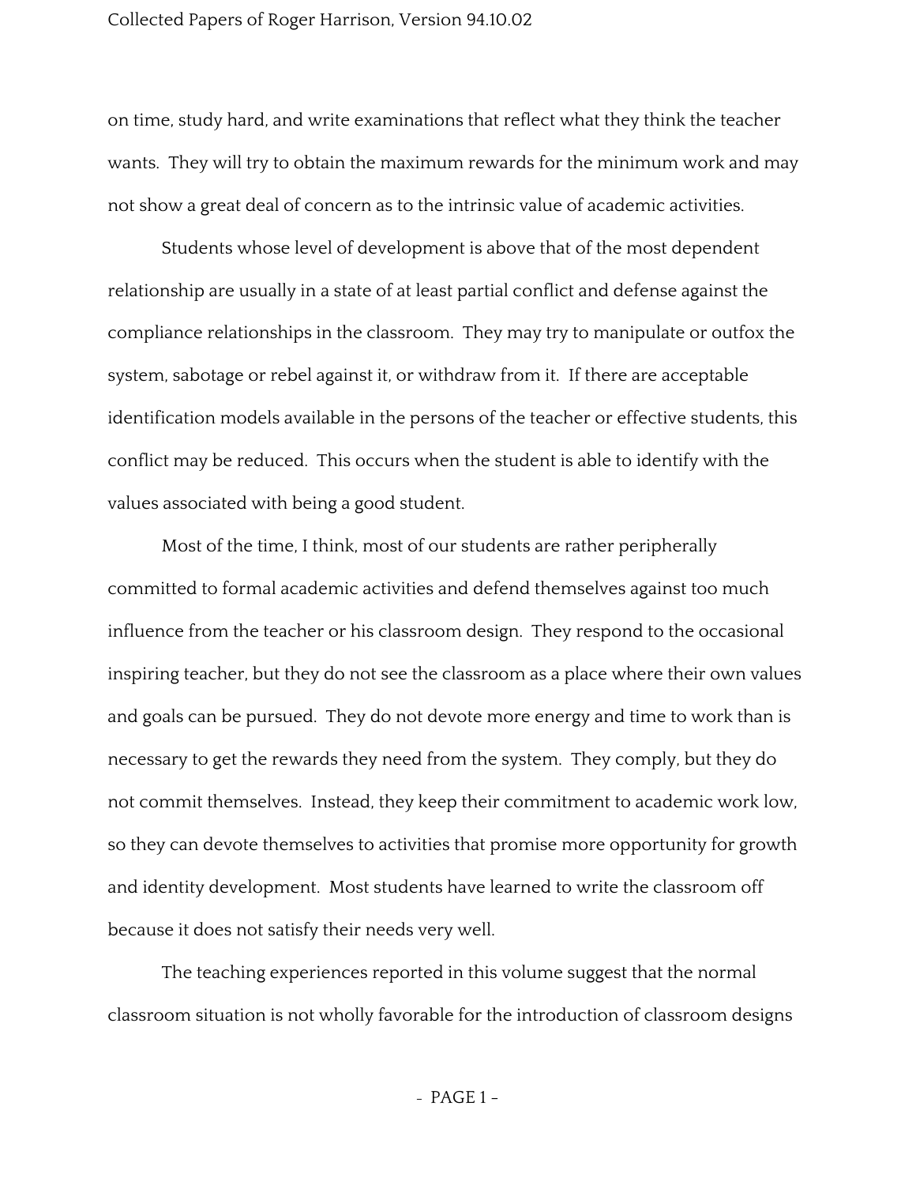on time, study hard, and write examinations that reflect what they think the teacher wants. They will try to obtain the maximum rewards for the minimum work and may not show a great deal of concern as to the intrinsic value of academic activities.

Students whose level of development is above that of the most dependent relationship are usually in a state of at least partial conflict and defense against the compliance relationships in the classroom. They may try to manipulate or outfox the system, sabotage or rebel against it, or withdraw from it. If there are acceptable identification models available in the persons of the teacher or effective students, this conflict may be reduced. This occurs when the student is able to identify with the values associated with being a good student.

Most of the time, I think, most of our students are rather peripherally committed to formal academic activities and defend themselves against too much influence from the teacher or his classroom design. They respond to the occasional inspiring teacher, but they do not see the classroom as a place where their own values and goals can be pursued. They do not devote more energy and time to work than is necessary to get the rewards they need from the system. They comply, but they do not commit themselves. Instead, they keep their commitment to academic work low, so they can devote themselves to activities that promise more opportunity for growth and identity development. Most students have learned to write the classroom off because it does not satisfy their needs very well.

The teaching experiences reported in this volume suggest that the normal classroom situation is not wholly favorable for the introduction of classroom designs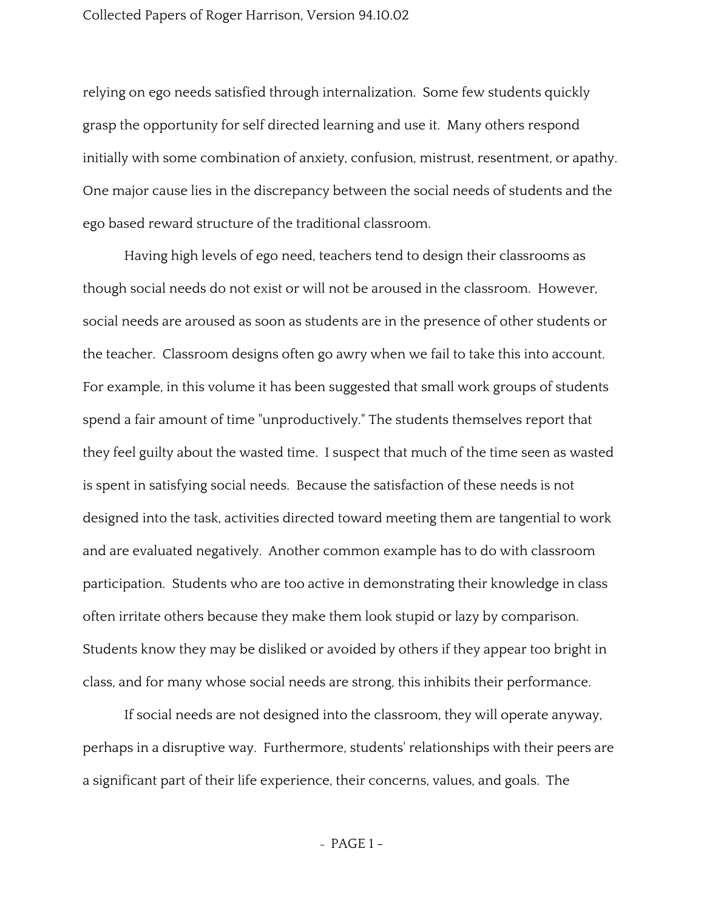relying on ego needs satisfied through internalization. Some few students quickly grasp the opportunity for self directed learning and use it. Many others respond initially with some combination of anxiety, confusion, mistrust, resentment, or apathy. One major cause lies in the discrepancy between the social needs of students and the ego based reward structure of the traditional classroom.

Having high levels of ego need, teachers tend to design their classrooms as though social needs do not exist or will not be aroused in the classroom. However, social needs are aroused as soon as students are in the presence of other students or the teacher. Classroom designs often go awry when we fail to take this into account. For example, in this volume it has been suggested that small work groups of students spend a fair amount of time "unproductively." The students themselves report that they feel guilty about the wasted time. I suspect that much of the time seen as wasted is spent in satisfying social needs. Because the satisfaction of these needs is not designed into the task, activities directed toward meeting them are tangential to work and are evaluated negatively. Another common example has to do with classroom participation. Students who are too active in demonstrating their knowledge in class often irritate others because they make them look stupid or lazy by comparison. Students know they may be disliked or avoided by others if they appear too bright in class, and for many whose social needs are strong, this inhibits their performance.

If social needs are not designed into the classroom, they will operate anyway, perhaps in a disruptive way. Furthermore, students' relationships with their peers are a significant part of their life experience, their concerns, values, and goals. The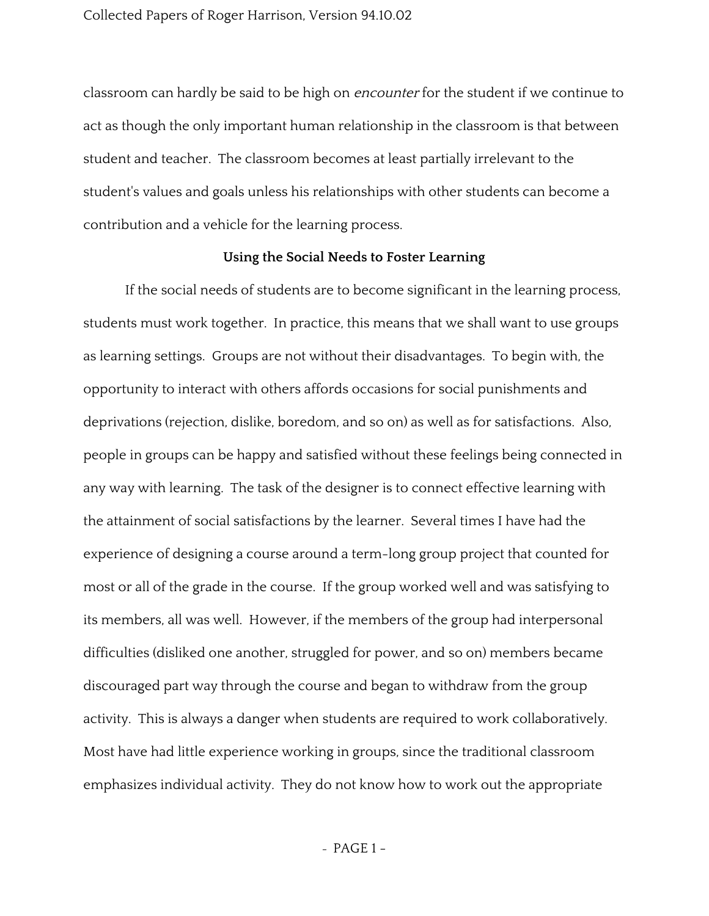classroom can hardly be said to be high on *encounter* for the student if we continue to act as though the only important human relationship in the classroom is that between student and teacher. The classroom becomes at least partially irrelevant to the student's values and goals unless his relationships with other students can become a contribution and a vehicle for the learning process.

## Using the Social Needs to Foster Learning

If the social needs of students are to become significant in the learning process, students must work together. In practice, this means that we shall want to use groups as learning settings. Groups are not without their disadvantages. To begin with, the opportunity to interact with others affords occasions for social punishments and deprivations (rejection, dislike, boredom, and so on) as well as for satisfactions. Also, people in groups can be happy and satisfied without these feelings being connected in any way with learning. The task of the designer is to connect effective learning with the attainment of social satisfactions by the learner. Several times I have had the experience of designing a course around a term-long group project that counted for most or all of the grade in the course. If the group worked well and was satisfying to its members, all was well. However, if the members of the group had interpersonal difficulties (disliked one another, struggled for power, and so on) members became discouraged part way through the course and began to withdraw from the group activity. This is always a danger when students are required to work collaboratively. Most have had little experience working in groups, since the traditional classroom emphasizes individual activity. They do not know how to work out the appropriate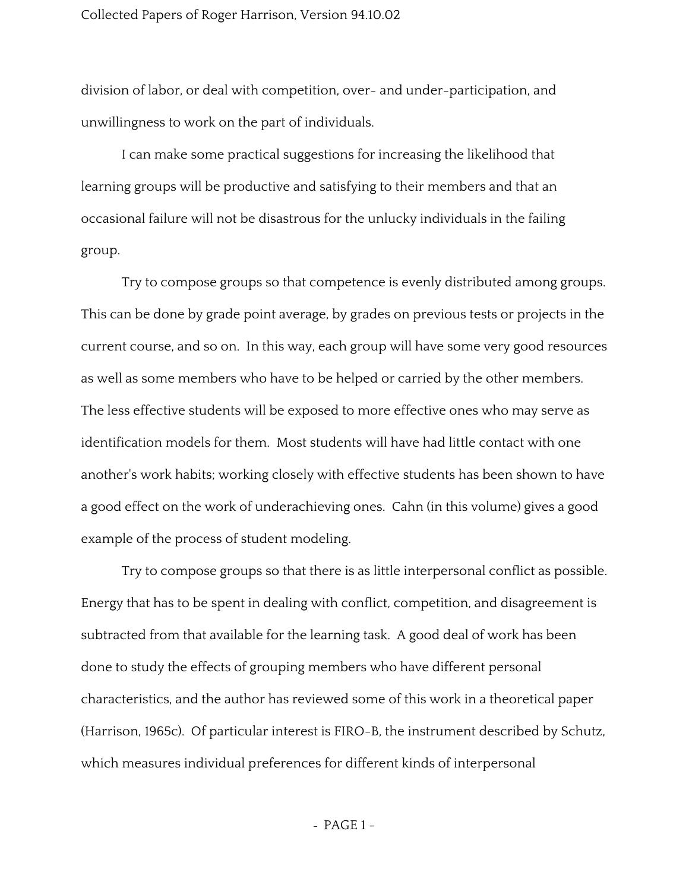division of labor, or deal with competition, over- and under-participation, and unwillingness to work on the part of individuals.

I can make some practical suggestions for increasing the likelihood that learning groups will be productive and satisfying to their members and that an occasional failure will not be disastrous for the unlucky individuals in the failing group.

Try to compose groups so that competence is evenly distributed among groups. This can be done by grade point average, by grades on previous tests or projects in the current course, and so on. In this way, each group will have some very good resources as well as some members who have to be helped or carried by the other members. The less effective students will be exposed to more effective ones who may serve as identification models for them. Most students will have had little contact with one another's work habits; working closely with effective students has been shown to have a good effect on the work of underachieving ones. Cahn (in this volume) gives a good example of the process of student modeling.

Try to compose groups so that there is as little interpersonal conflict as possible. Energy that has to be spent in dealing with conflict, competition, and disagreement is subtracted from that available for the learning task. A good deal of work has been done to study the effects of grouping members who have different personal characteristics, and the author has reviewed some of this work in a theoretical paper (Harrison, 1965c). Of particular interest is FIRO-B, the instrument described by Schutz, which measures individual preferences for different kinds of interpersonal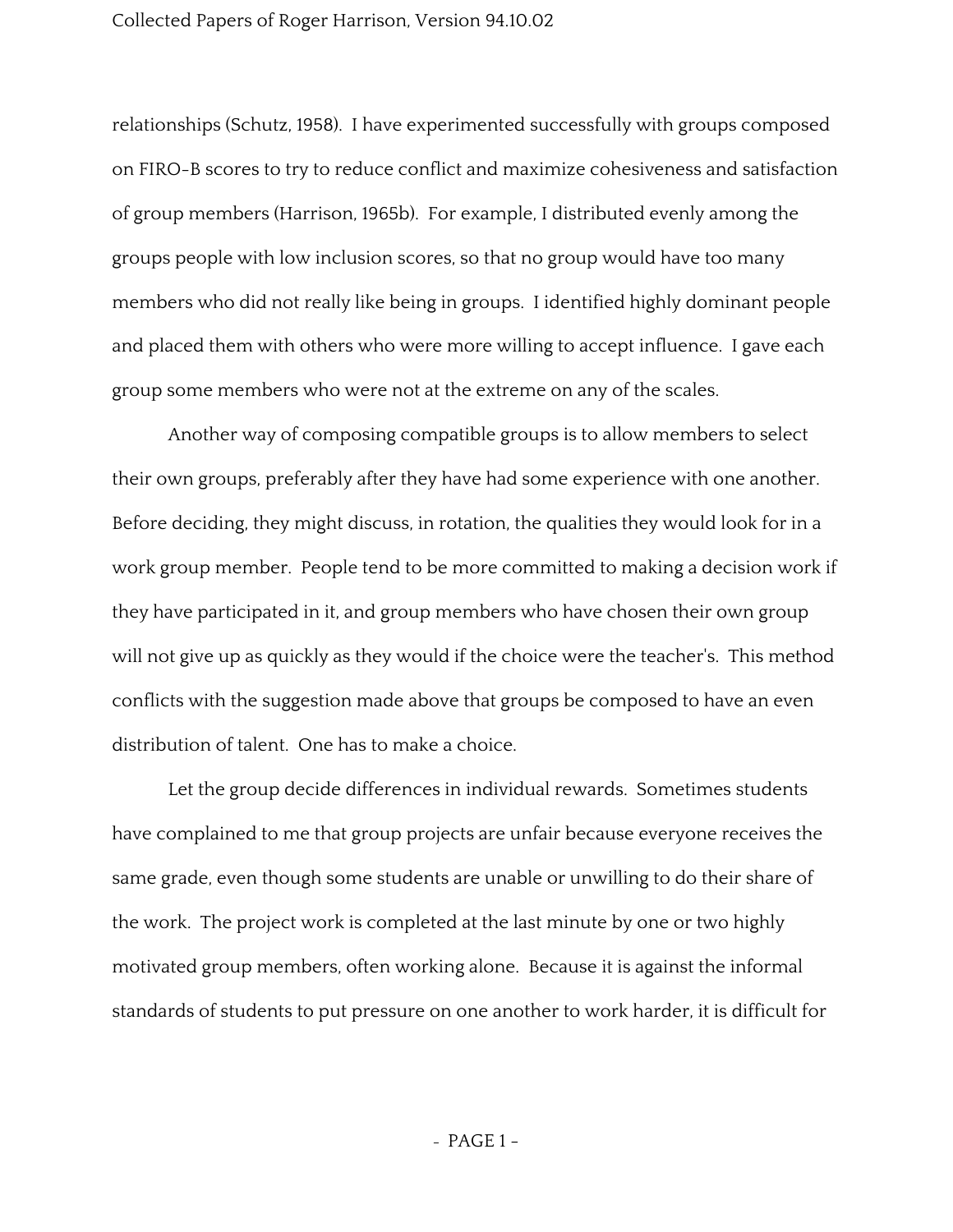relationships (Schutz, 1958). I have experimented successfully with groups composed on FIRO-B scores to try to reduce conflict and maximize cohesiveness and satisfaction of group members (Harrison, 1965b). For example, I distributed evenly among the groups people with low inclusion scores, so that no group would have too many members who did not really like being in groups. I identified highly dominant people and placed them with others who were more willing to accept influence. I gave each group some members who were not at the extreme on any of the scales.

Another way of composing compatible groups is to allow members to select their own groups, preferably after they have had some experience with one another. Before deciding, they might discuss, in rotation, the qualities they would look for in a work group member. People tend to be more committed to making a decision work if they have participated in it, and group members who have chosen their own group will not give up as quickly as they would if the choice were the teacher's. This method conflicts with the suggestion made above that groups be composed to have an even distribution of talent. One has to make a choice.

Let the group decide differences in individual rewards. Sometimes students have complained to me that group projects are unfair because everyone receives the same grade, even though some students are unable or unwilling to do their share of the work. The project work is completed at the last minute by one or two highly motivated group members, often working alone. Because it is against the informal standards of students to put pressure on one another to work harder, it is difficult for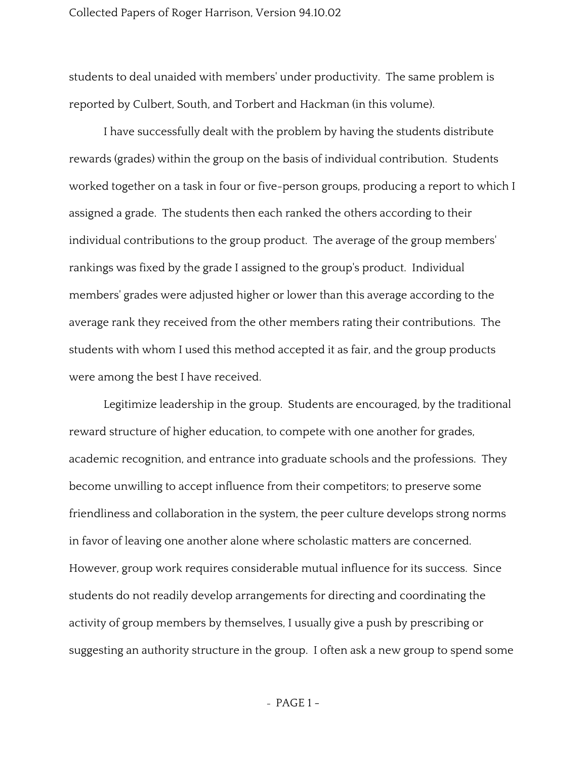students to deal unaided with members' under productivity. The same problem is reported by Culbert, South, and Torbert and Hackman (in this volume).

I have successfully dealt with the problem by having the students distribute rewards (grades) within the group on the basis of individual contribution. Students worked together on a task in four or five-person groups, producing a report to which I assigned a grade. The students then each ranked the others according to their individual contributions to the group product. The average of the group members' rankings was fixed by the grade I assigned to the group's product. Individual members' grades were adjusted higher or lower than this average according to the average rank they received from the other members rating their contributions. The students with whom I used this method accepted it as fair, and the group products were among the best I have received.

Legitimize leadership in the group. Students are encouraged, by the traditional reward structure of higher education, to compete with one another for grades, academic recognition, and entrance into graduate schools and the professions. They become unwilling to accept influence from their competitors; to preserve some friendliness and collaboration in the system, the peer culture develops strong norms in favor of leaving one another alone where scholastic matters are concerned. However, group work requires considerable mutual influence for its success. Since students do not readily develop arrangements for directing and coordinating the activity of group members by themselves, I usually give a push by prescribing or suggesting an authority structure in the group. I often ask a new group to spend some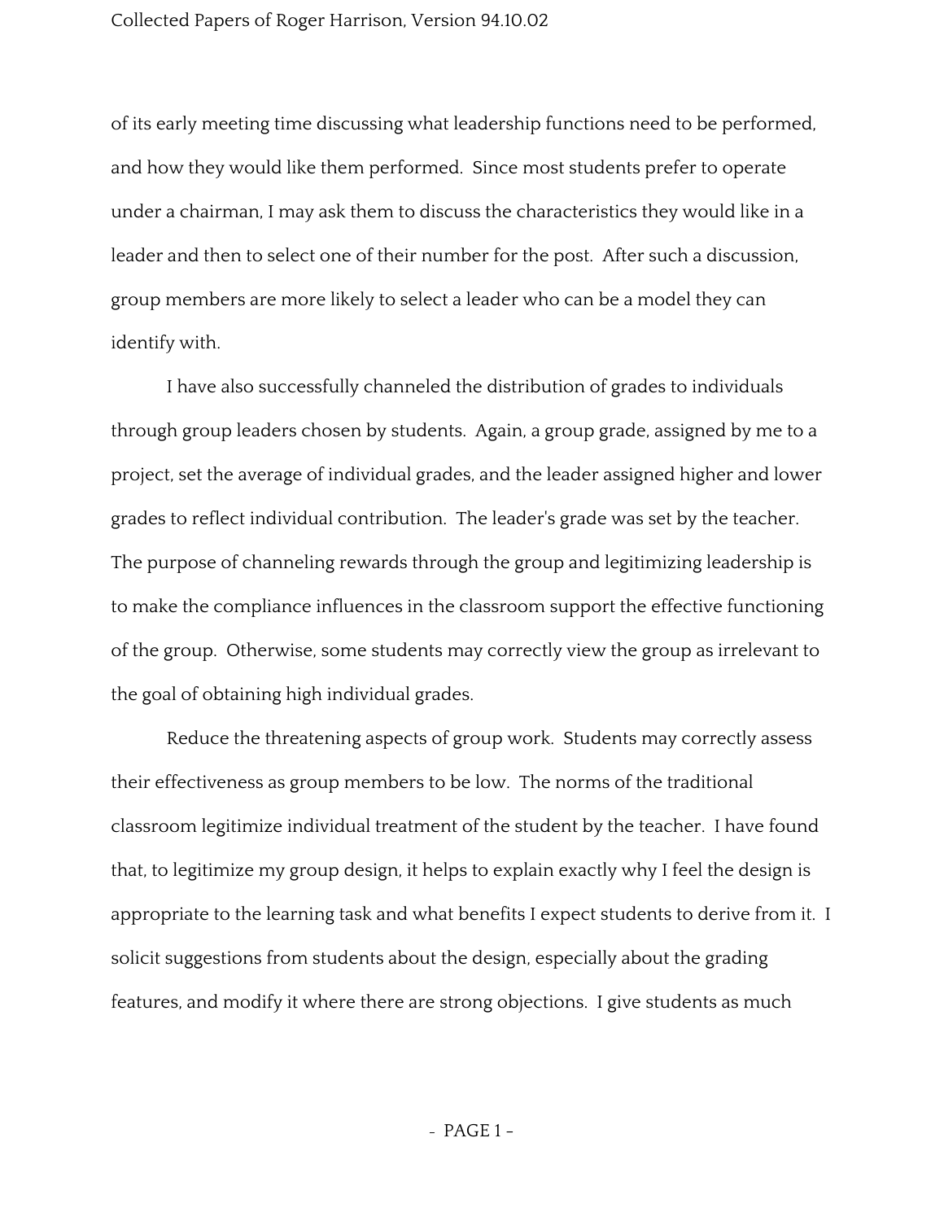of its early meeting time discussing what leadership functions need to be performed, and how they would like them performed. Since most students prefer to operate under a chairman, I may ask them to discuss the characteristics they would like in a leader and then to select one of their number for the post. After such a discussion, group members are more likely to select a leader who can be a model they can identify with.

I have also successfully channeled the distribution of grades to individuals through group leaders chosen by students. Again, a group grade, assigned by me to a project, set the average of individual grades, and the leader assigned higher and lower grades to reflect individual contribution. The leader's grade was set by the teacher. The purpose of channeling rewards through the group and legitimizing leadership is to make the compliance influences in the classroom support the effective functioning of the group. Otherwise, some students may correctly view the group as irrelevant to the goal of obtaining high individual grades.

Reduce the threatening aspects of group work. Students may correctly assess their effectiveness as group members to be low. The norms of the traditional classroom legitimize individual treatment of the student by the teacher. I have found that, to legitimize my group design, it helps to explain exactly why I feel the design is appropriate to the learning task and what benefits I expect students to derive from it. I solicit suggestions from students about the design, especially about the grading features, and modify it where there are strong objections. I give students as much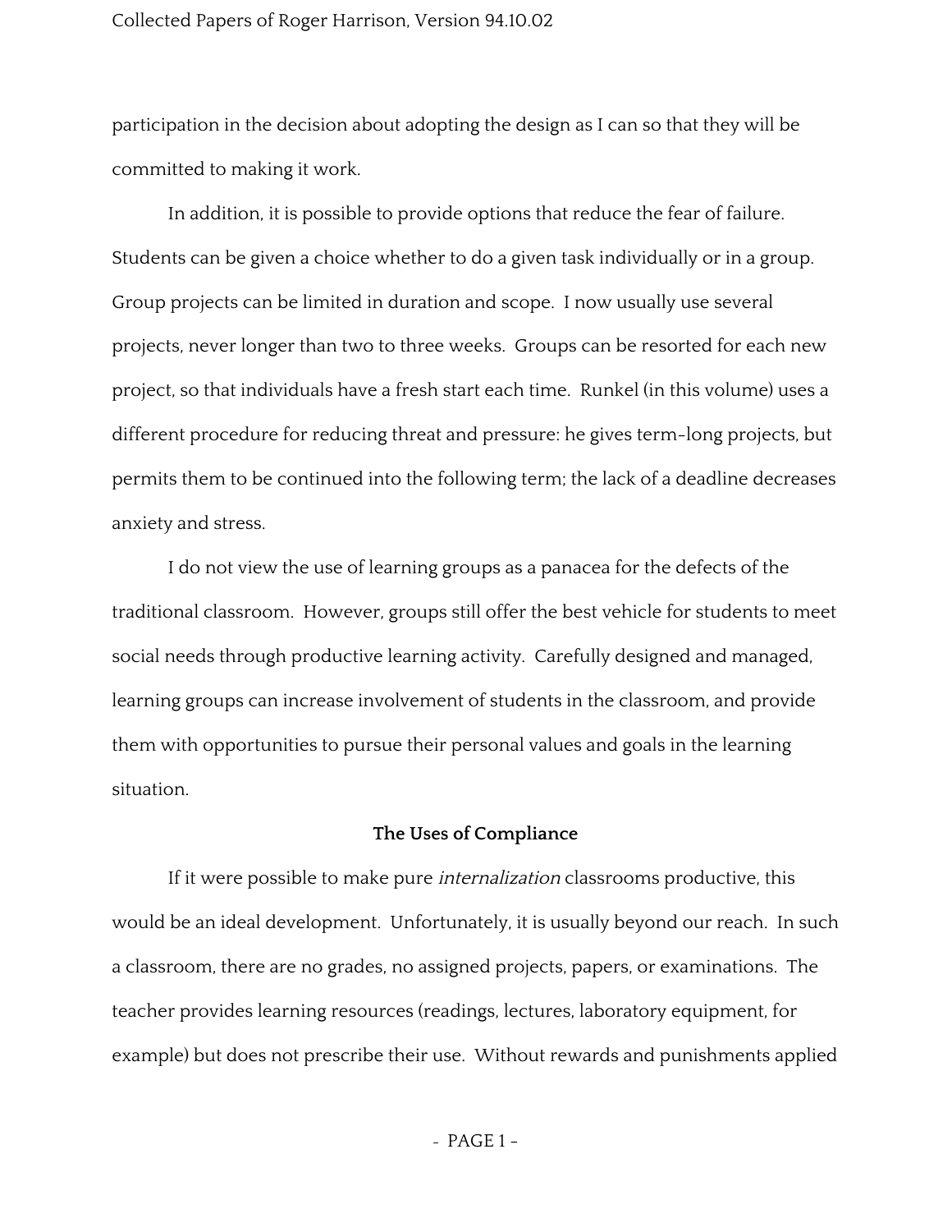participation in the decision about adopting the design as I can so that they will be committed to making it work.

In addition, it is possible to provide options that reduce the fear of failure. Students can be given a choice whether to do a given task individually or in a group. Group projects can be limited in duration and scope. I now usually use several projects, never longer than two to three weeks. Groups can be resorted for each new project, so that individuals have a fresh start each time. Runkel (in this volume) uses a different procedure for reducing threat and pressure: he gives term-long projects, but permits them to be continued into the following term; the lack of a deadline decreases anxiety and stress.

I do not view the use of learning groups as a panacea for the defects of the traditional classroom. However, groups still offer the best vehicle for students to meet social needs through productive learning activity. Carefully designed and managed, learning groups can increase involvement of students in the classroom, and provide them with opportunities to pursue their personal values and goals in the learning situation.

## The Uses of Compliance

If it were possible to make pure *internalization* classrooms productive, this would be an ideal development. Unfortunately, it is usually beyond our reach. In such a classroom, there are no grades, no assigned projects, papers, or examinations. The teacher provides learning resources (readings, lectures, laboratory equipment, for example) but does not prescribe their use. Without rewards and punishments applied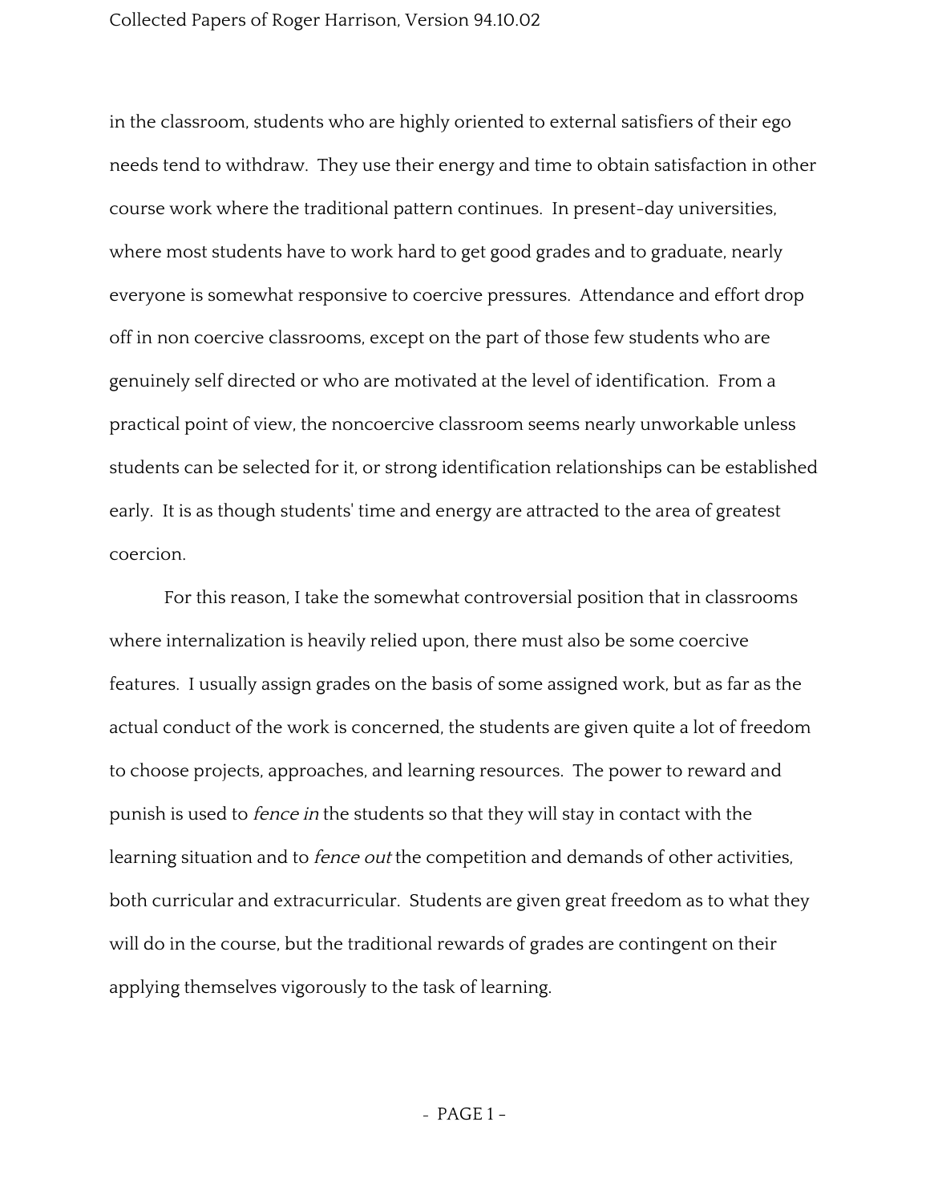in the classroom, students who are highly oriented to external satisfiers of their ego needs tend to withdraw. They use their energy and time to obtain satisfaction in other course work where the traditional pattern continues. In present-day universities, where most students have to work hard to get good grades and to graduate, nearly everyone is somewhat responsive to coercive pressures. Attendance and effort drop off in non coercive classrooms, except on the part of those few students who are genuinely self directed or who are motivated at the level of identification. From a practical point of view, the noncoercive classroom seems nearly unworkable unless students can be selected for it, or strong identification relationships can be established early. It is as though students' time and energy are attracted to the area of greatest coercion.

For this reason, I take the somewhat controversial position that in classrooms where internalization is heavily relied upon, there must also be some coercive features. I usually assign grades on the basis of some assigned work, but as far as the actual conduct of the work is concerned, the students are given quite a lot of freedom to choose projects, approaches, and learning resources. The power to reward and punish is used to *fence in* the students so that they will stay in contact with the learning situation and to *fence out* the competition and demands of other activities, both curricular and extracurricular. Students are given great freedom as to what they will do in the course, but the traditional rewards of grades are contingent on their applying themselves vigorously to the task of learning.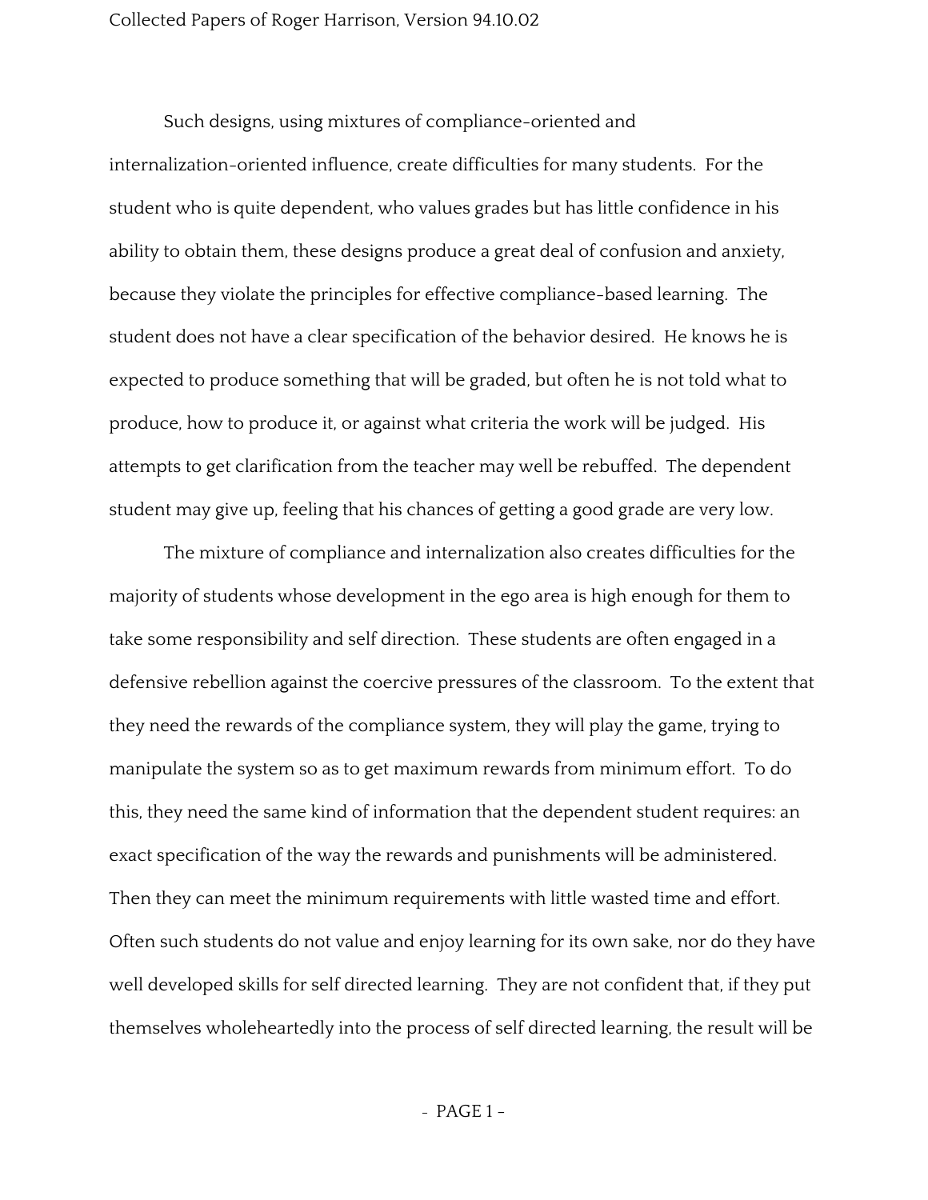Such designs, using mixtures of compliance-oriented and internalization-oriented influence, create difficulties for many students. For the student who is quite dependent, who values grades but has little confidence in his ability to obtain them, these designs produce a great deal of confusion and anxiety, because they violate the principles for effective compliance-based learning. The student does not have a clear specification of the behavior desired. He knows he is expected to produce something that will be graded, but often he is not told what to produce, how to produce it, or against what criteria the work will be judged. His attempts to get clarification from the teacher may well be rebuffed. The dependent student may give up, feeling that his chances of getting a good grade are very low.

The mixture of compliance and internalization also creates difficulties for the majority of students whose development in the ego area is high enough for them to take some responsibility and self direction. These students are often engaged in a defensive rebellion against the coercive pressures of the classroom. To the extent that they need the rewards of the compliance system, they will play the game, trying to manipulate the system so as to get maximum rewards from minimum effort. To do this, they need the same kind of information that the dependent student requires: an exact specification of the way the rewards and punishments will be administered. Then they can meet the minimum requirements with little wasted time and effort. Often such students do not value and enjoy learning for its own sake, nor do they have well developed skills for self directed learning. They are not confident that, if they put themselves wholeheartedly into the process of self directed learning, the result will be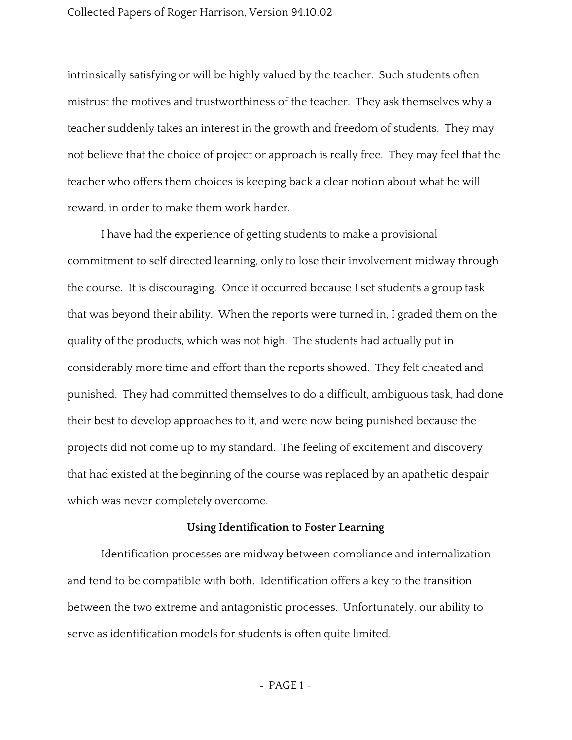intrinsically satisfying or will be highly valued by the teacher. Such students often mistrust the motives and trustworthiness of the teacher. They ask themselves why a teacher suddenly takes an interest in the growth and freedom of students. They may not believe that the choice of project or approach is really free. They may feel that the teacher who offers them choices is keeping back a clear notion about what he will reward, in order to make them work harder.

I have had the experience of getting students to make a provisional commitment to self directed learning, only to lose their involvement midway through the course. It is discouraging. Once it occurred because I set students a group task that was beyond their ability. When the reports were turned in, I graded them on the quality of the products, which was not high. The students had actually put in considerably more time and effort than the reports showed. They felt cheated and punished. They had committed themselves to do a difficult, ambiguous task, had done their best to develop approaches to it, and were now being punished because the projects did not come up to my standard. The feeling of excitement and discovery that had existed at the beginning of the course was replaced by an apathetic despair which was never completely overcome.

**Using Identification to Foster Learning**

Identification processes are midway between compliance and internalization and tend to be compatibIe with both. Identification offers a key to the transition between the two extreme and antagonistic processes. Unfortunately, our ability to serve as identification models for students is often quite limited.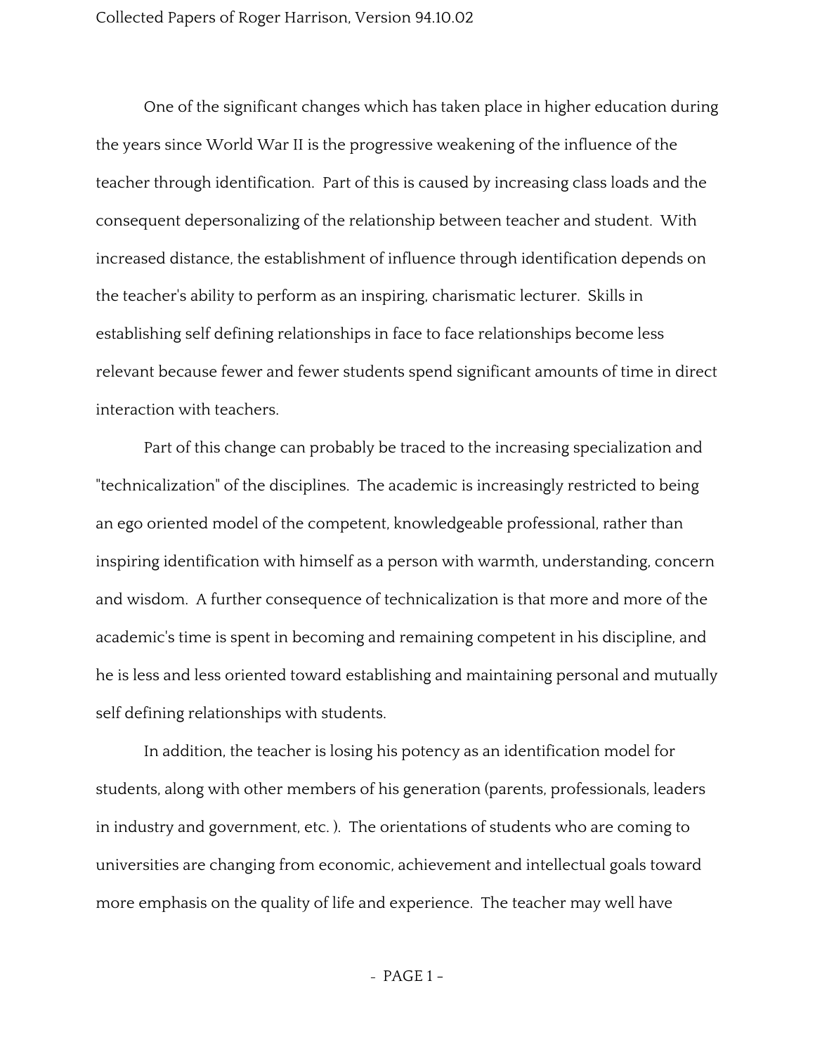One of the significant changes which has taken place in higher education during the years since World War II is the progressive weakening of the influence of the teacher through identification. Part of this is caused by increasing class loads and the consequent depersonalizing of the relationship between teacher and student. With increased distance, the establishment of influence through identification depends on the teacher's ability to perform as an inspiring, charismatic lecturer. Skills in establishing self defining relationships in face to face relationships become less relevant because fewer and fewer students spend significant amounts of time in direct interaction with teachers.

Part of this change can probably be traced to the increasing specialization and "technicalization" of the disciplines. The academic is increasingly restricted to being an ego oriented model of the competent, knowledgeable professional, rather than inspiring identification with himself as a person with warmth, understanding, concern and wisdom. A further consequence of technicalization is that more and more of the academic's time is spent in becoming and remaining competent in his discipline, and he is less and less oriented toward establishing and maintaining personal and mutually self defining relationships with students.

In addition, the teacher is losing his potency as an identification model for students, along with other members of his generation (parents, professionals, leaders in industry and government, etc. ). The orientations of students who are coming to universities are changing from economic, achievement and intellectual goals toward more emphasis on the quality of life and experience. The teacher may well have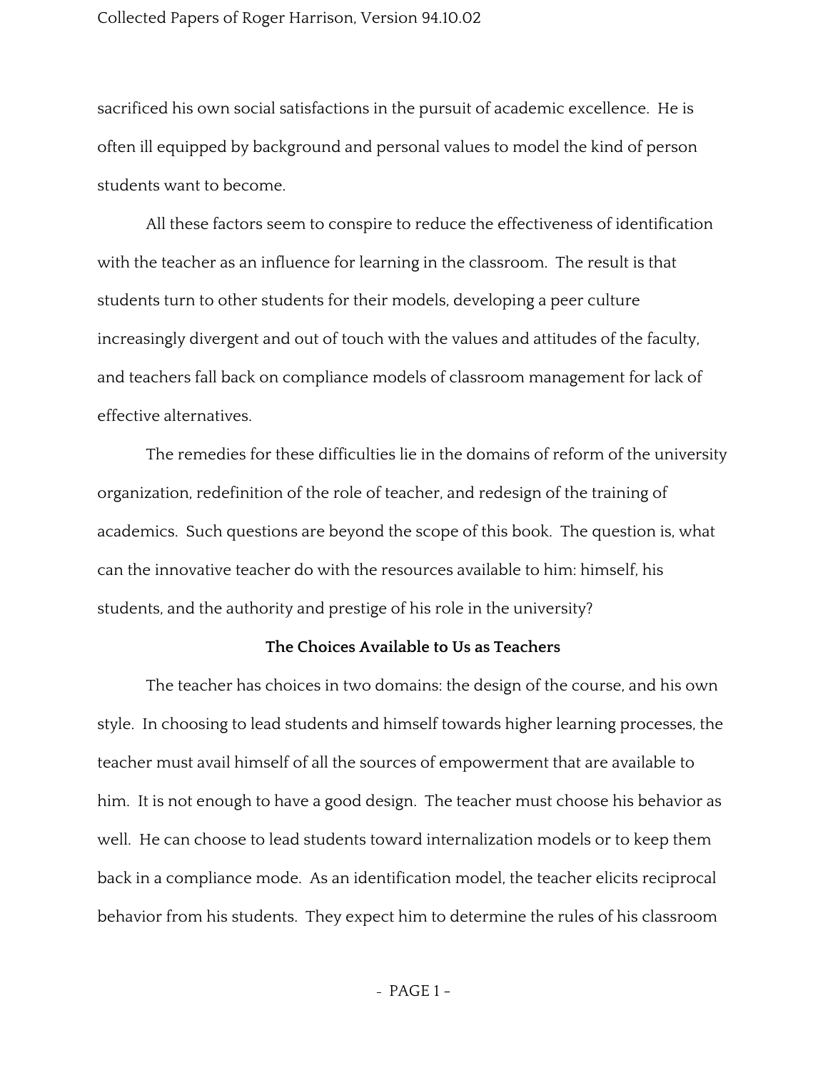sacrificed his own social satisfactions in the pursuit of academic excellence. He is often ill equipped by background and personal values to model the kind of person students want to become.

All these factors seem to conspire to reduce the effectiveness of identification with the teacher as an influence for learning in the classroom. The result is that students turn to other students for their models, developing a peer culture increasingly divergent and out of touch with the values and attitudes of the faculty, and teachers fall back on compliance models of classroom management for lack of effective alternatives.

The remedies for these difficulties lie in the domains of reform of the university organization, redefinition of the role of teacher, and redesign of the training of academics. Such questions are beyond the scope of this book. The question is, what can the innovative teacher do with the resources available to him: himself, his students, and the authority and prestige of his role in the university?

## The Choices Available to Us as Teachers

The teacher has choices in two domains: the design of the course, and his own style. In choosing to lead students and himself towards higher learning processes, the teacher must avail himself of all the sources of empowerment that are available to him. It is not enough to have a good design. The teacher must choose his behavior as well. He can choose to lead students toward internalization models or to keep them back in a compliance mode. As an identification model, the teacher elicits reciprocal behavior from his students. They expect him to determine the rules of his classroom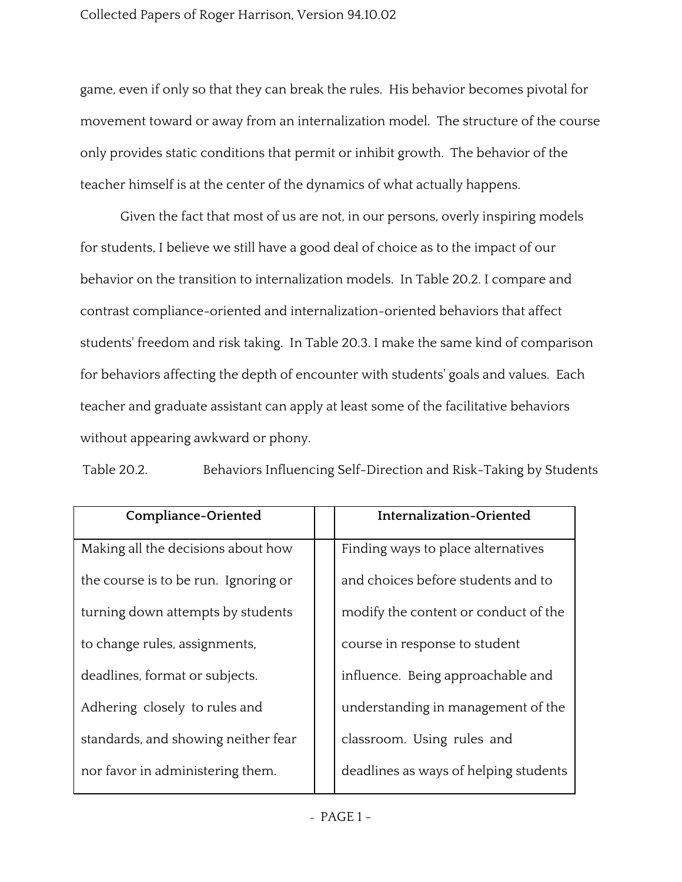game, even if only so that they can break the rules. His behavior becomes pivotal for movement toward or away from an internalization model. The structure of the course only provides static conditions that permit or inhibit growth. The behavior of the teacher himself is at the center of the dynamics of what actually happens.

Given the fact that most of us are not, in our persons, overly inspiring models for students, I believe we still have a good deal of choice as to the impact of our behavior on the transition to internalization models. In Table 20.2. I compare and contrast compliance-oriented and internalization-oriented behaviors that affect students' freedom and risk taking. In Table 20.3. I make the same kind of comparison for behaviors affecting the depth of encounter with students' goals and values. Each teacher and graduate assistant can apply at least some of the facilitative behaviors without appearing awkward or phony.

Table 20.2. Behaviors Influencing Self-Direction and Risk-Taking by Students

| Compliance-Oriented | | Internalization-Oriented |
|---|---|---|
| Making all the decisions about how the course is to be run. Ignoring or turning down attempts by students to change rules, assignments, deadlines, format or subjects. Adhering closely to rules and standards, and showing neither fear nor favor in administering them. | | Finding ways to place alternatives and choices before students and to modify the content or conduct of the course in response to student influence. Being approachable and understanding in management of the classroom. Using rules and deadlines as ways of helping students |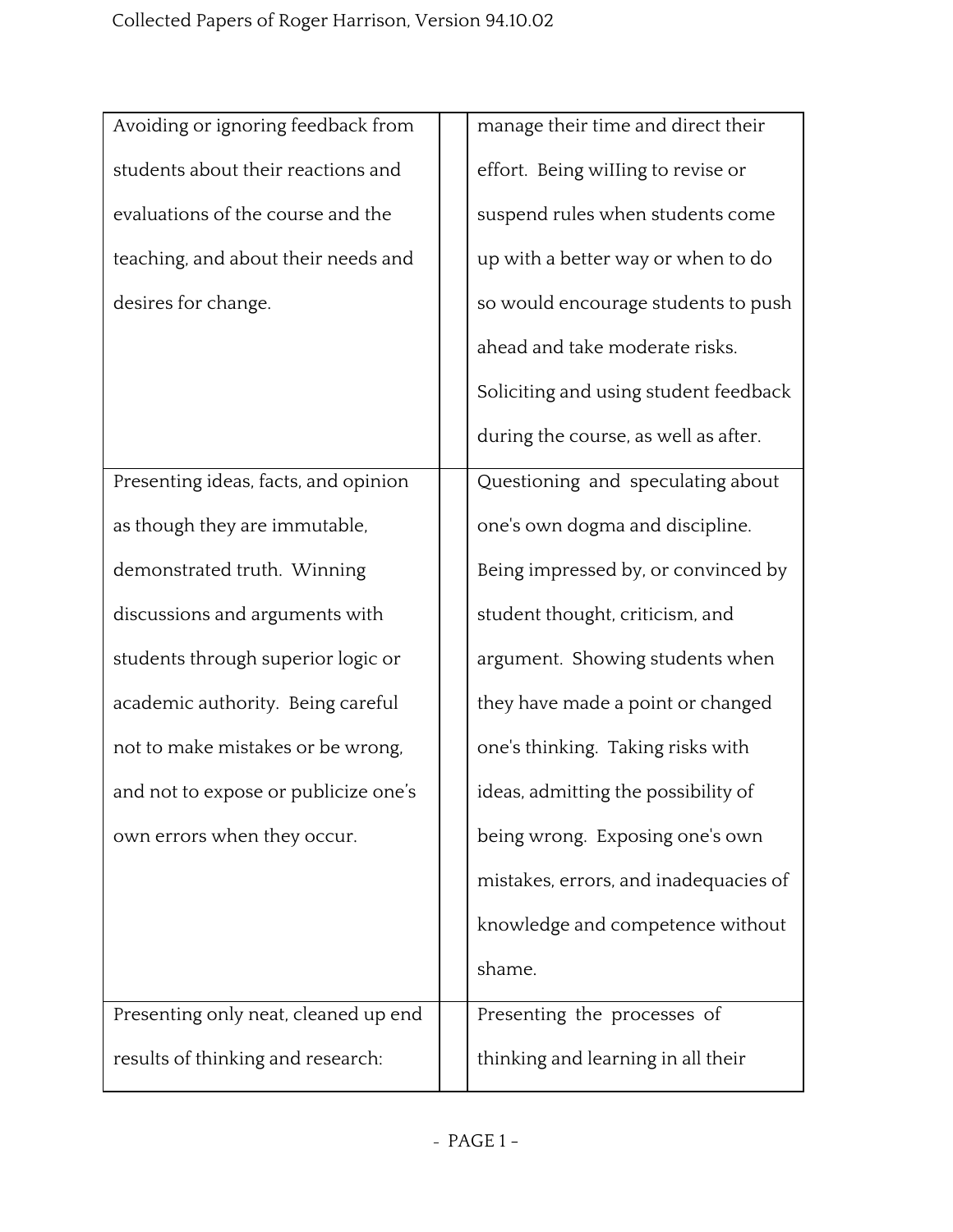| | | |
|---|---|---|
| Avoiding or ignoring feedback from students about their reactions and evaluations of the course and the teaching, and about their needs and desires for change. | | manage their time and direct their effort. Being wiIling to revise or suspend rules when students come up with a better way or when to do so would encourage students to push ahead and take moderate risks. Soliciting and using student feedback during the course, as well as after. |
| Presenting ideas, facts, and opinion as though they are immutable, demonstrated truth. Winning discussions and arguments with students through superior logic or academic authority. Being careful not to make mistakes or be wrong, and not to expose or publicize one's own errors when they occur. | | Questioning and speculating about one's own dogma and discipline. Being impressed by, or convinced by student thought, criticism, and argument. Showing students when they have made a point or changed one's thinking. Taking risks with ideas, admitting the possibility of being wrong. Exposing one's own mistakes, errors, and inadequacies of knowledge and competence without shame. |
| Presenting only neat, cleaned up end results of thinking and research: | | Presenting the processes of thinking and learning in all their |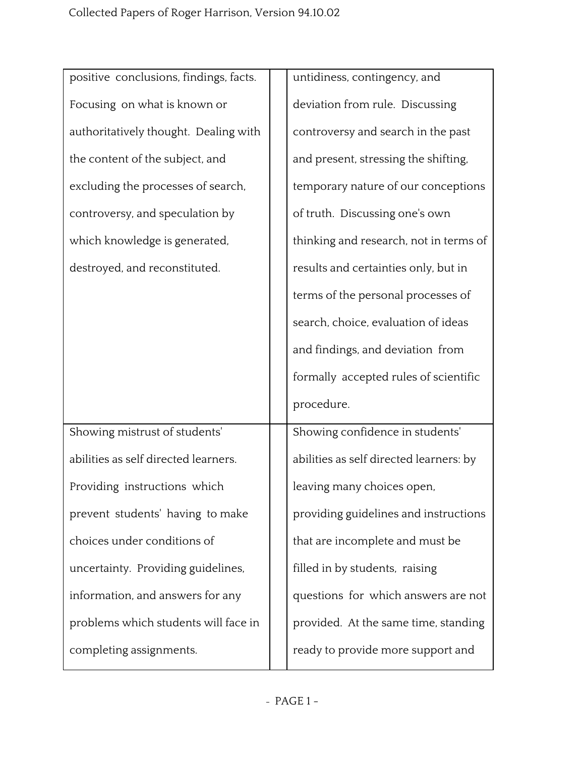| | | |
|---|---|---|
| positive conclusions, findings, facts. Focusing on what is known or authoritatively thought. Dealing with the content of the subject, and excluding the processes of search, controversy, and speculation by which knowledge is generated, destroyed, and reconstituted. | | untidiness, contingency, and deviation from rule. Discussing controversy and search in the past and present, stressing the shifting, temporary nature of our conceptions of truth. Discussing one's own thinking and research, not in terms of results and certainties only, but in terms of the personal processes of search, choice, evaluation of ideas and findings, and deviation from formally accepted rules of scientific procedure. |
| Showing mistrust of students' abilities as self directed learners. Providing instructions which prevent students' having to make choices under conditions of uncertainty. Providing guidelines, information, and answers for any problems which students will face in completing assignments. | | Showing confidence in students' abilities as self directed learners: by leaving many choices open, providing guidelines and instructions that are incomplete and must be filled in by students, raising questions for which answers are not provided. At the same time, standing ready to provide more support and |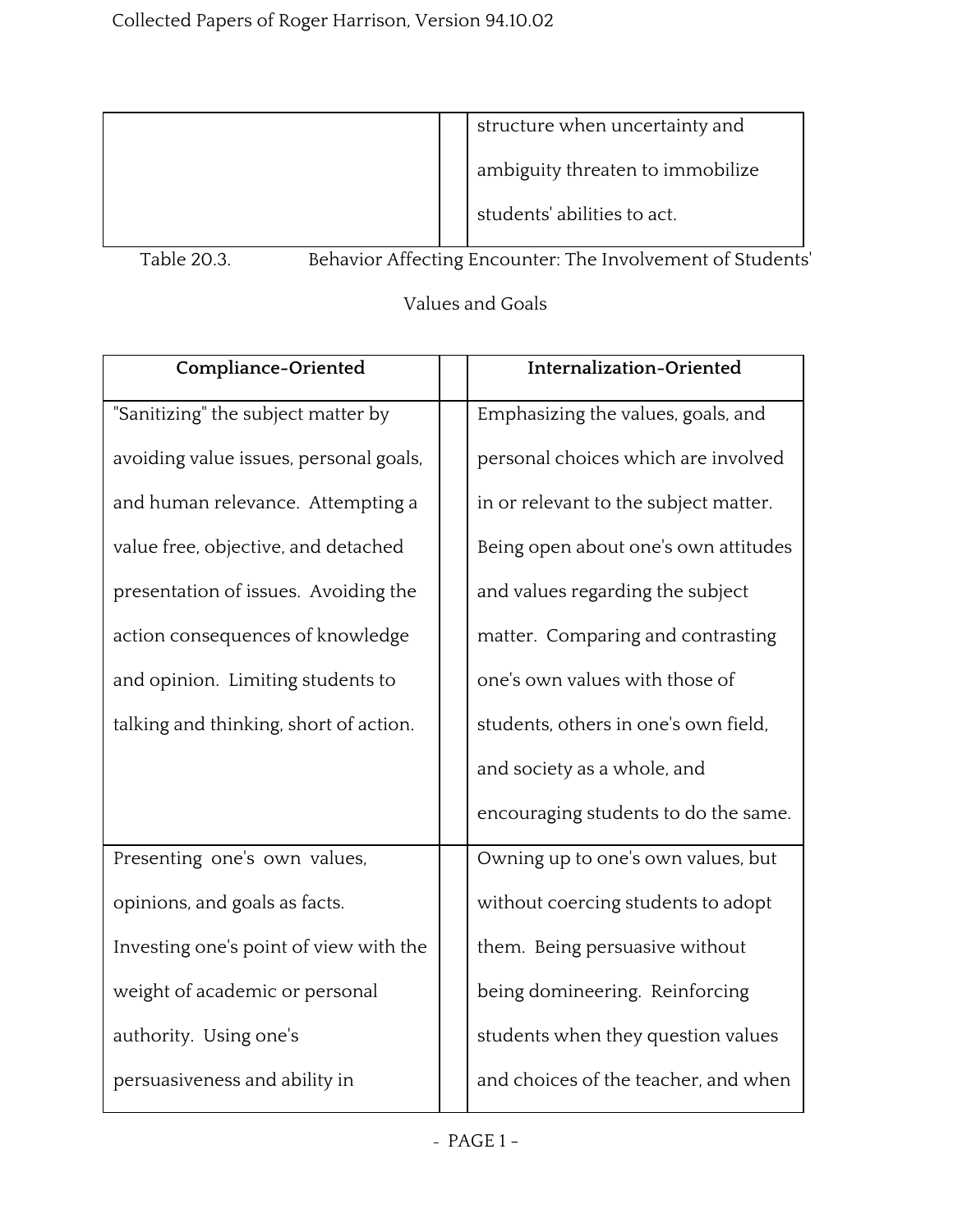| | | |
|---|---|---|
| | | structure when uncertainty and ambiguity threaten to immobilize students' abilities to act. |

Table 20.3. Behavior Affecting Encounter: The Involvement of Students' Values and Goals

| Compliance-Oriented | | Internalization-Oriented |
|---|---|---|
| "Sanitizing" the subject matter by avoiding value issues, personal goals, and human relevance. Attempting a value free, objective, and detached presentation of issues. Avoiding the action consequences of knowledge and opinion. Limiting students to talking and thinking, short of action. | | Emphasizing the values, goals, and personal choices which are involved in or relevant to the subject matter. Being open about one's own attitudes and values regarding the subject matter. Comparing and contrasting one's own values with those of students, others in one's own field, and society as a whole, and encouraging students to do the same. |
| Presenting one's own values, opinions, and goals as facts. Investing one's point of view with the weight of academic or personal authority. Using one's persuasiveness and ability in | | Owning up to one's own values, but without coercing students to adopt them. Being persuasive without being domineering. Reinforcing students when they question values and choices of the teacher, and when |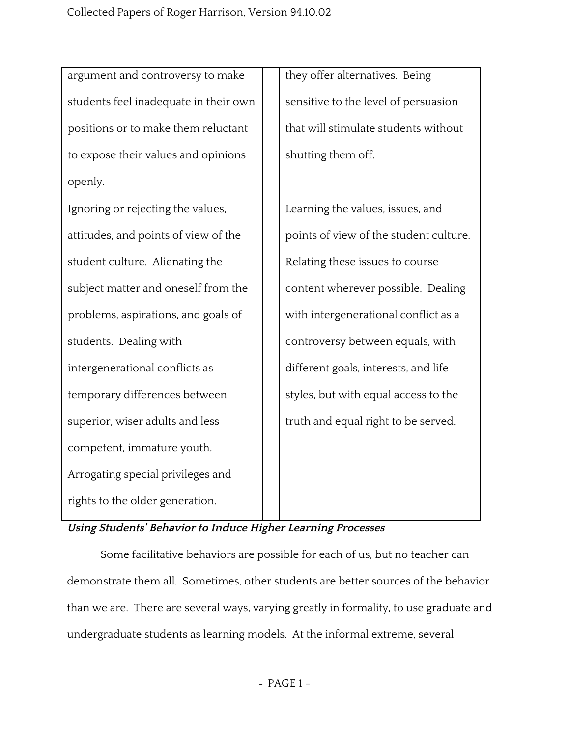| | | |
|---|---|---|
| argument and controversy to make students feel inadequate in their own positions or to make them reluctant to expose their values and opinions openly. | | they offer alternatives. Being sensitive to the level of persuasion that will stimulate students without shutting them off. |
| Ignoring or rejecting the values, attitudes, and points of view of the student culture. Alienating the subject matter and oneself from the problems, aspirations, and goals of students. Dealing with intergenerational conflicts as temporary differences between superior, wiser adults and less competent, immature youth. Arrogating special privileges and rights to the older generation. | | Learning the values, issues, and points of view of the student culture. Relating these issues to course content wherever possible. Dealing with intergenerational conflict as a controversy between equals, with different goals, interests, and life styles, but with equal access to the truth and equal right to be served. |

***Using Students' Behavior to Induce Higher Learning Processes***

Some facilitative behaviors are possible for each of us, but no teacher can demonstrate them all. Sometimes, other students are better sources of the behavior than we are. There are several ways, varying greatly in formality, to use graduate and undergraduate students as learning models. At the informal extreme, several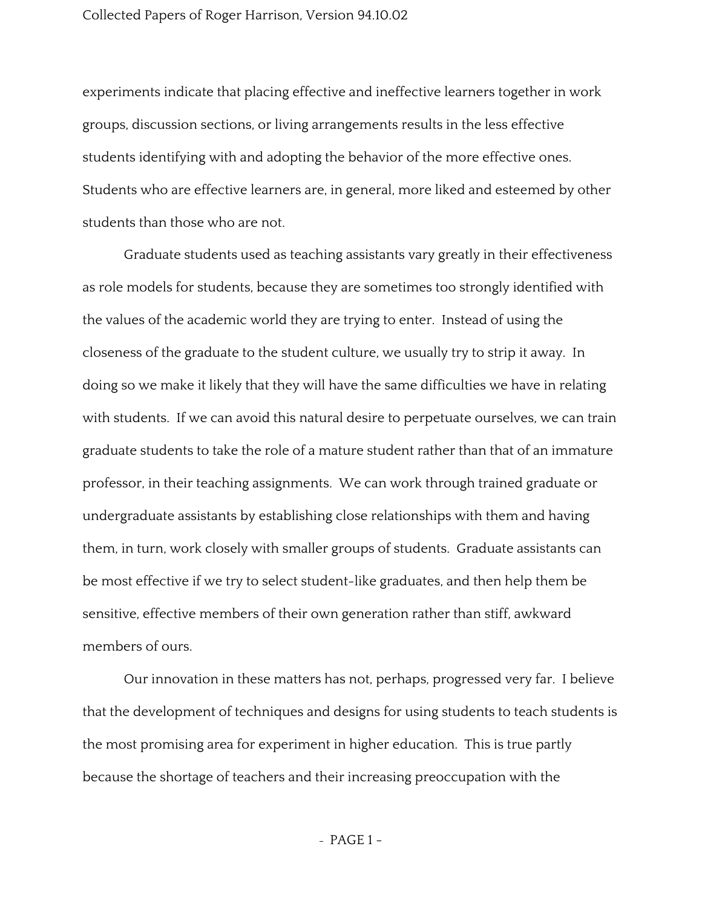experiments indicate that placing effective and ineffective learners together in work groups, discussion sections, or living arrangements results in the less effective students identifying with and adopting the behavior of the more effective ones. Students who are effective learners are, in general, more liked and esteemed by other students than those who are not.

Graduate students used as teaching assistants vary greatly in their effectiveness as role models for students, because they are sometimes too strongly identified with the values of the academic world they are trying to enter. Instead of using the closeness of the graduate to the student culture, we usually try to strip it away. In doing so we make it likely that they will have the same difficulties we have in relating with students. If we can avoid this natural desire to perpetuate ourselves, we can train graduate students to take the role of a mature student rather than that of an immature professor, in their teaching assignments. We can work through trained graduate or undergraduate assistants by establishing close relationships with them and having them, in turn, work closely with smaller groups of students. Graduate assistants can be most effective if we try to select student-like graduates, and then help them be sensitive, effective members of their own generation rather than stiff, awkward members of ours.

Our innovation in these matters has not, perhaps, progressed very far. I believe that the development of techniques and designs for using students to teach students is the most promising area for experiment in higher education. This is true partly because the shortage of teachers and their increasing preoccupation with the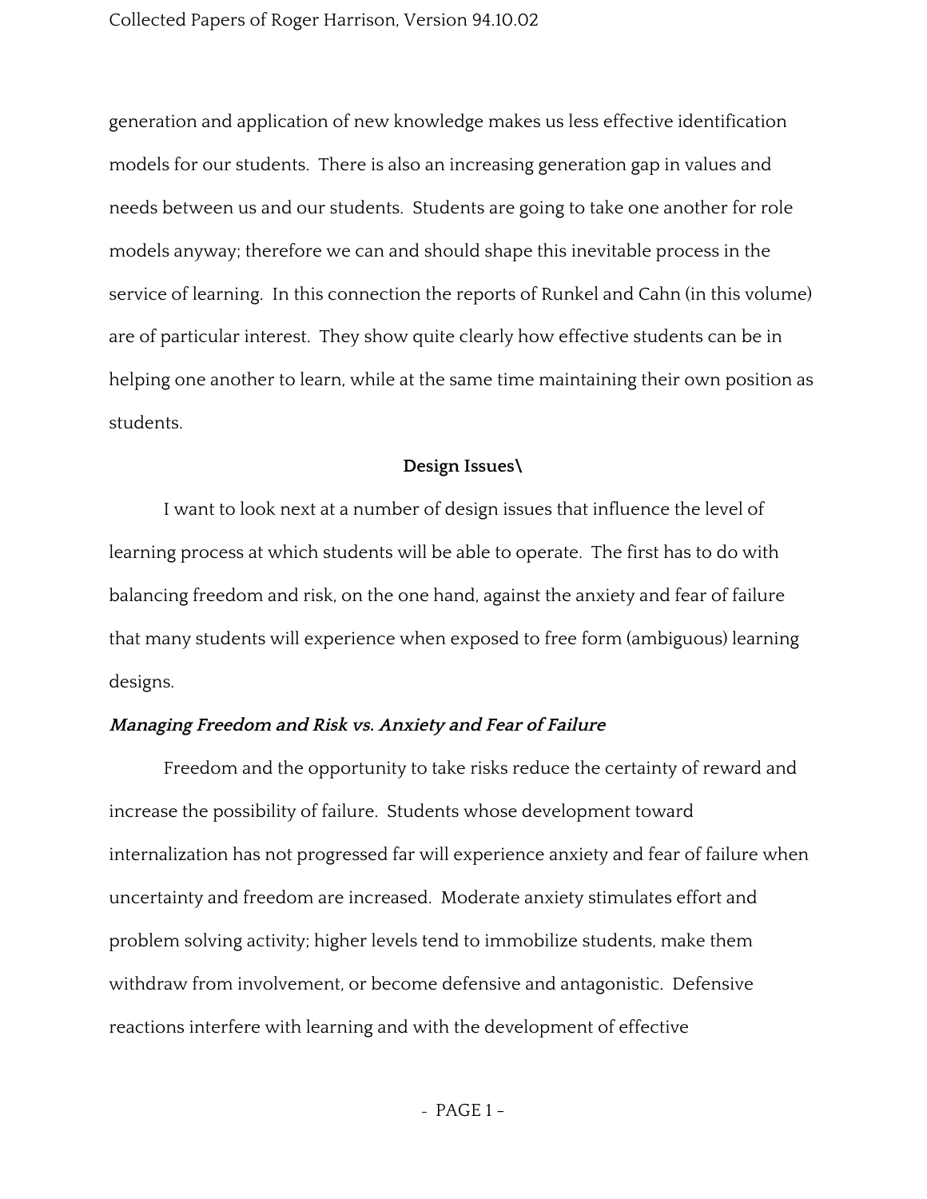generation and application of new knowledge makes us less effective identification models for our students. There is also an increasing generation gap in values and needs between us and our students. Students are going to take one another for role models anyway; therefore we can and should shape this inevitable process in the service of learning. In this connection the reports of Runkel and Cahn (in this volume) are of particular interest. They show quite clearly how effective students can be in helping one another to learn, while at the same time maintaining their own position as students.

## Design Issues\

I want to look next at a number of design issues that influence the level of learning process at which students will be able to operate. The first has to do with balancing freedom and risk, on the one hand, against the anxiety and fear of failure that many students will experience when exposed to free form (ambiguous) learning designs.

### ***Managing Freedom and Risk vs. Anxiety and Fear of Failure***

Freedom and the opportunity to take risks reduce the certainty of reward and increase the possibility of failure. Students whose development toward internalization has not progressed far will experience anxiety and fear of failure when uncertainty and freedom are increased. Moderate anxiety stimulates effort and problem solving activity; higher levels tend to immobilize students, make them withdraw from involvement, or become defensive and antagonistic. Defensive reactions interfere with learning and with the development of effective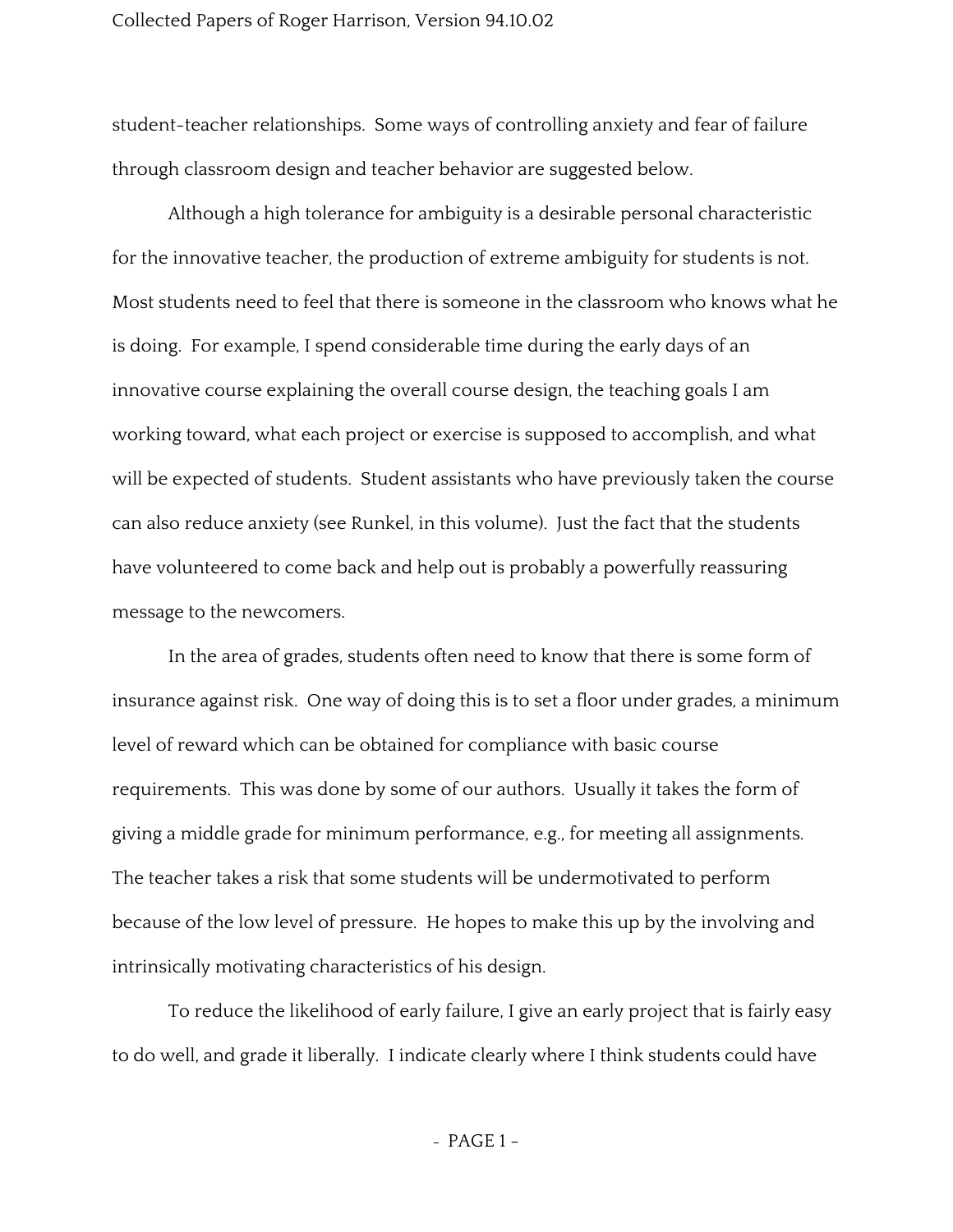student-teacher relationships. Some ways of controlling anxiety and fear of failure through classroom design and teacher behavior are suggested below.

Although a high tolerance for ambiguity is a desirable personal characteristic for the innovative teacher, the production of extreme ambiguity for students is not. Most students need to feel that there is someone in the classroom who knows what he is doing. For example, I spend considerable time during the early days of an innovative course explaining the overall course design, the teaching goals I am working toward, what each project or exercise is supposed to accomplish, and what will be expected of students. Student assistants who have previously taken the course can also reduce anxiety (see Runkel, in this volume). Just the fact that the students have volunteered to come back and help out is probably a powerfully reassuring message to the newcomers.

In the area of grades, students often need to know that there is some form of insurance against risk. One way of doing this is to set a floor under grades, a minimum level of reward which can be obtained for compliance with basic course requirements. This was done by some of our authors. Usually it takes the form of giving a middle grade for minimum performance, e.g., for meeting all assignments. The teacher takes a risk that some students will be undermotivated to perform because of the low level of pressure. He hopes to make this up by the involving and intrinsically motivating characteristics of his design.

To reduce the likelihood of early failure, I give an early project that is fairly easy to do well, and grade it liberally. I indicate clearly where I think students could have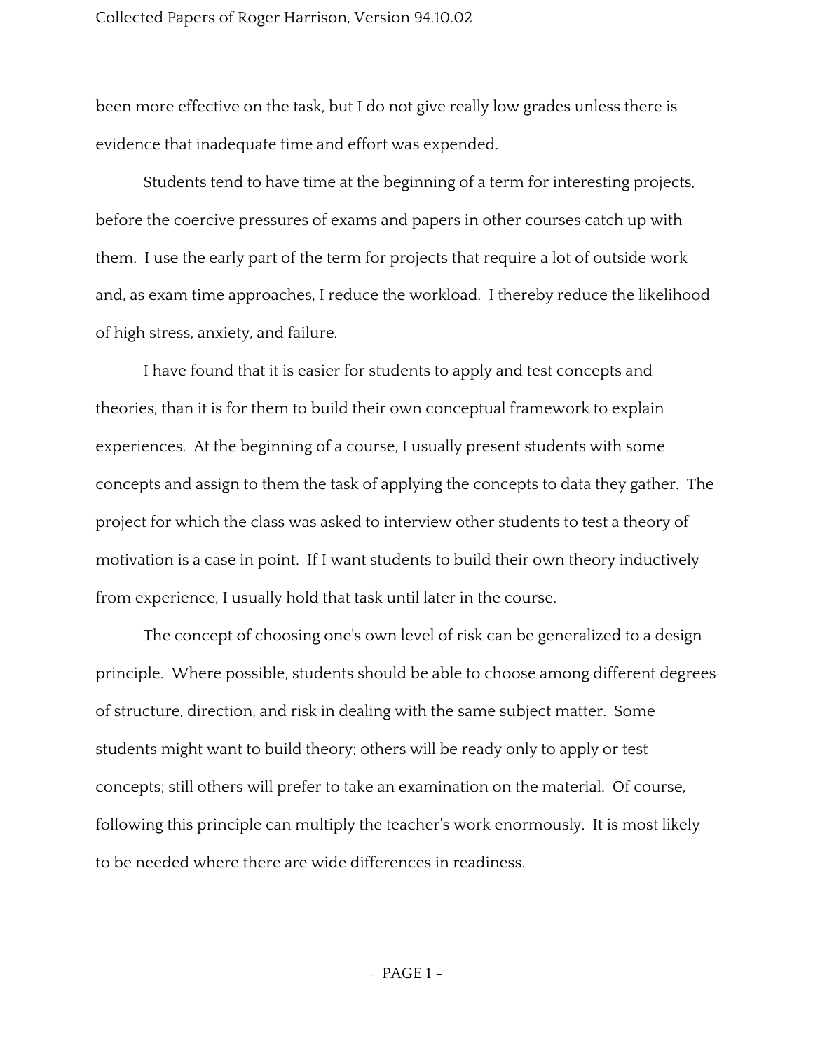been more effective on the task, but I do not give really low grades unless there is evidence that inadequate time and effort was expended.

Students tend to have time at the beginning of a term for interesting projects, before the coercive pressures of exams and papers in other courses catch up with them. I use the early part of the term for projects that require a lot of outside work and, as exam time approaches, I reduce the workload. I thereby reduce the likelihood of high stress, anxiety, and failure.

I have found that it is easier for students to apply and test concepts and theories, than it is for them to build their own conceptual framework to explain experiences. At the beginning of a course, I usually present students with some concepts and assign to them the task of applying the concepts to data they gather. The project for which the class was asked to interview other students to test a theory of motivation is a case in point. If I want students to build their own theory inductively from experience, I usually hold that task until later in the course.

The concept of choosing one's own level of risk can be generalized to a design principle. Where possible, students should be able to choose among different degrees of structure, direction, and risk in dealing with the same subject matter. Some students might want to build theory; others will be ready only to apply or test concepts; still others will prefer to take an examination on the material. Of course, following this principle can multiply the teacher's work enormously. It is most likely to be needed where there are wide differences in readiness.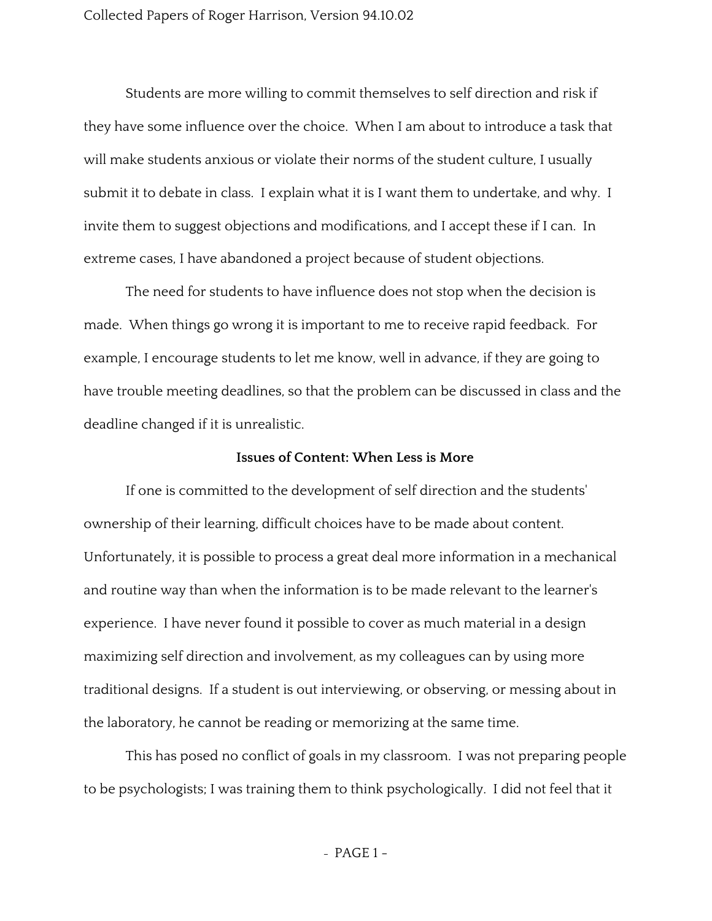Students are more willing to commit themselves to self direction and risk if they have some influence over the choice. When I am about to introduce a task that will make students anxious or violate their norms of the student culture, I usually submit it to debate in class. I explain what it is I want them to undertake, and why. I invite them to suggest objections and modifications, and I accept these if I can. In extreme cases, I have abandoned a project because of student objections.

The need for students to have influence does not stop when the decision is made. When things go wrong it is important to me to receive rapid feedback. For example, I encourage students to let me know, well in advance, if they are going to have trouble meeting deadlines, so that the problem can be discussed in class and the deadline changed if it is unrealistic.

### Issues of Content: When Less is More

If one is committed to the development of self direction and the students' ownership of their learning, difficult choices have to be made about content. Unfortunately, it is possible to process a great deal more information in a mechanical and routine way than when the information is to be made relevant to the learner's experience. I have never found it possible to cover as much material in a design maximizing self direction and involvement, as my colleagues can by using more traditional designs. If a student is out interviewing, or observing, or messing about in the laboratory, he cannot be reading or memorizing at the same time.

This has posed no conflict of goals in my classroom. I was not preparing people to be psychologists; I was training them to think psychologically. I did not feel that it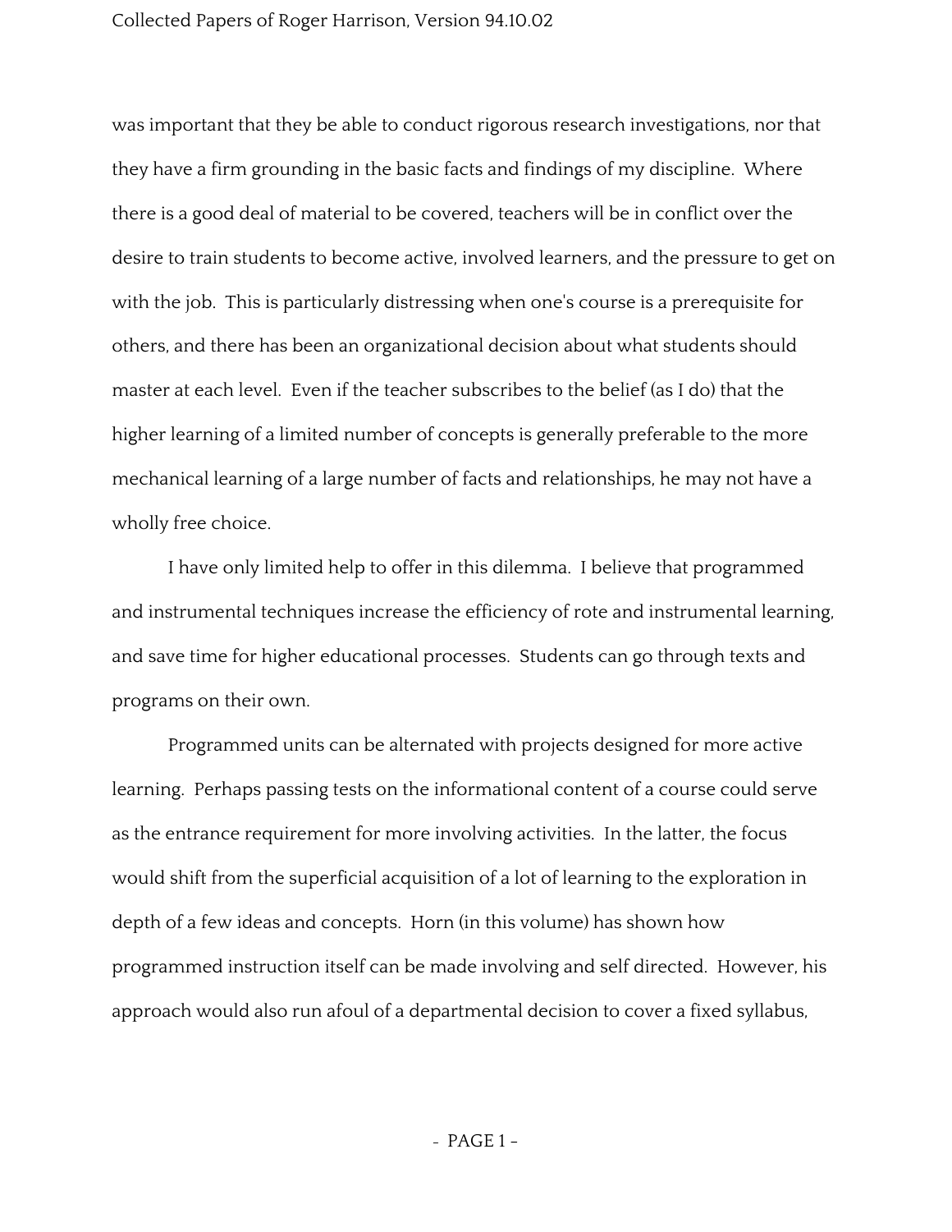was important that they be able to conduct rigorous research investigations, nor that they have a firm grounding in the basic facts and findings of my discipline. Where there is a good deal of material to be covered, teachers will be in conflict over the desire to train students to become active, involved learners, and the pressure to get on with the job. This is particularly distressing when one's course is a prerequisite for others, and there has been an organizational decision about what students should master at each level. Even if the teacher subscribes to the belief (as I do) that the higher learning of a limited number of concepts is generally preferable to the more mechanical learning of a large number of facts and relationships, he may not have a wholly free choice.

I have only limited help to offer in this dilemma. I believe that programmed and instrumental techniques increase the efficiency of rote and instrumental learning, and save time for higher educational processes. Students can go through texts and programs on their own.

Programmed units can be alternated with projects designed for more active learning. Perhaps passing tests on the informational content of a course could serve as the entrance requirement for more involving activities. In the latter, the focus would shift from the superficial acquisition of a lot of learning to the exploration in depth of a few ideas and concepts. Horn (in this volume) has shown how programmed instruction itself can be made involving and self directed. However, his approach would also run afoul of a departmental decision to cover a fixed syllabus,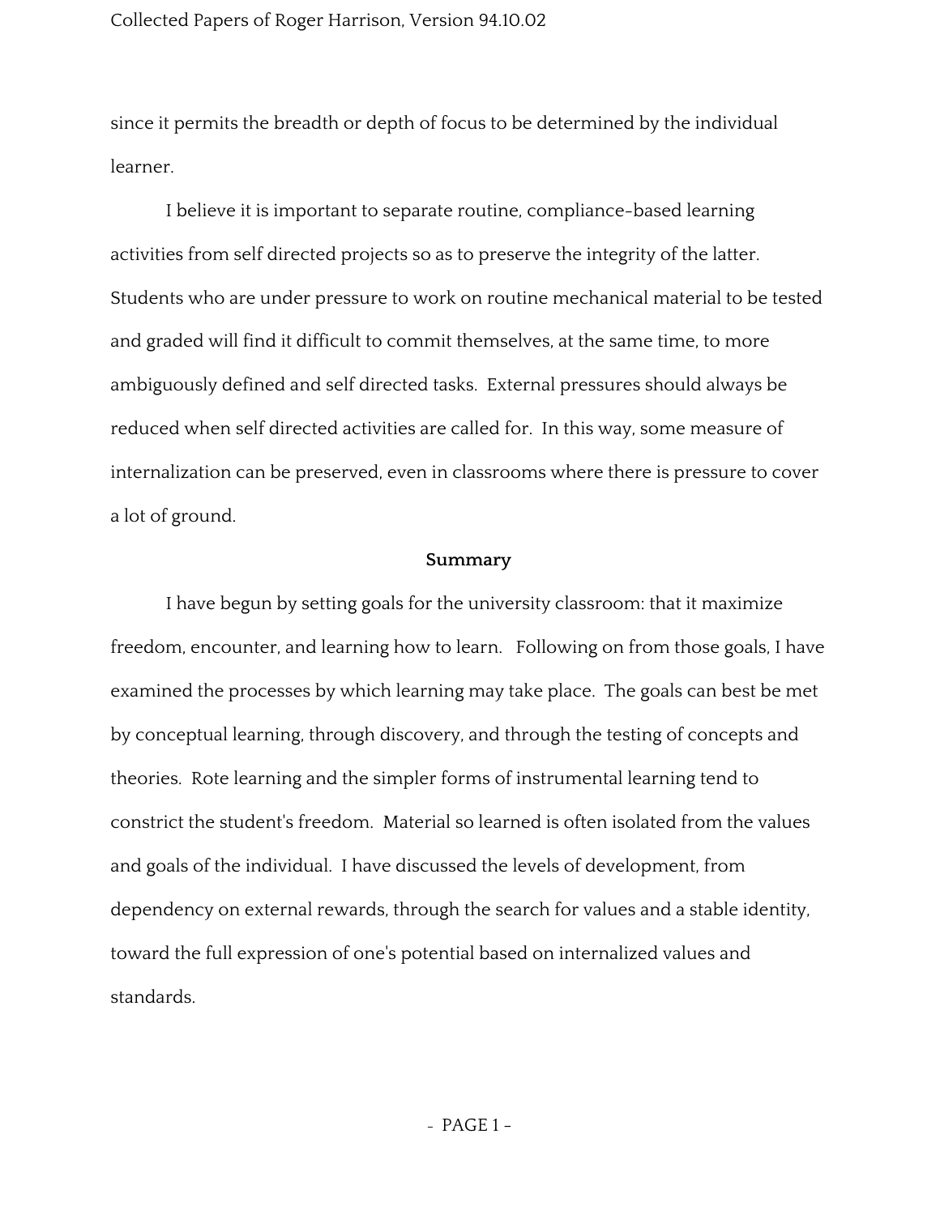since it permits the breadth or depth of focus to be determined by the individual learner.

I believe it is important to separate routine, compliance-based learning activities from self directed projects so as to preserve the integrity of the latter. Students who are under pressure to work on routine mechanical material to be tested and graded will find it difficult to commit themselves, at the same time, to more ambiguously defined and self directed tasks. External pressures should always be reduced when self directed activities are called for. In this way, some measure of internalization can be preserved, even in classrooms where there is pressure to cover a lot of ground.

## Summary

I have begun by setting goals for the university classroom: that it maximize freedom, encounter, and learning how to learn. Following on from those goals, I have examined the processes by which learning may take place. The goals can best be met by conceptual learning, through discovery, and through the testing of concepts and theories. Rote learning and the simpler forms of instrumental learning tend to constrict the student's freedom. Material so learned is often isolated from the values and goals of the individual. I have discussed the levels of development, from dependency on external rewards, through the search for values and a stable identity, toward the full expression of one's potential based on internalized values and standards.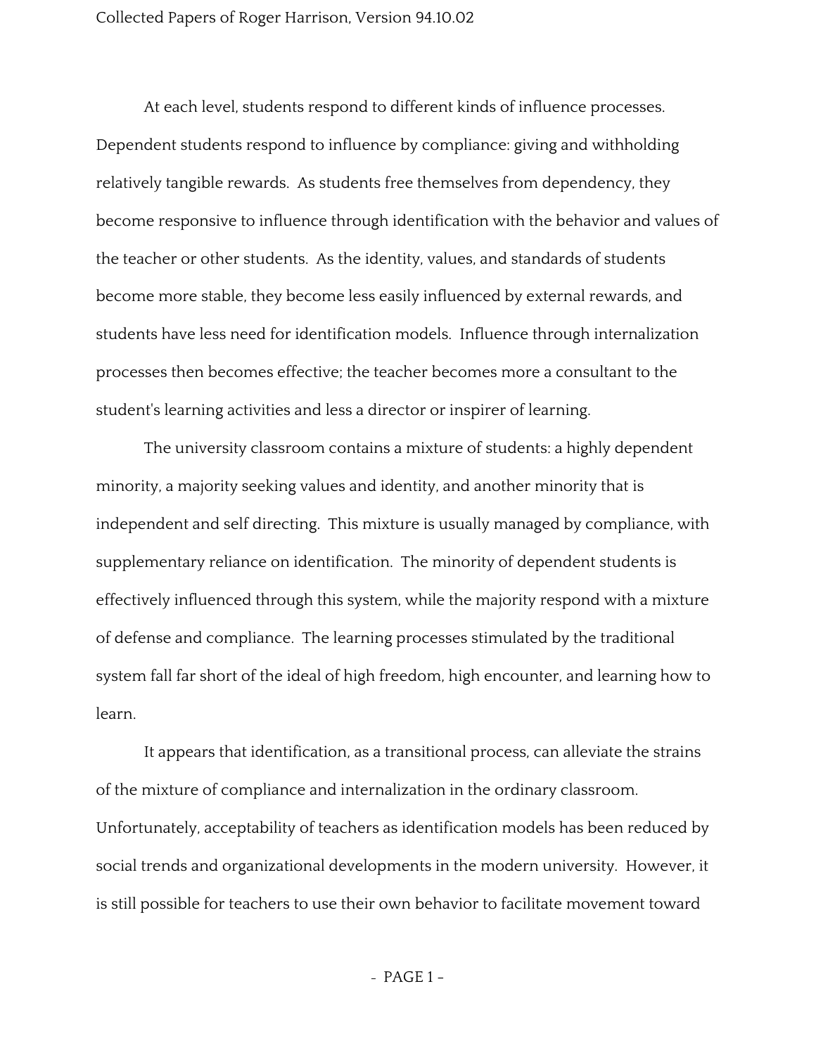At each level, students respond to different kinds of influence processes. Dependent students respond to influence by compliance: giving and withholding relatively tangible rewards. As students free themselves from dependency, they become responsive to influence through identification with the behavior and values of the teacher or other students. As the identity, values, and standards of students become more stable, they become less easily influenced by external rewards, and students have less need for identification models. Influence through internalization processes then becomes effective; the teacher becomes more a consultant to the student's learning activities and less a director or inspirer of learning.

The university classroom contains a mixture of students: a highly dependent minority, a majority seeking values and identity, and another minority that is independent and self directing. This mixture is usually managed by compliance, with supplementary reliance on identification. The minority of dependent students is effectively influenced through this system, while the majority respond with a mixture of defense and compliance. The learning processes stimulated by the traditional system fall far short of the ideal of high freedom, high encounter, and learning how to learn.

It appears that identification, as a transitional process, can alleviate the strains of the mixture of compliance and internalization in the ordinary classroom. Unfortunately, acceptability of teachers as identification models has been reduced by social trends and organizational developments in the modern university. However, it is still possible for teachers to use their own behavior to facilitate movement toward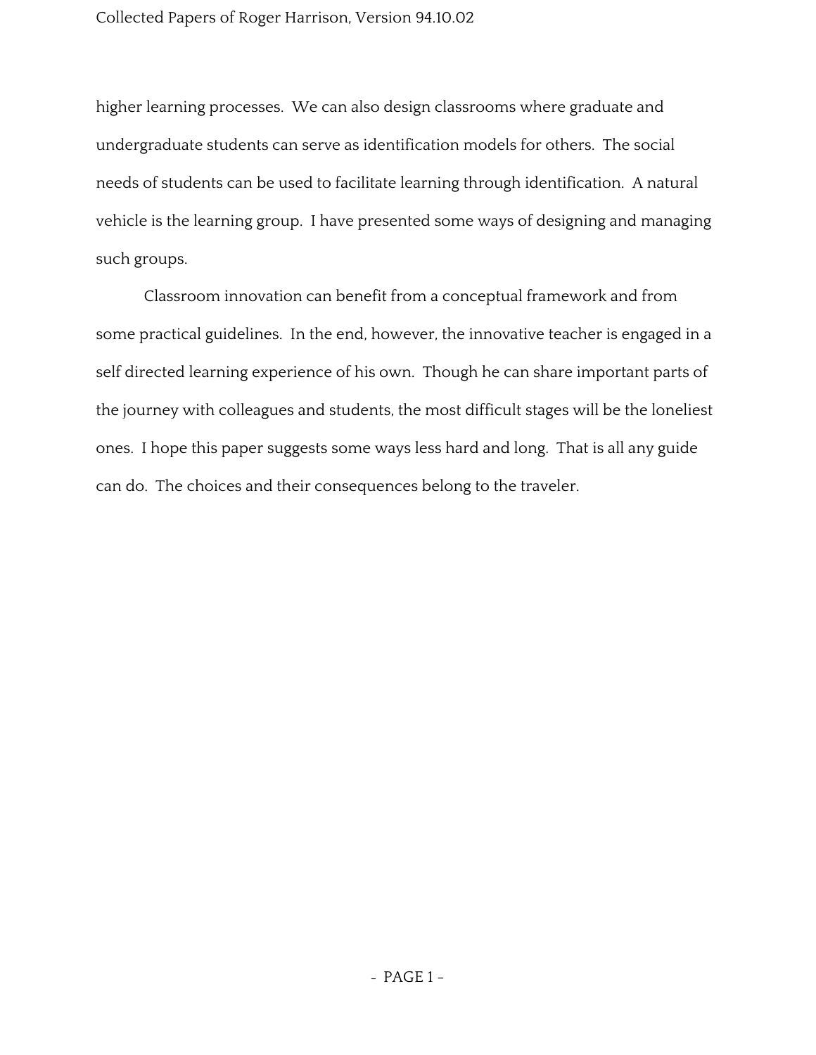higher learning processes. We can also design classrooms where graduate and undergraduate students can serve as identification models for others. The social needs of students can be used to facilitate learning through identification. A natural vehicle is the learning group. I have presented some ways of designing and managing such groups.

Classroom innovation can benefit from a conceptual framework and from some practical guidelines. In the end, however, the innovative teacher is engaged in a self directed learning experience of his own. Though he can share important parts of the journey with colleagues and students, the most difficult stages will be the loneliest ones. I hope this paper suggests some ways less hard and long. That is all any guide can do. The choices and their consequences belong to the traveler.